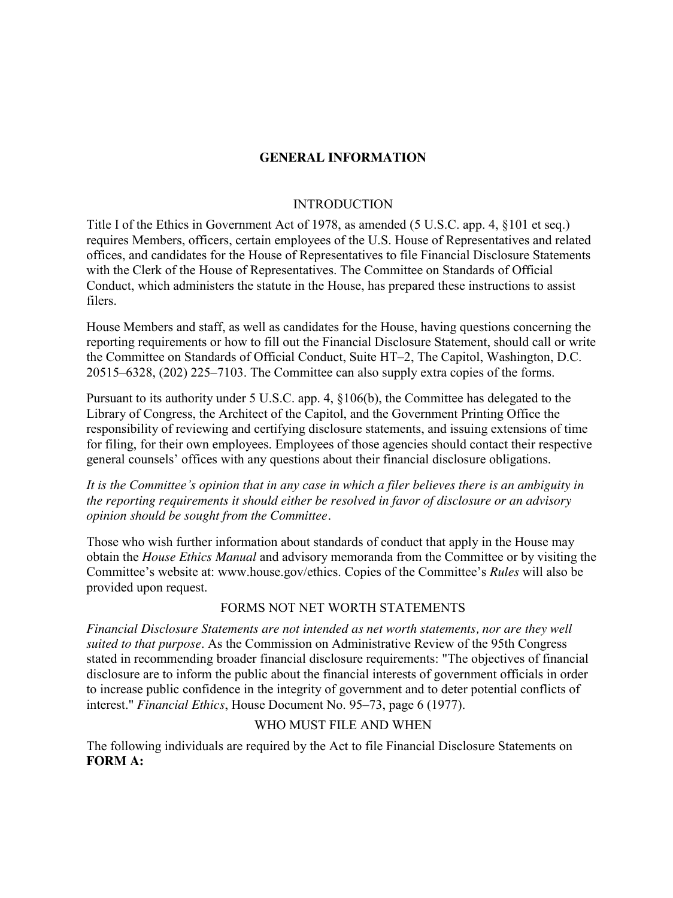# GENERAL INFORMATION

## INTRODUCTION

Title I of the Ethics in Government Act of 1978, as amended (5 U.S.C. app. 4, §101 et seq.) requires Members, officers, certain employees of the U.S. House of Representatives and related offices, and candidates for the House of Representatives to file Financial Disclosure Statements with the Clerk of the House of Representatives. The Committee on Standards of Official Conduct, which administers the statute in the House, has prepared these instructions to assist filers.

House Members and staff, as well as candidates for the House, having questions concerning the reporting requirements or how to fill out the Financial Disclosure Statement, should call or write the Committee on Standards of Official Conduct, Suite HT–2, The Capitol, Washington, D.C. 20515–6328, (202) 225–7103. The Committee can also supply extra copies of the forms.

Pursuant to its authority under 5 U.S.C. app. 4, §106(b), the Committee has delegated to the Library of Congress, the Architect of the Capitol, and the Government Printing Office the responsibility of reviewing and certifying disclosure statements, and issuing extensions of time for filing, for their own employees. Employees of those agencies should contact their respective general counsels' offices with any questions about their financial disclosure obligations.

*It is the Committee's opinion that in any case in which a filer believes there is an ambiguity in the reporting requirements it should either be resolved in favor of disclosure or an advisory opinion should be sought from the Committee*.

Those who wish further information about standards of conduct that apply in the House may obtain the *House Ethics Manual* and advisory memoranda from the Committee or by visiting the Committee's website at: www.house.gov/ethics. Copies of the Committee's *Rules* will also be provided upon request.

## FORMS NOT NET WORTH STATEMENTS

*Financial Disclosure Statements are not intended as net worth statements, nor are they well suited to that purpose*. As the Commission on Administrative Review of the 95th Congress stated in recommending broader financial disclosure requirements: "The objectives of financial disclosure are to inform the public about the financial interests of government officials in order to increase public confidence in the integrity of government and to deter potential conflicts of interest." *Financial Ethics*, House Document No. 95–73, page 6 (1977).

## WHO MUST FILE AND WHEN

The following individuals are required by the Act to file Financial Disclosure Statements on **FORM A:**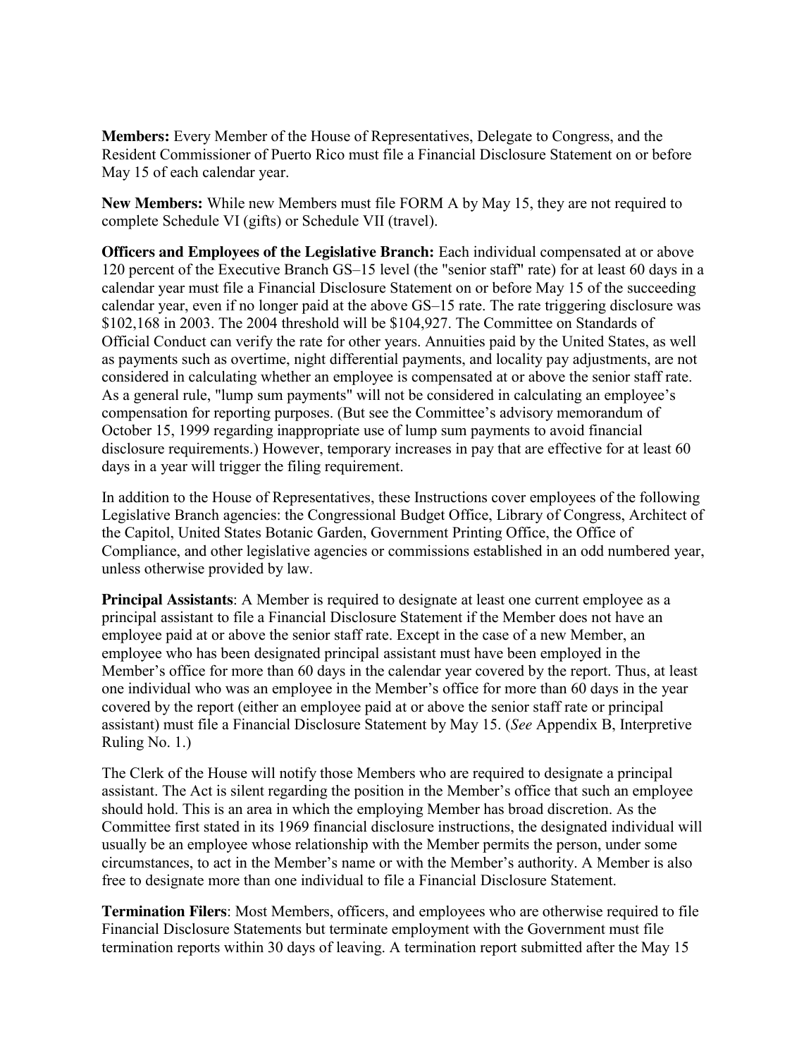**Members:** Every Member of the House of Representatives, Delegate to Congress, and the Resident Commissioner of Puerto Rico must file a Financial Disclosure Statement on or before May 15 of each calendar year.

**New Members:** While new Members must file FORM A by May 15, they are not required to complete Schedule VI (gifts) or Schedule VII (travel).

**Officers and Employees of the Legislative Branch:** Each individual compensated at or above 120 percent of the Executive Branch GS–15 level (the "senior staff" rate) for at least 60 days in a calendar year must file a Financial Disclosure Statement on or before May 15 of the succeeding calendar year, even if no longer paid at the above GS–15 rate. The rate triggering disclosure was $102,168 in 2003. The 2004 threshold will be $104,927. The Committee on Standards of Official Conduct can verify the rate for other years. Annuities paid by the United States, as well as payments such as overtime, night differential payments, and locality pay adjustments, are not considered in calculating whether an employee is compensated at or above the senior staff rate. As a general rule, "lump sum payments" will not be considered in calculating an employee's compensation for reporting purposes. (But see the Committee's advisory memorandum of October 15, 1999 regarding inappropriate use of lump sum payments to avoid financial disclosure requirements.) However, temporary increases in pay that are effective for at least 60 days in a year will trigger the filing requirement.

In addition to the House of Representatives, these Instructions cover employees of the following Legislative Branch agencies: the Congressional Budget Office, Library of Congress, Architect of the Capitol, United States Botanic Garden, Government Printing Office, the Office of Compliance, and other legislative agencies or commissions established in an odd numbered year, unless otherwise provided by law.

**Principal Assistants**: A Member is required to designate at least one current employee as a principal assistant to file a Financial Disclosure Statement if the Member does not have an employee paid at or above the senior staff rate. Except in the case of a new Member, an employee who has been designated principal assistant must have been employed in the Member's office for more than 60 days in the calendar year covered by the report. Thus, at least one individual who was an employee in the Member's office for more than 60 days in the year covered by the report (either an employee paid at or above the senior staff rate or principal assistant) must file a Financial Disclosure Statement by May 15. (*See* Appendix B, Interpretive Ruling No. 1.)

The Clerk of the House will notify those Members who are required to designate a principal assistant. The Act is silent regarding the position in the Member's office that such an employee should hold. This is an area in which the employing Member has broad discretion. As the Committee first stated in its 1969 financial disclosure instructions, the designated individual will usually be an employee whose relationship with the Member permits the person, under some circumstances, to act in the Member's name or with the Member's authority. A Member is also free to designate more than one individual to file a Financial Disclosure Statement.

**Termination Filers**: Most Members, officers, and employees who are otherwise required to file Financial Disclosure Statements but terminate employment with the Government must file termination reports within 30 days of leaving. A termination report submitted after the May 15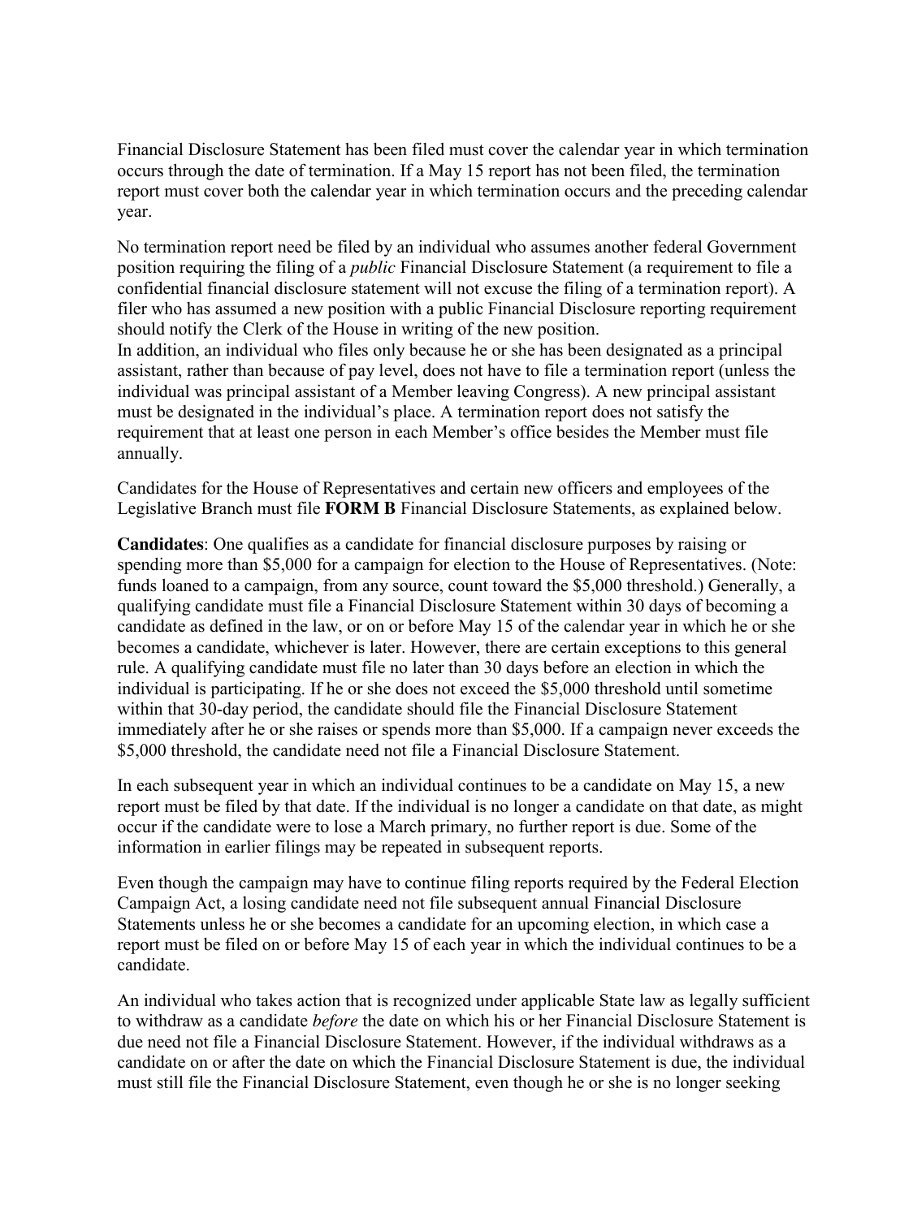Financial Disclosure Statement has been filed must cover the calendar year in which termination occurs through the date of termination. If a May 15 report has not been filed, the termination report must cover both the calendar year in which termination occurs and the preceding calendar year.

No termination report need be filed by an individual who assumes another federal Government position requiring the filing of a *public* Financial Disclosure Statement (a requirement to file a confidential financial disclosure statement will not excuse the filing of a termination report). A filer who has assumed a new position with a public Financial Disclosure reporting requirement should notify the Clerk of the House in writing of the new position.
In addition, an individual who files only because he or she has been designated as a principal assistant, rather than because of pay level, does not have to file a termination report (unless the individual was principal assistant of a Member leaving Congress). A new principal assistant must be designated in the individual's place. A termination report does not satisfy the requirement that at least one person in each Member's office besides the Member must file annually.

Candidates for the House of Representatives and certain new officers and employees of the Legislative Branch must file **FORM B** Financial Disclosure Statements, as explained below.

**Candidates**: One qualifies as a candidate for financial disclosure purposes by raising or spending more than $5,000 for a campaign for election to the House of Representatives. (Note: funds loaned to a campaign, from any source, count toward the $5,000 threshold.) Generally, a qualifying candidate must file a Financial Disclosure Statement within 30 days of becoming a candidate as defined in the law, or on or before May 15 of the calendar year in which he or she becomes a candidate, whichever is later. However, there are certain exceptions to this general rule. A qualifying candidate must file no later than 30 days before an election in which the individual is participating. If he or she does not exceed the $5,000 threshold until sometime within that 30-day period, the candidate should file the Financial Disclosure Statement immediately after he or she raises or spends more than $5,000. If a campaign never exceeds the $5,000 threshold, the candidate need not file a Financial Disclosure Statement.

In each subsequent year in which an individual continues to be a candidate on May 15, a new report must be filed by that date. If the individual is no longer a candidate on that date, as might occur if the candidate were to lose a March primary, no further report is due. Some of the information in earlier filings may be repeated in subsequent reports.

Even though the campaign may have to continue filing reports required by the Federal Election Campaign Act, a losing candidate need not file subsequent annual Financial Disclosure Statements unless he or she becomes a candidate for an upcoming election, in which case a report must be filed on or before May 15 of each year in which the individual continues to be a candidate.

An individual who takes action that is recognized under applicable State law as legally sufficient to withdraw as a candidate *before* the date on which his or her Financial Disclosure Statement is due need not file a Financial Disclosure Statement. However, if the individual withdraws as a candidate on or after the date on which the Financial Disclosure Statement is due, the individual must still file the Financial Disclosure Statement, even though he or she is no longer seeking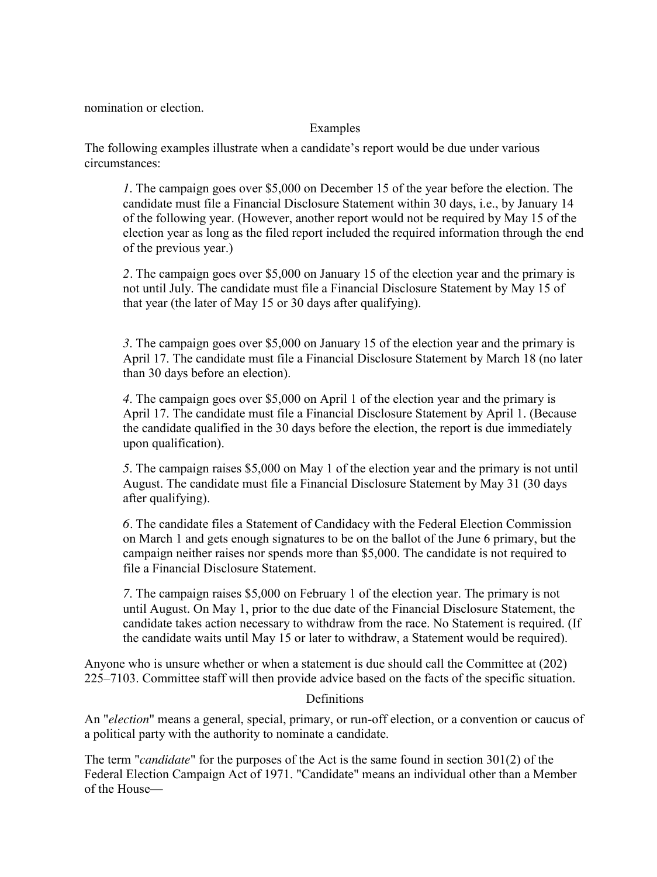nomination or election.

## Examples

The following examples illustrate when a candidate's report would be due under various circumstances:

> *1*. The campaign goes over $5,000 on December 15 of the year before the election. The candidate must file a Financial Disclosure Statement within 30 days, i.e., by January 14 of the following year. (However, another report would not be required by May 15 of the election year as long as the filed report included the required information through the end of the previous year.)
>
> *2*. The campaign goes over $5,000 on January 15 of the election year and the primary is not until July. The candidate must file a Financial Disclosure Statement by May 15 of that year (the later of May 15 or 30 days after qualifying).
>
> *3*. The campaign goes over $5,000 on January 15 of the election year and the primary is April 17. The candidate must file a Financial Disclosure Statement by March 18 (no later than 30 days before an election).
>
> *4*. The campaign goes over $5,000 on April 1 of the election year and the primary is April 17. The candidate must file a Financial Disclosure Statement by April 1. (Because the candidate qualified in the 30 days before the election, the report is due immediately upon qualification).
>
> *5*. The campaign raises $5,000 on May 1 of the election year and the primary is not until August. The candidate must file a Financial Disclosure Statement by May 31 (30 days after qualifying).
>
> *6*. The candidate files a Statement of Candidacy with the Federal Election Commission on March 1 and gets enough signatures to be on the ballot of the June 6 primary, but the campaign neither raises nor spends more than $5,000. The candidate is not required to file a Financial Disclosure Statement.
>
> *7*. The campaign raises $5,000 on February 1 of the election year. The primary is not until August. On May 1, prior to the due date of the Financial Disclosure Statement, the candidate takes action necessary to withdraw from the race. No Statement is required. (If the candidate waits until May 15 or later to withdraw, a Statement would be required).

Anyone who is unsure whether or when a statement is due should call the Committee at (202) 225–7103. Committee staff will then provide advice based on the facts of the specific situation.

## Definitions

An "*election*" means a general, special, primary, or run-off election, or a convention or caucus of a political party with the authority to nominate a candidate.

The term "*candidate*" for the purposes of the Act is the same found in section 301(2) of the Federal Election Campaign Act of 1971. "Candidate" means an individual other than a Member of the House—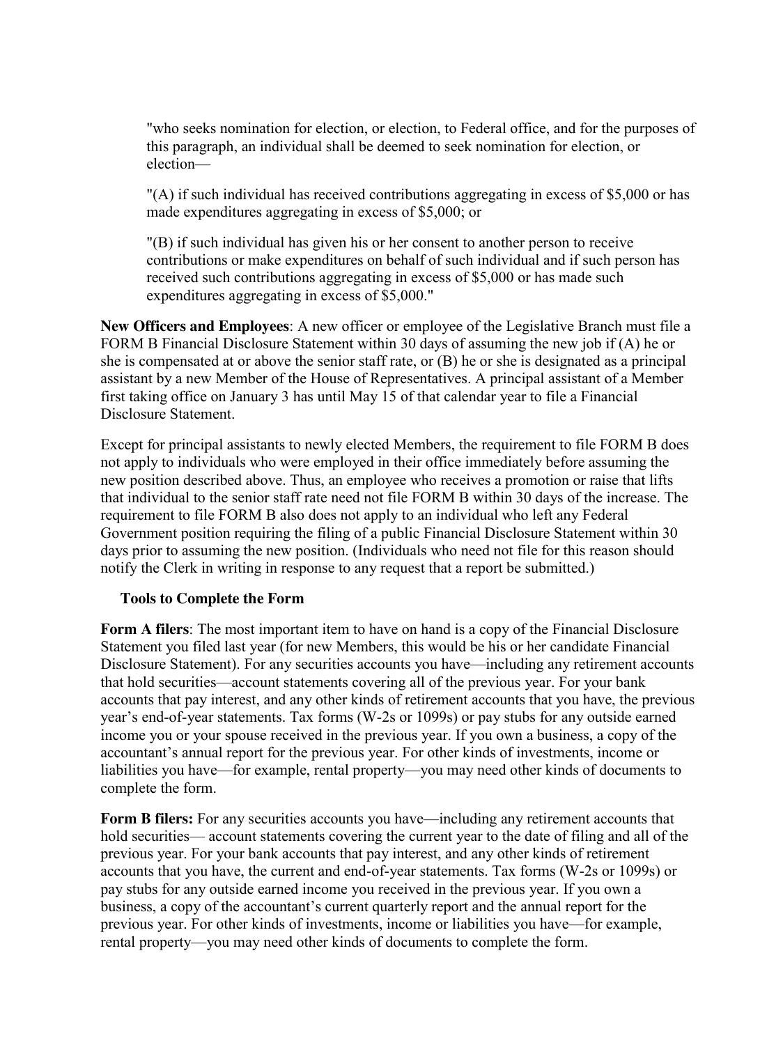"who seeks nomination for election, or election, to Federal office, and for the purposes of this paragraph, an individual shall be deemed to seek nomination for election, or election—

"(A) if such individual has received contributions aggregating in excess of $5,000 or has made expenditures aggregating in excess of $5,000; or

"(B) if such individual has given his or her consent to another person to receive contributions or make expenditures on behalf of such individual and if such person has received such contributions aggregating in excess of $5,000 or has made such expenditures aggregating in excess of $5,000."

**New Officers and Employees**: A new officer or employee of the Legislative Branch must file a FORM B Financial Disclosure Statement within 30 days of assuming the new job if (A) he or she is compensated at or above the senior staff rate, or (B) he or she is designated as a principal assistant by a new Member of the House of Representatives. A principal assistant of a Member first taking office on January 3 has until May 15 of that calendar year to file a Financial Disclosure Statement.

Except for principal assistants to newly elected Members, the requirement to file FORM B does not apply to individuals who were employed in their office immediately before assuming the new position described above. Thus, an employee who receives a promotion or raise that lifts that individual to the senior staff rate need not file FORM B within 30 days of the increase. The requirement to file FORM B also does not apply to an individual who left any Federal Government position requiring the filing of a public Financial Disclosure Statement within 30 days prior to assuming the new position. (Individuals who need not file for this reason should notify the Clerk in writing in response to any request that a report be submitted.)

### Tools to Complete the Form

**Form A filers**: The most important item to have on hand is a copy of the Financial Disclosure Statement you filed last year (for new Members, this would be his or her candidate Financial Disclosure Statement). For any securities accounts you have—including any retirement accounts that hold securities—account statements covering all of the previous year. For your bank accounts that pay interest, and any other kinds of retirement accounts that you have, the previous year's end-of-year statements. Tax forms (W-2s or 1099s) or pay stubs for any outside earned income you or your spouse received in the previous year. If you own a business, a copy of the accountant's annual report for the previous year. For other kinds of investments, income or liabilities you have—for example, rental property—you may need other kinds of documents to complete the form.

**Form B filers:** For any securities accounts you have—including any retirement accounts that hold securities— account statements covering the current year to the date of filing and all of the previous year. For your bank accounts that pay interest, and any other kinds of retirement accounts that you have, the current and end-of-year statements. Tax forms (W-2s or 1099s) or pay stubs for any outside earned income you received in the previous year. If you own a business, a copy of the accountant's current quarterly report and the annual report for the previous year. For other kinds of investments, income or liabilities you have—for example, rental property—you may need other kinds of documents to complete the form.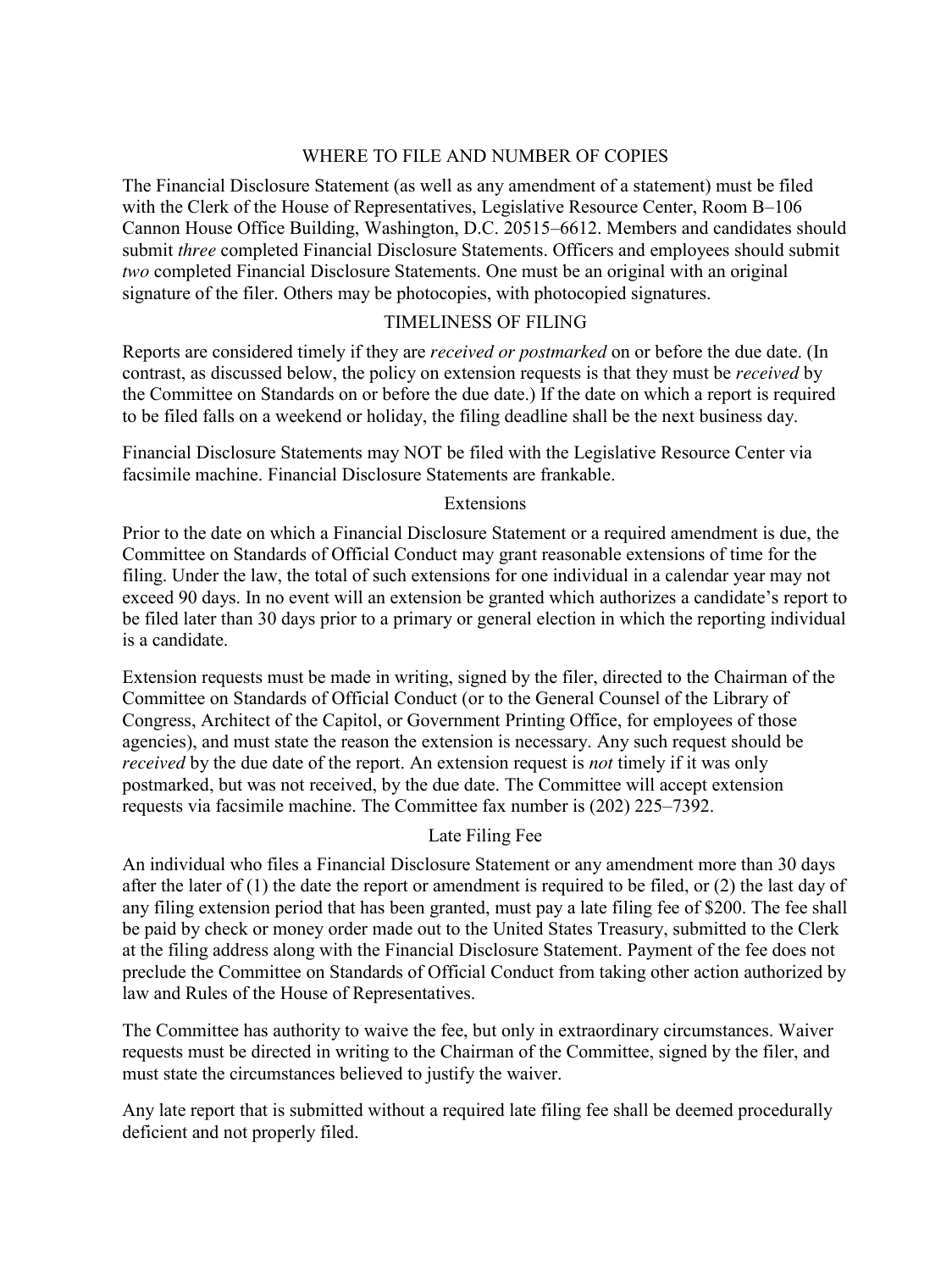## WHERE TO FILE AND NUMBER OF COPIES

The Financial Disclosure Statement (as well as any amendment of a statement) must be filed with the Clerk of the House of Representatives, Legislative Resource Center, Room B–106 Cannon House Office Building, Washington, D.C. 20515–6612. Members and candidates should submit *three* completed Financial Disclosure Statements. Officers and employees should submit *two* completed Financial Disclosure Statements. One must be an original with an original signature of the filer. Others may be photocopies, with photocopied signatures.

## TIMELINESS OF FILING

Reports are considered timely if they are *received or postmarked* on or before the due date. (In contrast, as discussed below, the policy on extension requests is that they must be *received* by the Committee on Standards on or before the due date.) If the date on which a report is required to be filed falls on a weekend or holiday, the filing deadline shall be the next business day.

Financial Disclosure Statements may NOT be filed with the Legislative Resource Center via facsimile machine. Financial Disclosure Statements are frankable.

### Extensions

Prior to the date on which a Financial Disclosure Statement or a required amendment is due, the Committee on Standards of Official Conduct may grant reasonable extensions of time for the filing. Under the law, the total of such extensions for one individual in a calendar year may not exceed 90 days. In no event will an extension be granted which authorizes a candidate's report to be filed later than 30 days prior to a primary or general election in which the reporting individual is a candidate.

Extension requests must be made in writing, signed by the filer, directed to the Chairman of the Committee on Standards of Official Conduct (or to the General Counsel of the Library of Congress, Architect of the Capitol, or Government Printing Office, for employees of those agencies), and must state the reason the extension is necessary. Any such request should be *received* by the due date of the report. An extension request is *not* timely if it was only postmarked, but was not received, by the due date. The Committee will accept extension requests via facsimile machine. The Committee fax number is (202) 225–7392.

### Late Filing Fee

An individual who files a Financial Disclosure Statement or any amendment more than 30 days after the later of (1) the date the report or amendment is required to be filed, or (2) the last day of any filing extension period that has been granted, must pay a late filing fee of $200. The fee shall be paid by check or money order made out to the United States Treasury, submitted to the Clerk at the filing address along with the Financial Disclosure Statement. Payment of the fee does not preclude the Committee on Standards of Official Conduct from taking other action authorized by law and Rules of the House of Representatives.

The Committee has authority to waive the fee, but only in extraordinary circumstances. Waiver requests must be directed in writing to the Chairman of the Committee, signed by the filer, and must state the circumstances believed to justify the waiver.

Any late report that is submitted without a required late filing fee shall be deemed procedurally deficient and not properly filed.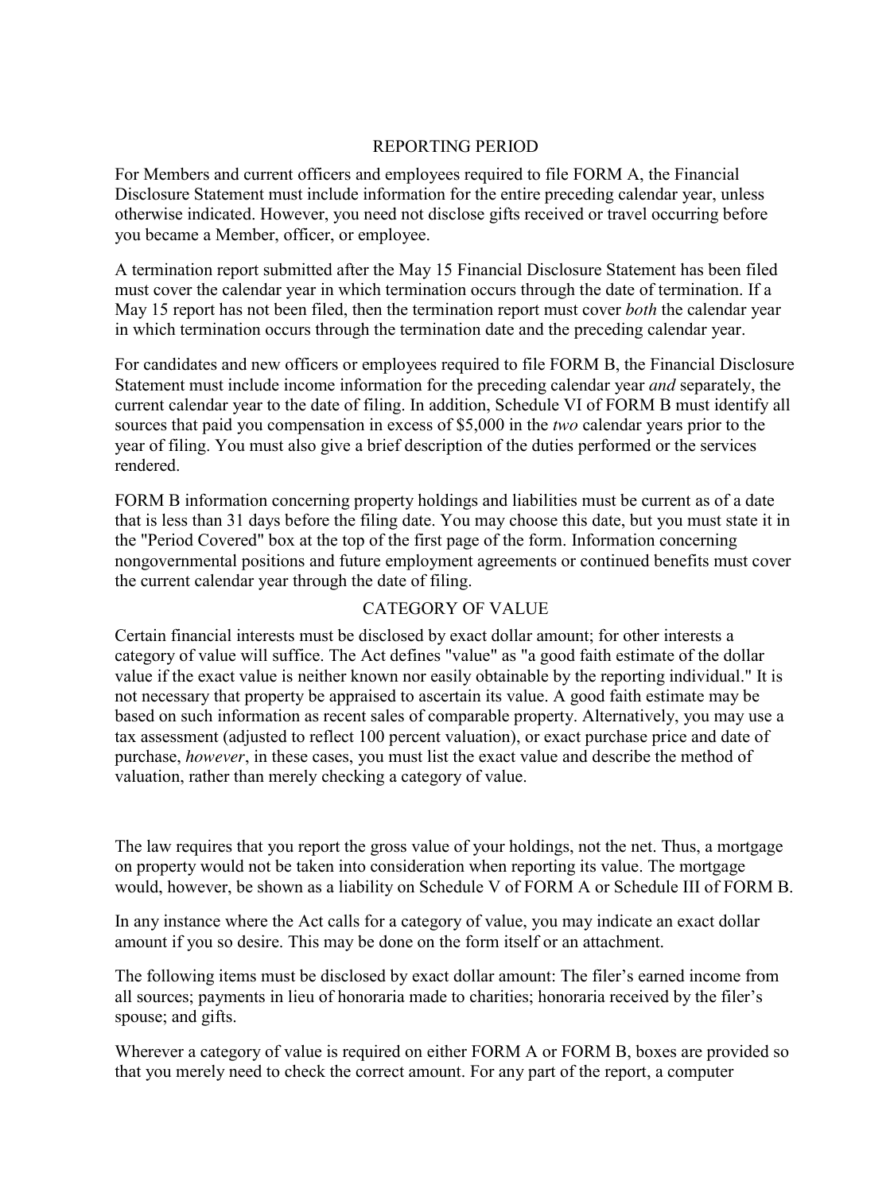## REPORTING PERIOD

For Members and current officers and employees required to file FORM A, the Financial Disclosure Statement must include information for the entire preceding calendar year, unless otherwise indicated. However, you need not disclose gifts received or travel occurring before you became a Member, officer, or employee.

A termination report submitted after the May 15 Financial Disclosure Statement has been filed must cover the calendar year in which termination occurs through the date of termination. If a May 15 report has not been filed, then the termination report must cover *both* the calendar year in which termination occurs through the termination date and the preceding calendar year.

For candidates and new officers or employees required to file FORM B, the Financial Disclosure Statement must include income information for the preceding calendar year *and* separately, the current calendar year to the date of filing. In addition, Schedule VI of FORM B must identify all sources that paid you compensation in excess of $5,000 in the *two* calendar years prior to the year of filing. You must also give a brief description of the duties performed or the services rendered.

FORM B information concerning property holdings and liabilities must be current as of a date that is less than 31 days before the filing date. You may choose this date, but you must state it in the "Period Covered" box at the top of the first page of the form. Information concerning nongovernmental positions and future employment agreements or continued benefits must cover the current calendar year through the date of filing.

## CATEGORY OF VALUE

Certain financial interests must be disclosed by exact dollar amount; for other interests a category of value will suffice. The Act defines "value" as "a good faith estimate of the dollar value if the exact value is neither known nor easily obtainable by the reporting individual." It is not necessary that property be appraised to ascertain its value. A good faith estimate may be based on such information as recent sales of comparable property. Alternatively, you may use a tax assessment (adjusted to reflect 100 percent valuation), or exact purchase price and date of purchase, *however*, in these cases, you must list the exact value and describe the method of valuation, rather than merely checking a category of value.

The law requires that you report the gross value of your holdings, not the net. Thus, a mortgage on property would not be taken into consideration when reporting its value. The mortgage would, however, be shown as a liability on Schedule V of FORM A or Schedule III of FORM B.

In any instance where the Act calls for a category of value, you may indicate an exact dollar amount if you so desire. This may be done on the form itself or an attachment.

The following items must be disclosed by exact dollar amount: The filer's earned income from all sources; payments in lieu of honoraria made to charities; honoraria received by the filer's spouse; and gifts.

Wherever a category of value is required on either FORM A or FORM B, boxes are provided so that you merely need to check the correct amount. For any part of the report, a computer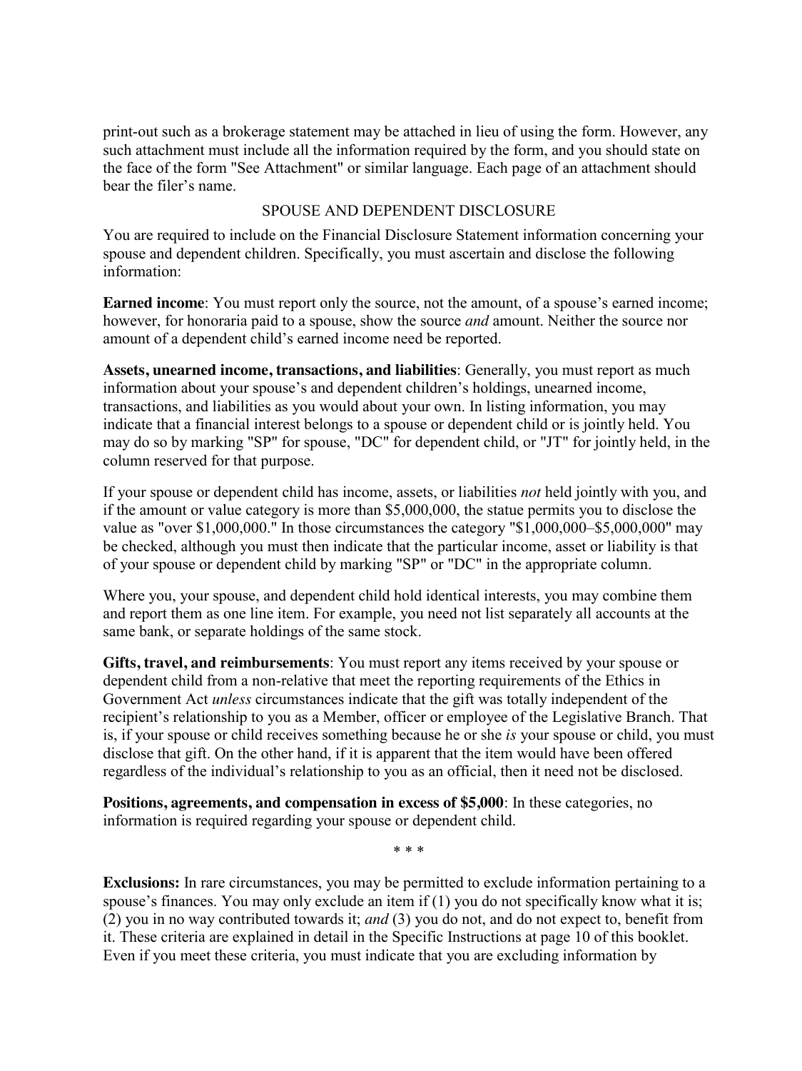print-out such as a brokerage statement may be attached in lieu of using the form. However, any such attachment must include all the information required by the form, and you should state on the face of the form "See Attachment" or similar language. Each page of an attachment should bear the filer's name.

## SPOUSE AND DEPENDENT DISCLOSURE

You are required to include on the Financial Disclosure Statement information concerning your spouse and dependent children. Specifically, you must ascertain and disclose the following information:

**Earned income**: You must report only the source, not the amount, of a spouse's earned income; however, for honoraria paid to a spouse, show the source *and* amount. Neither the source nor amount of a dependent child's earned income need be reported.

**Assets, unearned income, transactions, and liabilities**: Generally, you must report as much information about your spouse's and dependent children's holdings, unearned income, transactions, and liabilities as you would about your own. In listing information, you may indicate that a financial interest belongs to a spouse or dependent child or is jointly held. You may do so by marking "SP" for spouse, "DC" for dependent child, or "JT" for jointly held, in the column reserved for that purpose.

If your spouse or dependent child has income, assets, or liabilities *not* held jointly with you, and if the amount or value category is more than $5,000,000, the statue permits you to disclose the value as "over $1,000,000." In those circumstances the category "$1,000,000–$5,000,000" may be checked, although you must then indicate that the particular income, asset or liability is that of your spouse or dependent child by marking "SP" or "DC" in the appropriate column.

Where you, your spouse, and dependent child hold identical interests, you may combine them and report them as one line item. For example, you need not list separately all accounts at the same bank, or separate holdings of the same stock.

**Gifts, travel, and reimbursements**: You must report any items received by your spouse or dependent child from a non-relative that meet the reporting requirements of the Ethics in Government Act *unless* circumstances indicate that the gift was totally independent of the recipient's relationship to you as a Member, officer or employee of the Legislative Branch. That is, if your spouse or child receives something because he or she *is* your spouse or child, you must disclose that gift. On the other hand, if it is apparent that the item would have been offered regardless of the individual's relationship to you as an official, then it need not be disclosed.

**Positions, agreements, and compensation in excess of $5,000**: In these categories, no information is required regarding your spouse or dependent child.

\* \* \*

**Exclusions:** In rare circumstances, you may be permitted to exclude information pertaining to a spouse's finances. You may only exclude an item if (1) you do not specifically know what it is; (2) you in no way contributed towards it; *and* (3) you do not, and do not expect to, benefit from it. These criteria are explained in detail in the Specific Instructions at page 10 of this booklet. Even if you meet these criteria, you must indicate that you are excluding information by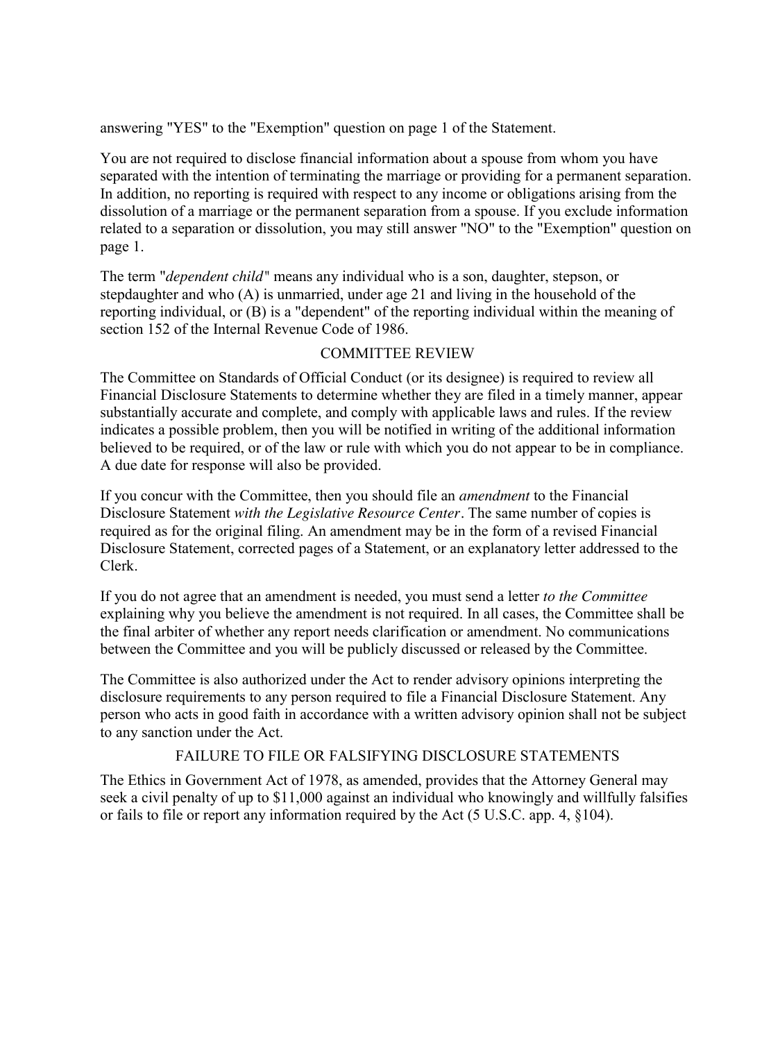answering "YES" to the "Exemption" question on page 1 of the Statement.

You are not required to disclose financial information about a spouse from whom you have separated with the intention of terminating the marriage or providing for a permanent separation. In addition, no reporting is required with respect to any income or obligations arising from the dissolution of a marriage or the permanent separation from a spouse. If you exclude information related to a separation or dissolution, you may still answer "NO" to the "Exemption" question on page 1.

The term "*dependent child*" means any individual who is a son, daughter, stepson, or stepdaughter and who (A) is unmarried, under age 21 and living in the household of the reporting individual, or (B) is a "dependent" of the reporting individual within the meaning of section 152 of the Internal Revenue Code of 1986.

## COMMITTEE REVIEW

The Committee on Standards of Official Conduct (or its designee) is required to review all Financial Disclosure Statements to determine whether they are filed in a timely manner, appear substantially accurate and complete, and comply with applicable laws and rules. If the review indicates a possible problem, then you will be notified in writing of the additional information believed to be required, or of the law or rule with which you do not appear to be in compliance. A due date for response will also be provided.

If you concur with the Committee, then you should file an *amendment* to the Financial Disclosure Statement *with the Legislative Resource Center*. The same number of copies is required as for the original filing. An amendment may be in the form of a revised Financial Disclosure Statement, corrected pages of a Statement, or an explanatory letter addressed to the Clerk.

If you do not agree that an amendment is needed, you must send a letter *to the Committee* explaining why you believe the amendment is not required. In all cases, the Committee shall be the final arbiter of whether any report needs clarification or amendment. No communications between the Committee and you will be publicly discussed or released by the Committee.

The Committee is also authorized under the Act to render advisory opinions interpreting the disclosure requirements to any person required to file a Financial Disclosure Statement. Any person who acts in good faith in accordance with a written advisory opinion shall not be subject to any sanction under the Act.

## FAILURE TO FILE OR FALSIFYING DISCLOSURE STATEMENTS

The Ethics in Government Act of 1978, as amended, provides that the Attorney General may seek a civil penalty of up to $11,000 against an individual who knowingly and willfully falsifies or fails to file or report any information required by the Act (5 U.S.C. app. 4, §104).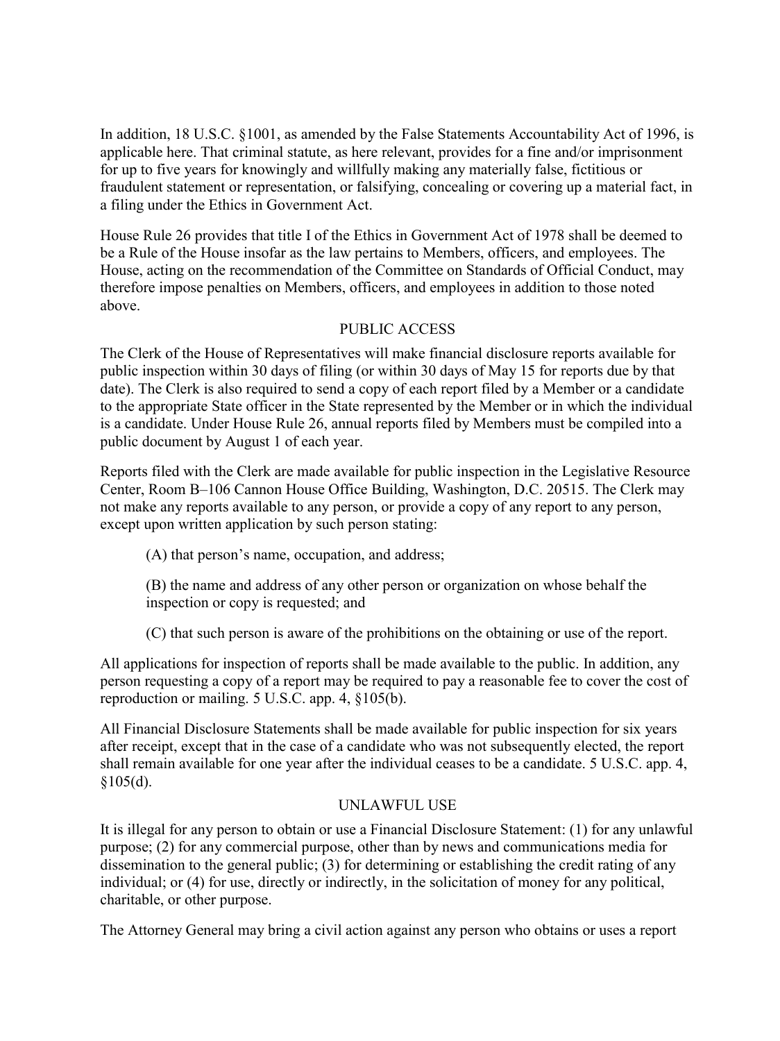In addition, 18 U.S.C. §1001, as amended by the False Statements Accountability Act of 1996, is applicable here. That criminal statute, as here relevant, provides for a fine and/or imprisonment for up to five years for knowingly and willfully making any materially false, fictitious or fraudulent statement or representation, or falsifying, concealing or covering up a material fact, in a filing under the Ethics in Government Act.

House Rule 26 provides that title I of the Ethics in Government Act of 1978 shall be deemed to be a Rule of the House insofar as the law pertains to Members, officers, and employees. The House, acting on the recommendation of the Committee on Standards of Official Conduct, may therefore impose penalties on Members, officers, and employees in addition to those noted above.

## PUBLIC ACCESS

The Clerk of the House of Representatives will make financial disclosure reports available for public inspection within 30 days of filing (or within 30 days of May 15 for reports due by that date). The Clerk is also required to send a copy of each report filed by a Member or a candidate to the appropriate State officer in the State represented by the Member or in which the individual is a candidate. Under House Rule 26, annual reports filed by Members must be compiled into a public document by August 1 of each year.

Reports filed with the Clerk are made available for public inspection in the Legislative Resource Center, Room B–106 Cannon House Office Building, Washington, D.C. 20515. The Clerk may not make any reports available to any person, or provide a copy of any report to any person, except upon written application by such person stating:

(A) that person's name, occupation, and address;

(B) the name and address of any other person or organization on whose behalf the inspection or copy is requested; and

(C) that such person is aware of the prohibitions on the obtaining or use of the report.

All applications for inspection of reports shall be made available to the public. In addition, any person requesting a copy of a report may be required to pay a reasonable fee to cover the cost of reproduction or mailing. 5 U.S.C. app. 4, §105(b).

All Financial Disclosure Statements shall be made available for public inspection for six years after receipt, except that in the case of a candidate who was not subsequently elected, the report shall remain available for one year after the individual ceases to be a candidate. 5 U.S.C. app. 4, §105(d).

## UNLAWFUL USE

It is illegal for any person to obtain or use a Financial Disclosure Statement: (1) for any unlawful purpose; (2) for any commercial purpose, other than by news and communications media for dissemination to the general public; (3) for determining or establishing the credit rating of any individual; or (4) for use, directly or indirectly, in the solicitation of money for any political, charitable, or other purpose.

The Attorney General may bring a civil action against any person who obtains or uses a report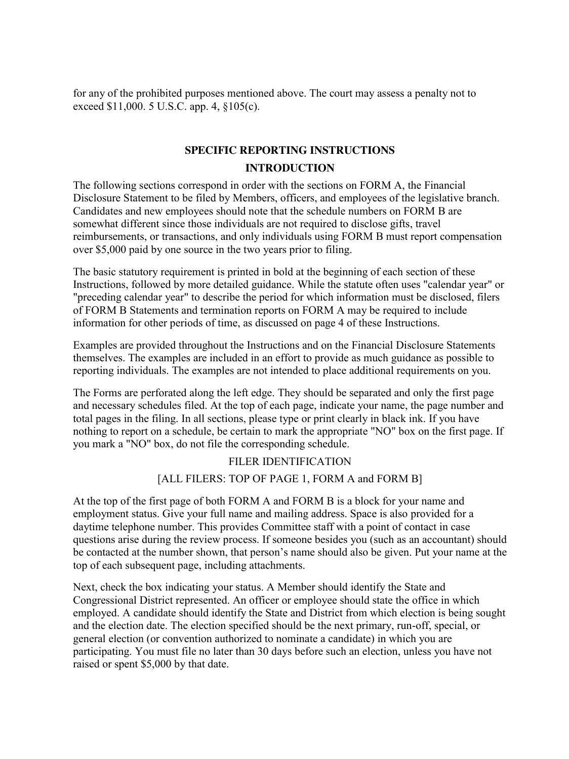for any of the prohibited purposes mentioned above. The court may assess a penalty not to exceed $11,000. 5 U.S.C. app. 4, §105(c).

## SPECIFIC REPORTING INSTRUCTIONS

### INTRODUCTION

The following sections correspond in order with the sections on FORM A, the Financial Disclosure Statement to be filed by Members, officers, and employees of the legislative branch. Candidates and new employees should note that the schedule numbers on FORM B are somewhat different since those individuals are not required to disclose gifts, travel reimbursements, or transactions, and only individuals using FORM B must report compensation over $5,000 paid by one source in the two years prior to filing.

The basic statutory requirement is printed in bold at the beginning of each section of these Instructions, followed by more detailed guidance. While the statute often uses "calendar year" or "preceding calendar year" to describe the period for which information must be disclosed, filers of FORM B Statements and termination reports on FORM A may be required to include information for other periods of time, as discussed on page 4 of these Instructions.

Examples are provided throughout the Instructions and on the Financial Disclosure Statements themselves. The examples are included in an effort to provide as much guidance as possible to reporting individuals. The examples are not intended to place additional requirements on you.

The Forms are perforated along the left edge. They should be separated and only the first page and necessary schedules filed. At the top of each page, indicate your name, the page number and total pages in the filing. In all sections, please type or print clearly in black ink. If you have nothing to report on a schedule, be certain to mark the appropriate "NO" box on the first page. If you mark a "NO" box, do not file the corresponding schedule.

FILER IDENTIFICATION

[ALL FILERS: TOP OF PAGE 1, FORM A and FORM B]

At the top of the first page of both FORM A and FORM B is a block for your name and employment status. Give your full name and mailing address. Space is also provided for a daytime telephone number. This provides Committee staff with a point of contact in case questions arise during the review process. If someone besides you (such as an accountant) should be contacted at the number shown, that person's name should also be given. Put your name at the top of each subsequent page, including attachments.

Next, check the box indicating your status. A Member should identify the State and Congressional District represented. An officer or employee should state the office in which employed. A candidate should identify the State and District from which election is being sought and the election date. The election specified should be the next primary, run-off, special, or general election (or convention authorized to nominate a candidate) in which you are participating. You must file no later than 30 days before such an election, unless you have not raised or spent $5,000 by that date.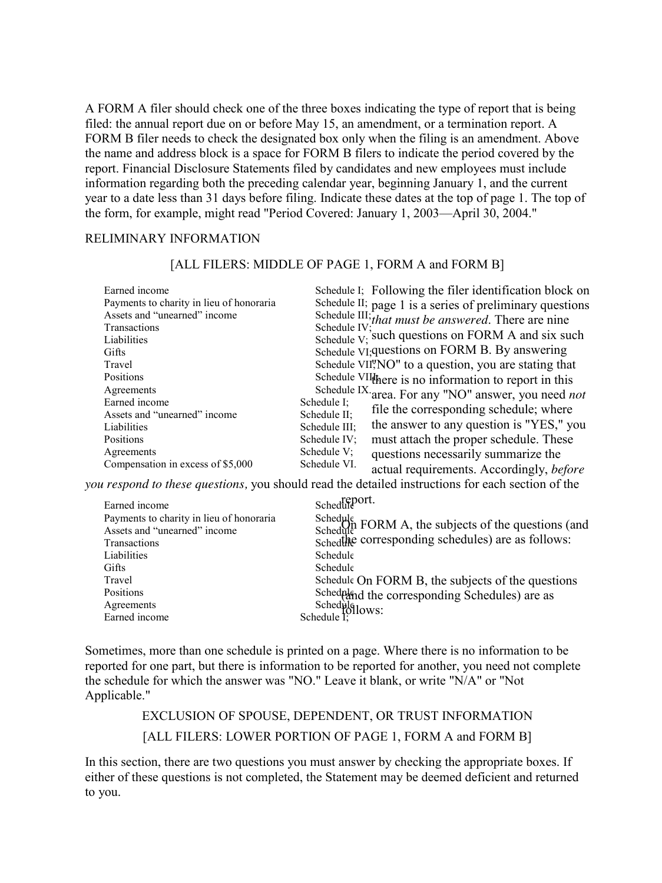A FORM A filer should check one of the three boxes indicating the type of report that is being filed: the annual report due on or before May 15, an amendment, or a termination report. A FORM B filer needs to check the designated box only when the filing is an amendment. Above the name and address block is a space for FORM B filers to indicate the period covered by the report. Financial Disclosure Statements filed by candidates and new employees must include information regarding both the preceding calendar year, beginning January 1, and the current year to a date less than 31 days before filing. Indicate these dates at the top of page 1. The top of the form, for example, might read "Period Covered: January 1, 2003—April 30, 2004."

RELIMINARY INFORMATION

[ALL FILERS: MIDDLE OF PAGE 1, FORM A and FORM B]

Following the filer identification block on page 1 is a series of preliminary questions *that must be answered*. There are nine such questions on FORM A and six such questions on FORM B. By answering "NO" to a question, you are stating that there is no information to report in this area. For any "NO" answer, you need *not* file the corresponding schedule; where the answer to any question is "YES," you must attach the proper schedule. These questions necessarily summarize the actual requirements. Accordingly, *before you respond to these questions,* you should read the detailed instructions for each section of the report.

On FORM A, the subjects of the questions (and the corresponding schedules) are as follows:

| | |
|---|---|
| Earned income | Schedule I; |
| Payments to charity in lieu of honoraria | Schedule II; |
| Assets and "unearned" income | Schedule III; |
| Transactions | Schedule IV; |
| Liabilities | Schedule V; |
| Gifts | Schedule VI; |
| Travel | Schedule VII; |
| Positions | Schedule VIII; |
| Agreements | Schedule IX. |

On FORM B, the subjects of the questions (and the corresponding Schedules) are as follows:

| | |
|---|---|
| Earned income | Schedule I; |
| Assets and "unearned" income | Schedule II; |
| Liabilities | Schedule III; |
| Positions | Schedule IV; |
| Agreements | Schedule V; |
| Compensation in excess of $5,000 | Schedule VI. |

Sometimes, more than one schedule is printed on a page. Where there is no information to be reported for one part, but there is information to be reported for another, you need not complete the schedule for which the answer was "NO." Leave it blank, or write "N/A" or "Not Applicable."

EXCLUSION OF SPOUSE, DEPENDENT, OR TRUST INFORMATION

[ALL FILERS: LOWER PORTION OF PAGE 1, FORM A and FORM B]

In this section, there are two questions you must answer by checking the appropriate boxes. If either of these questions is not completed, the Statement may be deemed deficient and returned to you.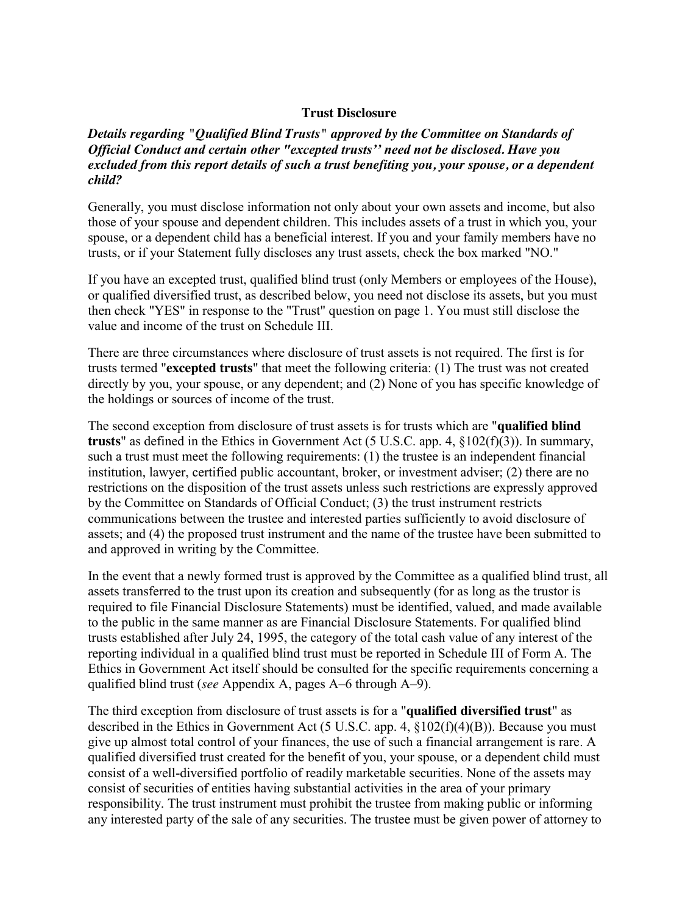## Trust Disclosure

***Details regarding "Qualified Blind Trusts" approved by the Committee on Standards of Official Conduct and certain other "excepted trusts'' need not be disclosed. Have you excluded from this report details of such a trust benefiting you, your spouse, or a dependent child?***

Generally, you must disclose information not only about your own assets and income, but also those of your spouse and dependent children. This includes assets of a trust in which you, your spouse, or a dependent child has a beneficial interest. If you and your family members have no trusts, or if your Statement fully discloses any trust assets, check the box marked "NO."

If you have an excepted trust, qualified blind trust (only Members or employees of the House), or qualified diversified trust, as described below, you need not disclose its assets, but you must then check "YES" in response to the "Trust" question on page 1. You must still disclose the value and income of the trust on Schedule III.

There are three circumstances where disclosure of trust assets is not required. The first is for trusts termed "**excepted trusts**" that meet the following criteria: (1) The trust was not created directly by you, your spouse, or any dependent; and (2) None of you has specific knowledge of the holdings or sources of income of the trust.

The second exception from disclosure of trust assets is for trusts which are "**qualified blind trusts**" as defined in the Ethics in Government Act (5 U.S.C. app. 4, §102(f)(3)). In summary, such a trust must meet the following requirements: (1) the trustee is an independent financial institution, lawyer, certified public accountant, broker, or investment adviser; (2) there are no restrictions on the disposition of the trust assets unless such restrictions are expressly approved by the Committee on Standards of Official Conduct; (3) the trust instrument restricts communications between the trustee and interested parties sufficiently to avoid disclosure of assets; and (4) the proposed trust instrument and the name of the trustee have been submitted to and approved in writing by the Committee.

In the event that a newly formed trust is approved by the Committee as a qualified blind trust, all assets transferred to the trust upon its creation and subsequently (for as long as the trustor is required to file Financial Disclosure Statements) must be identified, valued, and made available to the public in the same manner as are Financial Disclosure Statements. For qualified blind trusts established after July 24, 1995, the category of the total cash value of any interest of the reporting individual in a qualified blind trust must be reported in Schedule III of Form A. The Ethics in Government Act itself should be consulted for the specific requirements concerning a qualified blind trust (*see* Appendix A, pages A–6 through A–9).

The third exception from disclosure of trust assets is for a "**qualified diversified trust**" as described in the Ethics in Government Act (5 U.S.C. app. 4, §102(f)(4)(B)). Because you must give up almost total control of your finances, the use of such a financial arrangement is rare. A qualified diversified trust created for the benefit of you, your spouse, or a dependent child must consist of a well-diversified portfolio of readily marketable securities. None of the assets may consist of securities of entities having substantial activities in the area of your primary responsibility. The trust instrument must prohibit the trustee from making public or informing any interested party of the sale of any securities. The trustee must be given power of attorney to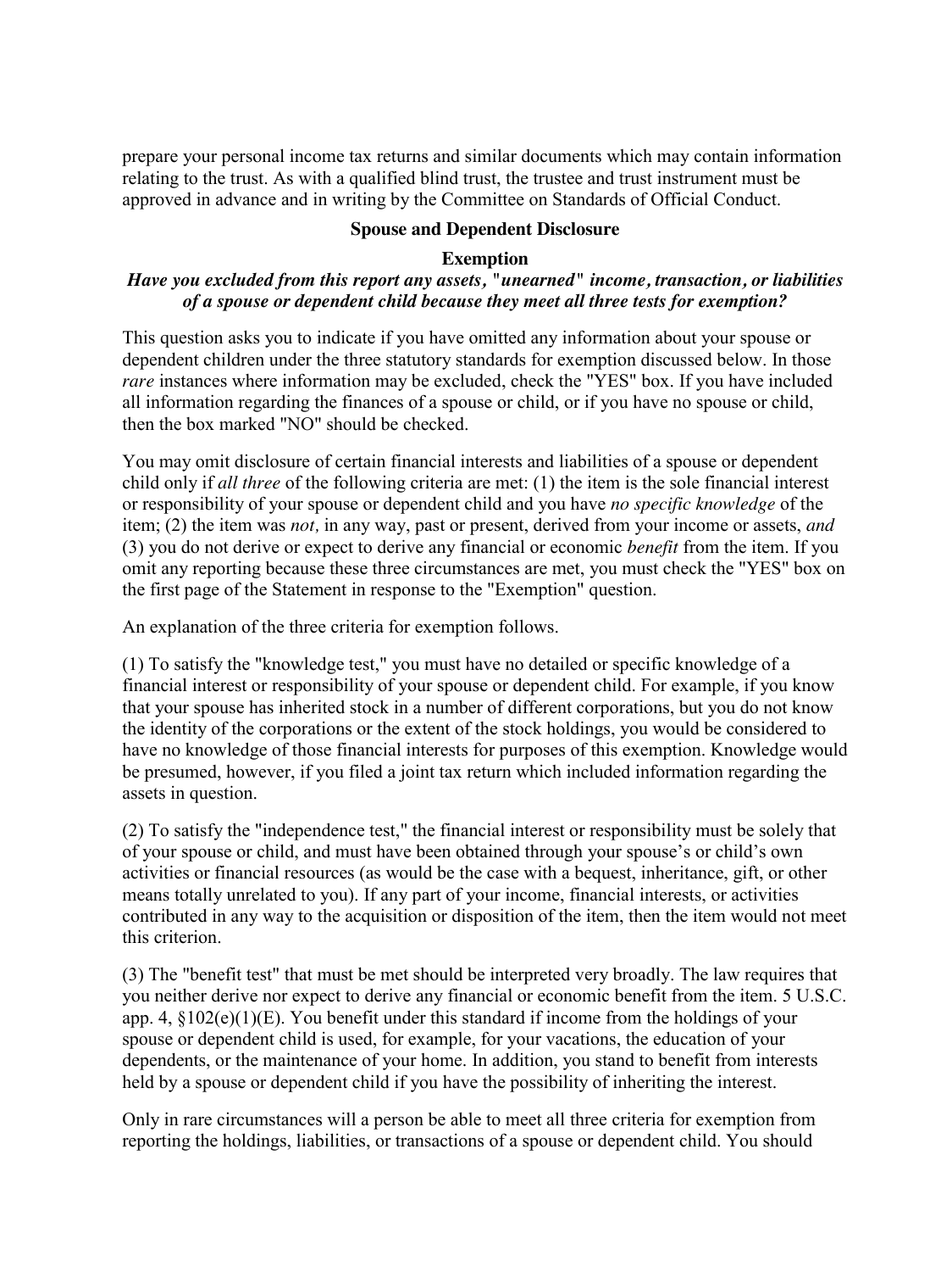prepare your personal income tax returns and similar documents which may contain information relating to the trust. As with a qualified blind trust, the trustee and trust instrument must be approved in advance and in writing by the Committee on Standards of Official Conduct.

## Spouse and Dependent Disclosure

### Exemption

***Have you excluded from this report any assets, "unearned" income, transaction, or liabilities of a spouse or dependent child because they meet all three tests for exemption?***

This question asks you to indicate if you have omitted any information about your spouse or dependent children under the three statutory standards for exemption discussed below. In those *rare* instances where information may be excluded, check the "YES" box. If you have included all information regarding the finances of a spouse or child, or if you have no spouse or child, then the box marked "NO" should be checked.

You may omit disclosure of certain financial interests and liabilities of a spouse or dependent child only if *all three* of the following criteria are met: (1) the item is the sole financial interest or responsibility of your spouse or dependent child and you have *no specific knowledge* of the item; (2) the item was *not,* in any way, past or present, derived from your income or assets, *and* (3) you do not derive or expect to derive any financial or economic *benefit* from the item. If you omit any reporting because these three circumstances are met, you must check the "YES" box on the first page of the Statement in response to the "Exemption" question.

An explanation of the three criteria for exemption follows.

(1) To satisfy the "knowledge test," you must have no detailed or specific knowledge of a financial interest or responsibility of your spouse or dependent child. For example, if you know that your spouse has inherited stock in a number of different corporations, but you do not know the identity of the corporations or the extent of the stock holdings, you would be considered to have no knowledge of those financial interests for purposes of this exemption. Knowledge would be presumed, however, if you filed a joint tax return which included information regarding the assets in question.

(2) To satisfy the "independence test," the financial interest or responsibility must be solely that of your spouse or child, and must have been obtained through your spouse's or child's own activities or financial resources (as would be the case with a bequest, inheritance, gift, or other means totally unrelated to you). If any part of your income, financial interests, or activities contributed in any way to the acquisition or disposition of the item, then the item would not meet this criterion.

(3) The "benefit test" that must be met should be interpreted very broadly. The law requires that you neither derive nor expect to derive any financial or economic benefit from the item. 5 U.S.C. app. 4, §102(e)(1)(E). You benefit under this standard if income from the holdings of your spouse or dependent child is used, for example, for your vacations, the education of your dependents, or the maintenance of your home. In addition, you stand to benefit from interests held by a spouse or dependent child if you have the possibility of inheriting the interest.

Only in rare circumstances will a person be able to meet all three criteria for exemption from reporting the holdings, liabilities, or transactions of a spouse or dependent child. You should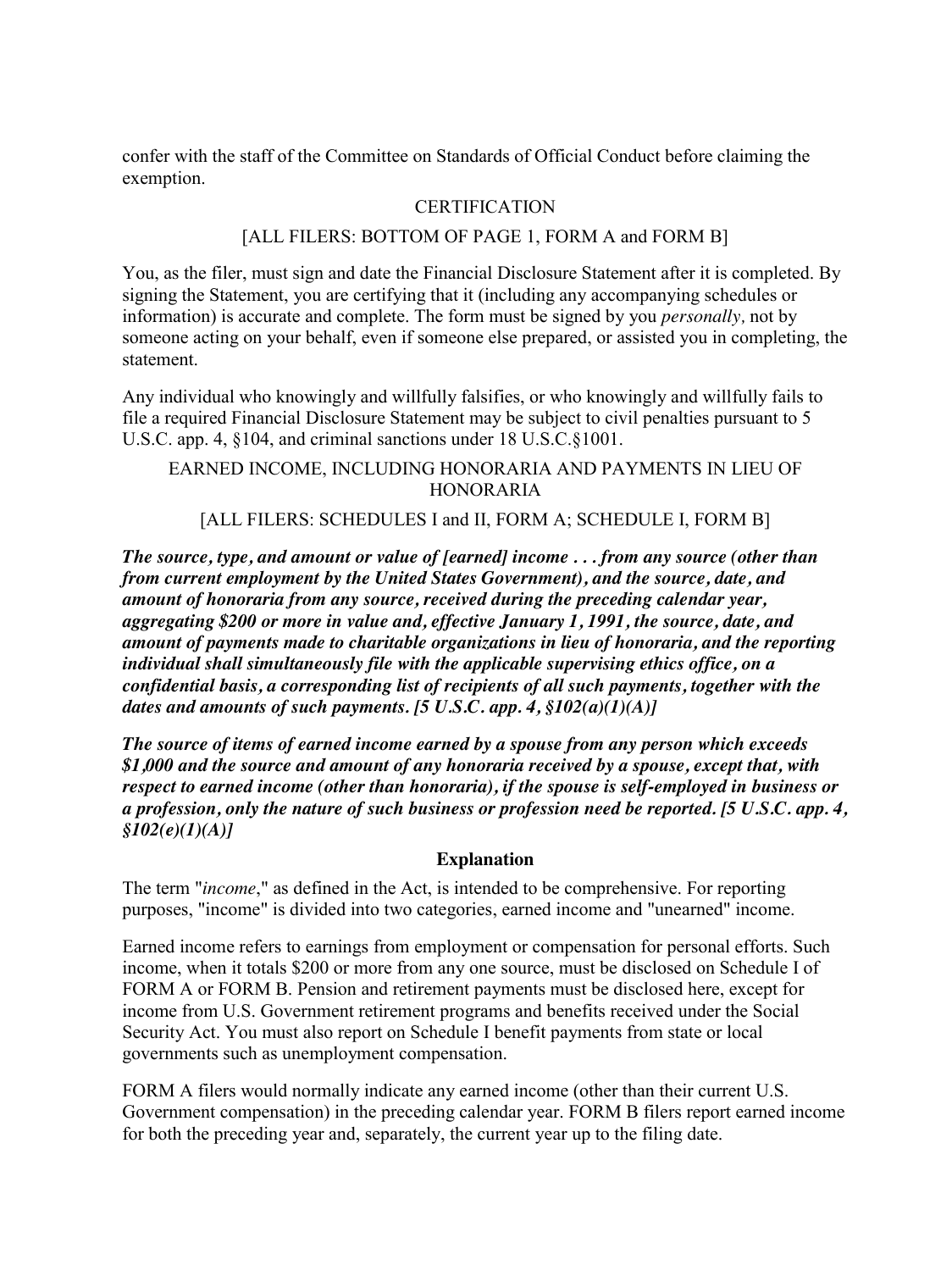confer with the staff of the Committee on Standards of Official Conduct before claiming the exemption.

## CERTIFICATION

[ALL FILERS: BOTTOM OF PAGE 1, FORM A and FORM B]

You, as the filer, must sign and date the Financial Disclosure Statement after it is completed. By signing the Statement, you are certifying that it (including any accompanying schedules or information) is accurate and complete. The form must be signed by you *personally,* not by someone acting on your behalf, even if someone else prepared, or assisted you in completing, the statement.

Any individual who knowingly and willfully falsifies, or who knowingly and willfully fails to file a required Financial Disclosure Statement may be subject to civil penalties pursuant to 5 U.S.C. app. 4, §104, and criminal sanctions under 18 U.S.C.§1001.

## EARNED INCOME, INCLUDING HONORARIA AND PAYMENTS IN LIEU OF HONORARIA

[ALL FILERS: SCHEDULES I and II, FORM A; SCHEDULE I, FORM B]

***The source, type, and amount or value of [earned] income . . . from any source (other than from current employment by the United States Government), and the source, date, and amount of honoraria from any source, received during the preceding calendar year, aggregating $200 or more in value and, effective January 1, 1991, the source, date, and amount of payments made to charitable organizations in lieu of honoraria, and the reporting individual shall simultaneously file with the applicable supervising ethics office, on a confidential basis, a corresponding list of recipients of all such payments, together with the dates and amounts of such payments. [5 U.S.C. app. 4, §102(a)(1)(A)]***

***The source of items of earned income earned by a spouse from any person which exceeds $1,000 and the source and amount of any honoraria received by a spouse, except that, with respect to earned income (other than honoraria), if the spouse is self-employed in business or a profession, only the nature of such business or profession need be reported. [5 U.S.C. app. 4, §102(e)(1)(A)]***

### Explanation

The term "*income*," as defined in the Act, is intended to be comprehensive. For reporting purposes, "income" is divided into two categories, earned income and "unearned" income.

Earned income refers to earnings from employment or compensation for personal efforts. Such income, when it totals $200 or more from any one source, must be disclosed on Schedule I of FORM A or FORM B. Pension and retirement payments must be disclosed here, except for income from U.S. Government retirement programs and benefits received under the Social Security Act. You must also report on Schedule I benefit payments from state or local governments such as unemployment compensation.

FORM A filers would normally indicate any earned income (other than their current U.S. Government compensation) in the preceding calendar year. FORM B filers report earned income for both the preceding year and, separately, the current year up to the filing date.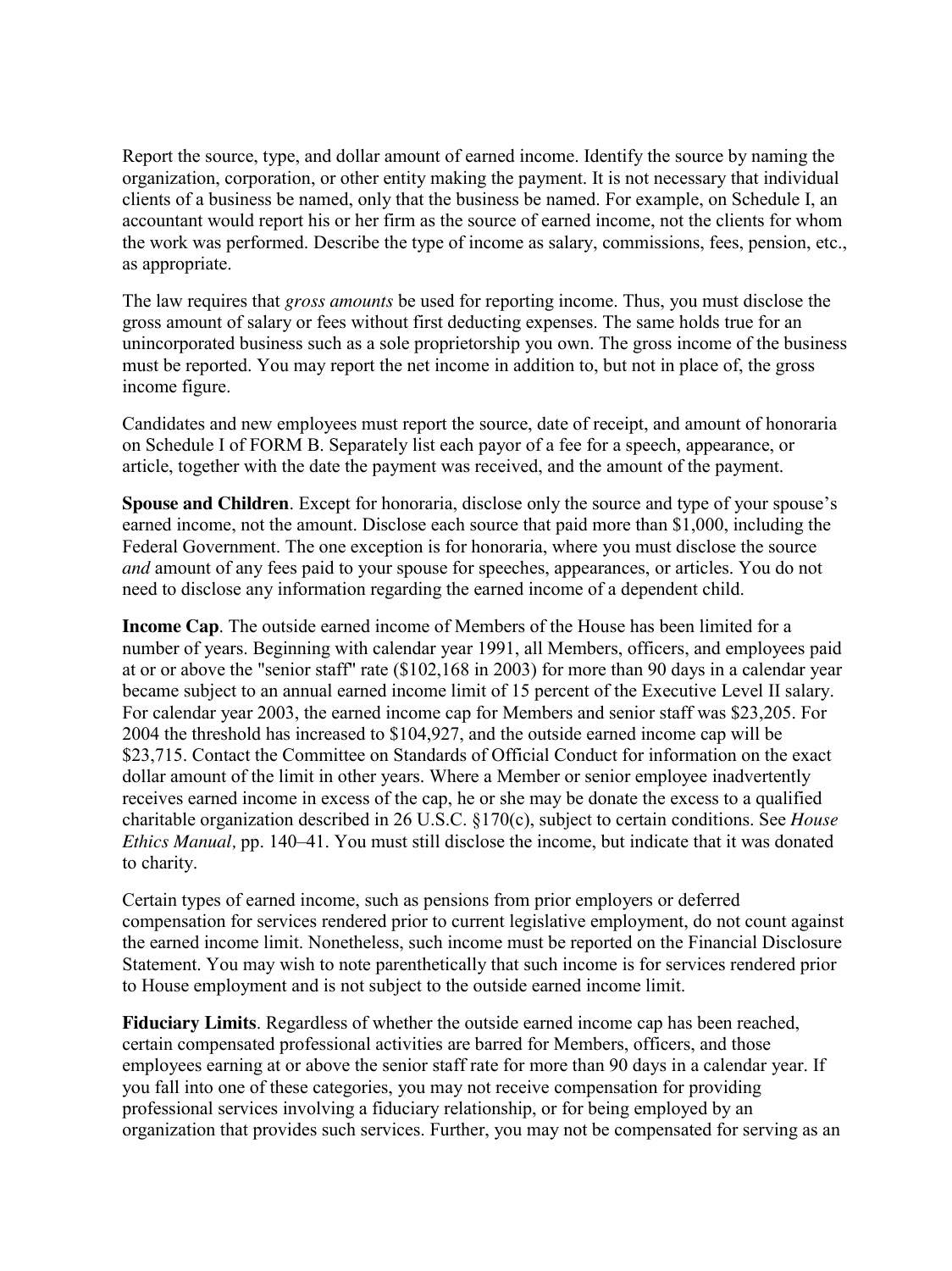Report the source, type, and dollar amount of earned income. Identify the source by naming the organization, corporation, or other entity making the payment. It is not necessary that individual clients of a business be named, only that the business be named. For example, on Schedule I, an accountant would report his or her firm as the source of earned income, not the clients for whom the work was performed. Describe the type of income as salary, commissions, fees, pension, etc., as appropriate.

The law requires that *gross amounts* be used for reporting income. Thus, you must disclose the gross amount of salary or fees without first deducting expenses. The same holds true for an unincorporated business such as a sole proprietorship you own. The gross income of the business must be reported. You may report the net income in addition to, but not in place of, the gross income figure.

Candidates and new employees must report the source, date of receipt, and amount of honoraria on Schedule I of FORM B. Separately list each payor of a fee for a speech, appearance, or article, together with the date the payment was received, and the amount of the payment.

**Spouse and Children**. Except for honoraria, disclose only the source and type of your spouse's earned income, not the amount. Disclose each source that paid more than $1,000, including the Federal Government. The one exception is for honoraria, where you must disclose the source *and* amount of any fees paid to your spouse for speeches, appearances, or articles. You do not need to disclose any information regarding the earned income of a dependent child.

**Income Cap**. The outside earned income of Members of the House has been limited for a number of years. Beginning with calendar year 1991, all Members, officers, and employees paid at or or above the "senior staff" rate ($102,168 in 2003) for more than 90 days in a calendar year became subject to an annual earned income limit of 15 percent of the Executive Level II salary. For calendar year 2003, the earned income cap for Members and senior staff was $23,205. For 2004 the threshold has increased to $104,927, and the outside earned income cap will be $23,715. Contact the Committee on Standards of Official Conduct for information on the exact dollar amount of the limit in other years. Where a Member or senior employee inadvertently receives earned income in excess of the cap, he or she may be donate the excess to a qualified charitable organization described in 26 U.S.C. §170(c), subject to certain conditions. See *House Ethics Manual,* pp. 140–41. You must still disclose the income, but indicate that it was donated to charity.

Certain types of earned income, such as pensions from prior employers or deferred compensation for services rendered prior to current legislative employment, do not count against the earned income limit. Nonetheless, such income must be reported on the Financial Disclosure Statement. You may wish to note parenthetically that such income is for services rendered prior to House employment and is not subject to the outside earned income limit.

**Fiduciary Limits**. Regardless of whether the outside earned income cap has been reached, certain compensated professional activities are barred for Members, officers, and those employees earning at or above the senior staff rate for more than 90 days in a calendar year. If you fall into one of these categories, you may not receive compensation for providing professional services involving a fiduciary relationship, or for being employed by an organization that provides such services. Further, you may not be compensated for serving as an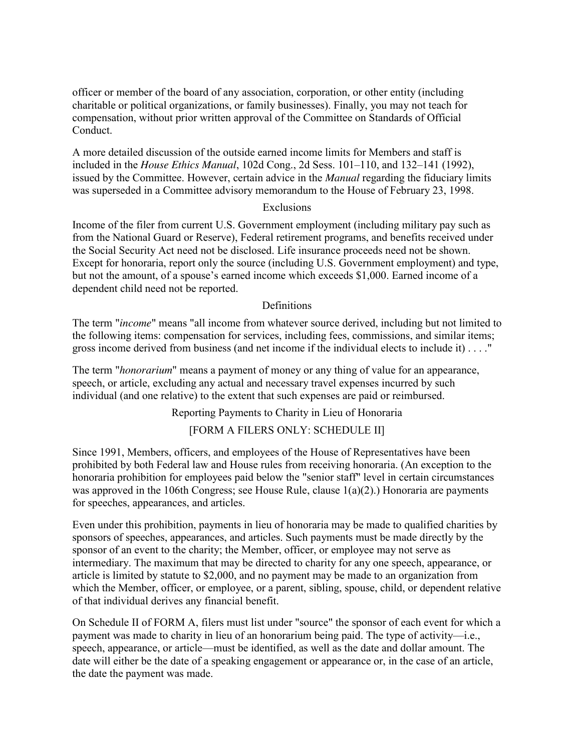officer or member of the board of any association, corporation, or other entity (including charitable or political organizations, or family businesses). Finally, you may not teach for compensation, without prior written approval of the Committee on Standards of Official Conduct.

A more detailed discussion of the outside earned income limits for Members and staff is included in the *House Ethics Manual*, 102d Cong., 2d Sess. 101–110, and 132–141 (1992), issued by the Committee. However, certain advice in the *Manual* regarding the fiduciary limits was superseded in a Committee advisory memorandum to the House of February 23, 1998.

### Exclusions

Income of the filer from current U.S. Government employment (including military pay such as from the National Guard or Reserve), Federal retirement programs, and benefits received under the Social Security Act need not be disclosed. Life insurance proceeds need not be shown. Except for honoraria, report only the source (including U.S. Government employment) and type, but not the amount, of a spouse's earned income which exceeds $1,000. Earned income of a dependent child need not be reported.

### Definitions

The term "*income*" means "all income from whatever source derived, including but not limited to the following items: compensation for services, including fees, commissions, and similar items; gross income derived from business (and net income if the individual elects to include it) . . . ."

The term "*honorarium*" means a payment of money or any thing of value for an appearance, speech, or article, excluding any actual and necessary travel expenses incurred by such individual (and one relative) to the extent that such expenses are paid or reimbursed.

### Reporting Payments to Charity in Lieu of Honoraria

### [FORM A FILERS ONLY: SCHEDULE II]

Since 1991, Members, officers, and employees of the House of Representatives have been prohibited by both Federal law and House rules from receiving honoraria. (An exception to the honoraria prohibition for employees paid below the "senior staff" level in certain circumstances was approved in the 106th Congress; see House Rule, clause 1(a)(2).) Honoraria are payments for speeches, appearances, and articles.

Even under this prohibition, payments in lieu of honoraria may be made to qualified charities by sponsors of speeches, appearances, and articles. Such payments must be made directly by the sponsor of an event to the charity; the Member, officer, or employee may not serve as intermediary. The maximum that may be directed to charity for any one speech, appearance, or article is limited by statute to $2,000, and no payment may be made to an organization from which the Member, officer, or employee, or a parent, sibling, spouse, child, or dependent relative of that individual derives any financial benefit.

On Schedule II of FORM A, filers must list under "source" the sponsor of each event for which a payment was made to charity in lieu of an honorarium being paid. The type of activity—i.e., speech, appearance, or article—must be identified, as well as the date and dollar amount. The date will either be the date of a speaking engagement or appearance or, in the case of an article, the date the payment was made.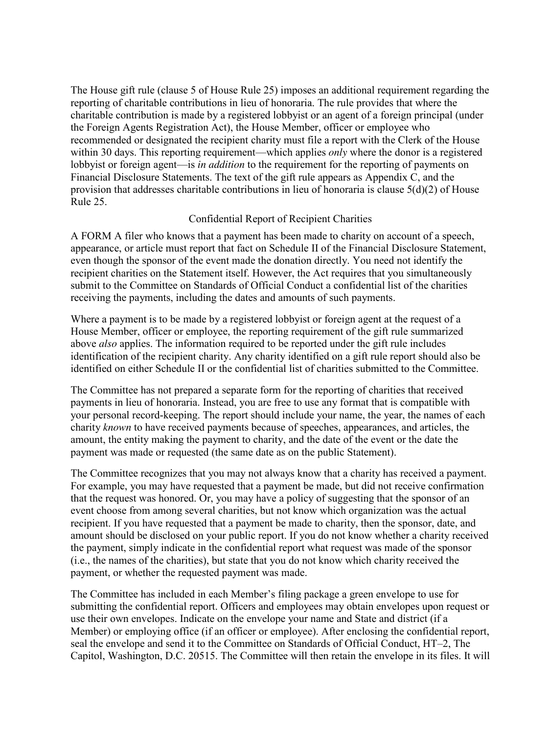The House gift rule (clause 5 of House Rule 25) imposes an additional requirement regarding the reporting of charitable contributions in lieu of honoraria. The rule provides that where the charitable contribution is made by a registered lobbyist or an agent of a foreign principal (under the Foreign Agents Registration Act), the House Member, officer or employee who recommended or designated the recipient charity must file a report with the Clerk of the House within 30 days. This reporting requirement—which applies *only* where the donor is a registered lobbyist or foreign agent—is *in addition* to the requirement for the reporting of payments on Financial Disclosure Statements. The text of the gift rule appears as Appendix C, and the provision that addresses charitable contributions in lieu of honoraria is clause 5(d)(2) of House Rule 25.

## Confidential Report of Recipient Charities

A FORM A filer who knows that a payment has been made to charity on account of a speech, appearance, or article must report that fact on Schedule II of the Financial Disclosure Statement, even though the sponsor of the event made the donation directly. You need not identify the recipient charities on the Statement itself. However, the Act requires that you simultaneously submit to the Committee on Standards of Official Conduct a confidential list of the charities receiving the payments, including the dates and amounts of such payments.

Where a payment is to be made by a registered lobbyist or foreign agent at the request of a House Member, officer or employee, the reporting requirement of the gift rule summarized above *also* applies. The information required to be reported under the gift rule includes identification of the recipient charity. Any charity identified on a gift rule report should also be identified on either Schedule II or the confidential list of charities submitted to the Committee.

The Committee has not prepared a separate form for the reporting of charities that received payments in lieu of honoraria. Instead, you are free to use any format that is compatible with your personal record-keeping. The report should include your name, the year, the names of each charity *known* to have received payments because of speeches, appearances, and articles, the amount, the entity making the payment to charity, and the date of the event or the date the payment was made or requested (the same date as on the public Statement).

The Committee recognizes that you may not always know that a charity has received a payment. For example, you may have requested that a payment be made, but did not receive confirmation that the request was honored. Or, you may have a policy of suggesting that the sponsor of an event choose from among several charities, but not know which organization was the actual recipient. If you have requested that a payment be made to charity, then the sponsor, date, and amount should be disclosed on your public report. If you do not know whether a charity received the payment, simply indicate in the confidential report what request was made of the sponsor (i.e., the names of the charities), but state that you do not know which charity received the payment, or whether the requested payment was made.

The Committee has included in each Member's filing package a green envelope to use for submitting the confidential report. Officers and employees may obtain envelopes upon request or use their own envelopes. Indicate on the envelope your name and State and district (if a Member) or employing office (if an officer or employee). After enclosing the confidential report, seal the envelope and send it to the Committee on Standards of Official Conduct, HT–2, The Capitol, Washington, D.C. 20515. The Committee will then retain the envelope in its files. It will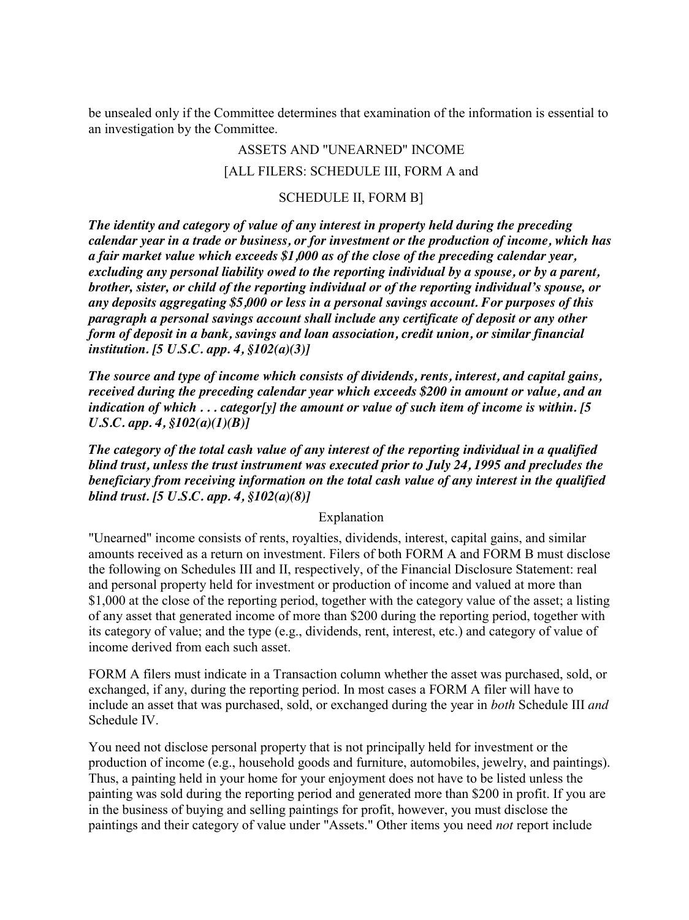be unsealed only if the Committee determines that examination of the information is essential to an investigation by the Committee.

## ASSETS AND "UNEARNED" INCOME

### [ALL FILERS: SCHEDULE III, FORM A and SCHEDULE II, FORM B]

***The identity and category of value of any interest in property held during the preceding calendar year in a trade or business, or for investment or the production of income, which has a fair market value which exceeds $1,000 as of the close of the preceding calendar year, excluding any personal liability owed to the reporting individual by a spouse, or by a parent, brother, sister, or child of the reporting individual or of the reporting individual's spouse, or any deposits aggregating $5,000 or less in a personal savings account. For purposes of this paragraph a personal savings account shall include any certificate of deposit or any other form of deposit in a bank, savings and loan association, credit union, or similar financial institution. [5 U.S.C. app. 4, §102(a)(3)]***

***The source and type of income which consists of dividends, rents, interest, and capital gains, received during the preceding calendar year which exceeds $200 in amount or value, and an indication of which . . . categor[y] the amount or value of such item of income is within. [5 U.S.C. app. 4, §102(a)(1)(B)]***

***The category of the total cash value of any interest of the reporting individual in a qualified blind trust, unless the trust instrument was executed prior to July 24, 1995 and precludes the beneficiary from receiving information on the total cash value of any interest in the qualified blind trust. [5 U.S.C. app. 4, §102(a)(8)]***

### Explanation

"Unearned" income consists of rents, royalties, dividends, interest, capital gains, and similar amounts received as a return on investment. Filers of both FORM A and FORM B must disclose the following on Schedules III and II, respectively, of the Financial Disclosure Statement: real and personal property held for investment or production of income and valued at more than $1,000 at the close of the reporting period, together with the category value of the asset; a listing of any asset that generated income of more than $200 during the reporting period, together with its category of value; and the type (e.g., dividends, rent, interest, etc.) and category of value of income derived from each such asset.

FORM A filers must indicate in a Transaction column whether the asset was purchased, sold, or exchanged, if any, during the reporting period. In most cases a FORM A filer will have to include an asset that was purchased, sold, or exchanged during the year in *both* Schedule III *and* Schedule IV.

You need not disclose personal property that is not principally held for investment or the production of income (e.g., household goods and furniture, automobiles, jewelry, and paintings). Thus, a painting held in your home for your enjoyment does not have to be listed unless the painting was sold during the reporting period and generated more than $200 in profit. If you are in the business of buying and selling paintings for profit, however, you must disclose the paintings and their category of value under "Assets." Other items you need *not* report include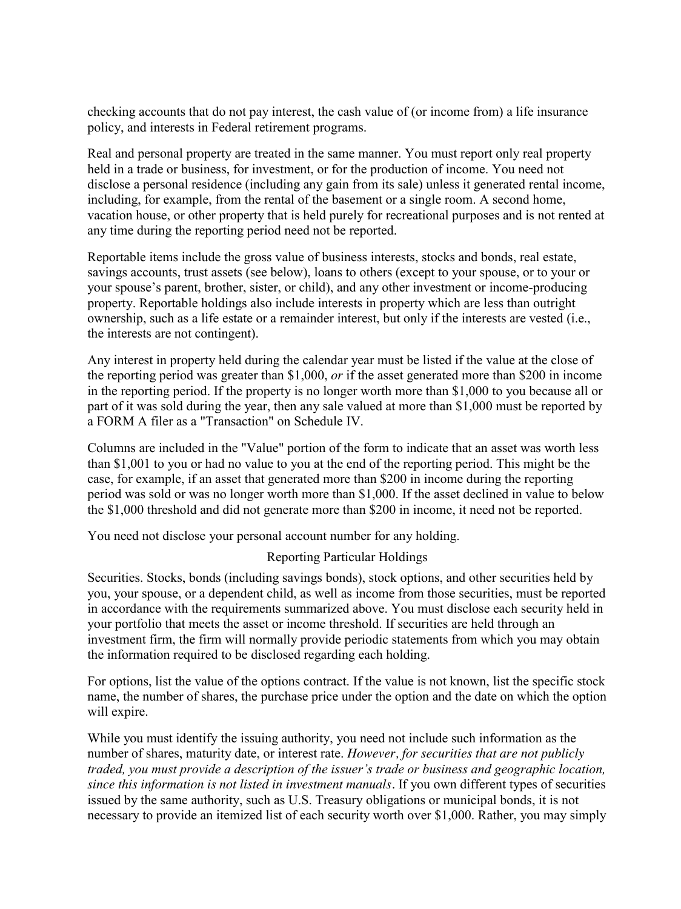checking accounts that do not pay interest, the cash value of (or income from) a life insurance policy, and interests in Federal retirement programs.

Real and personal property are treated in the same manner. You must report only real property held in a trade or business, for investment, or for the production of income. You need not disclose a personal residence (including any gain from its sale) unless it generated rental income, including, for example, from the rental of the basement or a single room. A second home, vacation house, or other property that is held purely for recreational purposes and is not rented at any time during the reporting period need not be reported.

Reportable items include the gross value of business interests, stocks and bonds, real estate, savings accounts, trust assets (see below), loans to others (except to your spouse, or to your or your spouse's parent, brother, sister, or child), and any other investment or income-producing property. Reportable holdings also include interests in property which are less than outright ownership, such as a life estate or a remainder interest, but only if the interests are vested (i.e., the interests are not contingent).

Any interest in property held during the calendar year must be listed if the value at the close of the reporting period was greater than $1,000, *or* if the asset generated more than $200 in income in the reporting period. If the property is no longer worth more than $1,000 to you because all or part of it was sold during the year, then any sale valued at more than $1,000 must be reported by a FORM A filer as a "Transaction" on Schedule IV.

Columns are included in the "Value" portion of the form to indicate that an asset was worth less than $1,001 to you or had no value to you at the end of the reporting period. This might be the case, for example, if an asset that generated more than $200 in income during the reporting period was sold or was no longer worth more than $1,000. If the asset declined in value to below the $1,000 threshold and did not generate more than $200 in income, it need not be reported.

You need not disclose your personal account number for any holding.

## Reporting Particular Holdings

Securities. Stocks, bonds (including savings bonds), stock options, and other securities held by you, your spouse, or a dependent child, as well as income from those securities, must be reported in accordance with the requirements summarized above. You must disclose each security held in your portfolio that meets the asset or income threshold. If securities are held through an investment firm, the firm will normally provide periodic statements from which you may obtain the information required to be disclosed regarding each holding.

For options, list the value of the options contract. If the value is not known, list the specific stock name, the number of shares, the purchase price under the option and the date on which the option will expire.

While you must identify the issuing authority, you need not include such information as the number of shares, maturity date, or interest rate. *However, for securities that are not publicly traded, you must provide a description of the issuer's trade or business and geographic location, since this information is not listed in investment manuals*. If you own different types of securities issued by the same authority, such as U.S. Treasury obligations or municipal bonds, it is not necessary to provide an itemized list of each security worth over $1,000. Rather, you may simply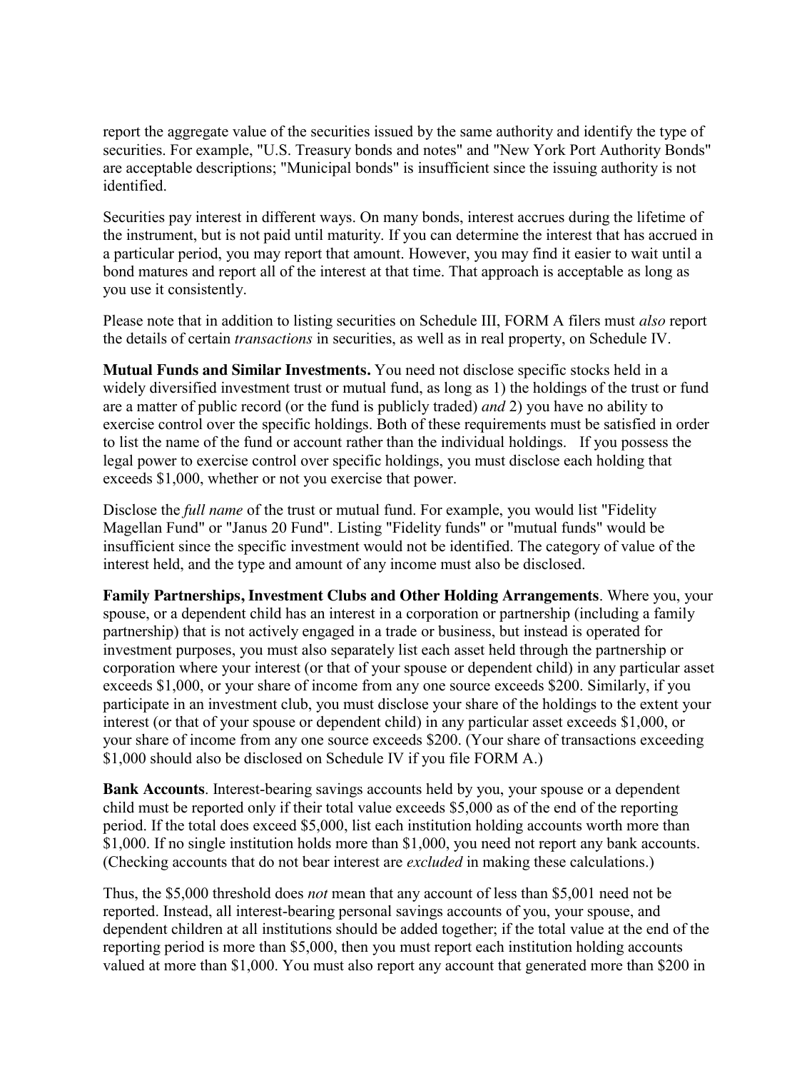report the aggregate value of the securities issued by the same authority and identify the type of securities. For example, "U.S. Treasury bonds and notes" and "New York Port Authority Bonds" are acceptable descriptions; "Municipal bonds" is insufficient since the issuing authority is not identified.

Securities pay interest in different ways. On many bonds, interest accrues during the lifetime of the instrument, but is not paid until maturity. If you can determine the interest that has accrued in a particular period, you may report that amount. However, you may find it easier to wait until a bond matures and report all of the interest at that time. That approach is acceptable as long as you use it consistently.

Please note that in addition to listing securities on Schedule III, FORM A filers must *also* report the details of certain *transactions* in securities, as well as in real property, on Schedule IV.

**Mutual Funds and Similar Investments.** You need not disclose specific stocks held in a widely diversified investment trust or mutual fund, as long as 1) the holdings of the trust or fund are a matter of public record (or the fund is publicly traded) *and* 2) you have no ability to exercise control over the specific holdings. Both of these requirements must be satisfied in order to list the name of the fund or account rather than the individual holdings. If you possess the legal power to exercise control over specific holdings, you must disclose each holding that exceeds $1,000, whether or not you exercise that power.

Disclose the *full name* of the trust or mutual fund. For example, you would list "Fidelity Magellan Fund" or "Janus 20 Fund". Listing "Fidelity funds" or "mutual funds" would be insufficient since the specific investment would not be identified. The category of value of the interest held, and the type and amount of any income must also be disclosed.

**Family Partnerships, Investment Clubs and Other Holding Arrangements**. Where you, your spouse, or a dependent child has an interest in a corporation or partnership (including a family partnership) that is not actively engaged in a trade or business, but instead is operated for investment purposes, you must also separately list each asset held through the partnership or corporation where your interest (or that of your spouse or dependent child) in any particular asset exceeds $1,000, or your share of income from any one source exceeds $200. Similarly, if you participate in an investment club, you must disclose your share of the holdings to the extent your interest (or that of your spouse or dependent child) in any particular asset exceeds $1,000, or your share of income from any one source exceeds $200. (Your share of transactions exceeding $1,000 should also be disclosed on Schedule IV if you file FORM A.)

**Bank Accounts**. Interest-bearing savings accounts held by you, your spouse or a dependent child must be reported only if their total value exceeds $5,000 as of the end of the reporting period. If the total does exceed $5,000, list each institution holding accounts worth more than $1,000. If no single institution holds more than $1,000, you need not report any bank accounts. (Checking accounts that do not bear interest are *excluded* in making these calculations.)

Thus, the $5,000 threshold does *not* mean that any account of less than $5,001 need not be reported. Instead, all interest-bearing personal savings accounts of you, your spouse, and dependent children at all institutions should be added together; if the total value at the end of the reporting period is more than $5,000, then you must report each institution holding accounts valued at more than $1,000. You must also report any account that generated more than $200 in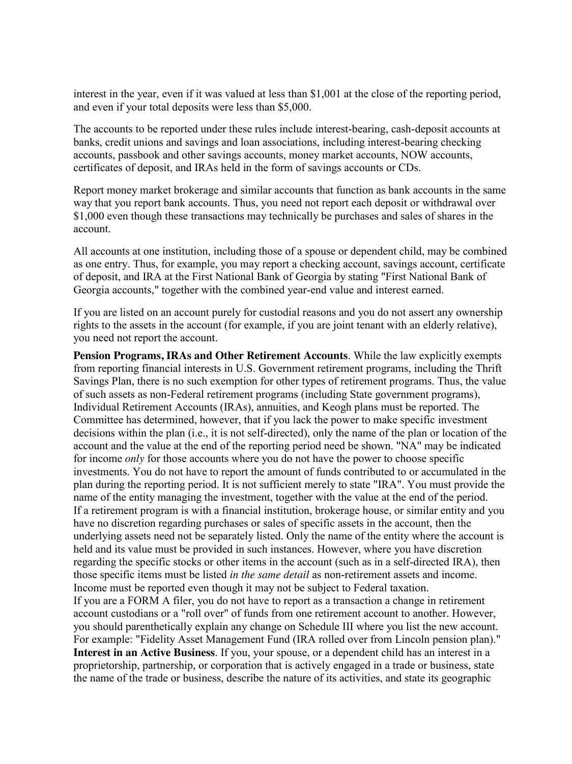interest in the year, even if it was valued at less than $1,001 at the close of the reporting period, and even if your total deposits were less than $5,000.

The accounts to be reported under these rules include interest-bearing, cash-deposit accounts at banks, credit unions and savings and loan associations, including interest-bearing checking accounts, passbook and other savings accounts, money market accounts, NOW accounts, certificates of deposit, and IRAs held in the form of savings accounts or CDs.

Report money market brokerage and similar accounts that function as bank accounts in the same way that you report bank accounts. Thus, you need not report each deposit or withdrawal over $1,000 even though these transactions may technically be purchases and sales of shares in the account.

All accounts at one institution, including those of a spouse or dependent child, may be combined as one entry. Thus, for example, you may report a checking account, savings account, certificate of deposit, and IRA at the First National Bank of Georgia by stating "First National Bank of Georgia accounts," together with the combined year-end value and interest earned.

If you are listed on an account purely for custodial reasons and you do not assert any ownership rights to the assets in the account (for example, if you are joint tenant with an elderly relative), you need not report the account.

**Pension Programs, IRAs and Other Retirement Accounts**. While the law explicitly exempts from reporting financial interests in U.S. Government retirement programs, including the Thrift Savings Plan, there is no such exemption for other types of retirement programs. Thus, the value of such assets as non-Federal retirement programs (including State government programs), Individual Retirement Accounts (IRAs), annuities, and Keogh plans must be reported. The Committee has determined, however, that if you lack the power to make specific investment decisions within the plan (i.e., it is not self-directed), only the name of the plan or location of the account and the value at the end of the reporting period need be shown. "NA" may be indicated for income *only* for those accounts where you do not have the power to choose specific investments. You do not have to report the amount of funds contributed to or accumulated in the plan during the reporting period. It is not sufficient merely to state "IRA". You must provide the name of the entity managing the investment, together with the value at the end of the period.
If a retirement program is with a financial institution, brokerage house, or similar entity and you have no discretion regarding purchases or sales of specific assets in the account, then the underlying assets need not be separately listed. Only the name of the entity where the account is held and its value must be provided in such instances. However, where you have discretion regarding the specific stocks or other items in the account (such as in a self-directed IRA), then those specific items must be listed *in the same detail* as non-retirement assets and income. Income must be reported even though it may not be subject to Federal taxation.
If you are a FORM A filer, you do not have to report as a transaction a change in retirement account custodians or a "roll over" of funds from one retirement account to another. However, you should parenthetically explain any change on Schedule III where you list the new account. For example: "Fidelity Asset Management Fund (IRA rolled over from Lincoln pension plan)."
**Interest in an Active Business**. If you, your spouse, or a dependent child has an interest in a proprietorship, partnership, or corporation that is actively engaged in a trade or business, state the name of the trade or business, describe the nature of its activities, and state its geographic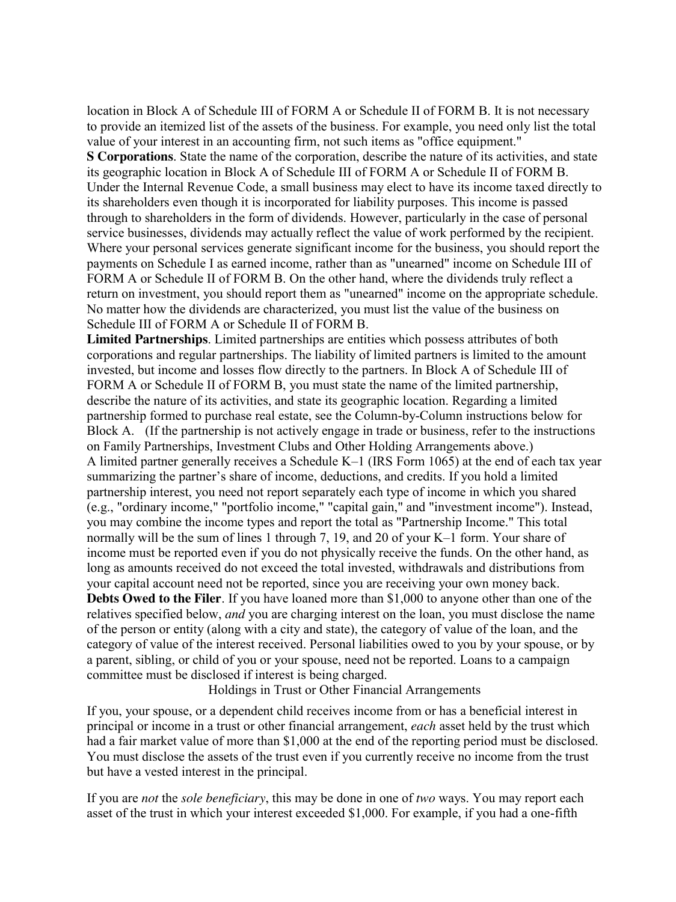location in Block A of Schedule III of FORM A or Schedule II of FORM B. It is not necessary to provide an itemized list of the assets of the business. For example, you need only list the total value of your interest in an accounting firm, not such items as "office equipment."

**S Corporations**. State the name of the corporation, describe the nature of its activities, and state its geographic location in Block A of Schedule III of FORM A or Schedule II of FORM B. Under the Internal Revenue Code, a small business may elect to have its income taxed directly to its shareholders even though it is incorporated for liability purposes. This income is passed through to shareholders in the form of dividends. However, particularly in the case of personal service businesses, dividends may actually reflect the value of work performed by the recipient. Where your personal services generate significant income for the business, you should report the payments on Schedule I as earned income, rather than as "unearned" income on Schedule III of FORM A or Schedule II of FORM B. On the other hand, where the dividends truly reflect a return on investment, you should report them as "unearned" income on the appropriate schedule. No matter how the dividends are characterized, you must list the value of the business on Schedule III of FORM A or Schedule II of FORM B.

**Limited Partnerships**. Limited partnerships are entities which possess attributes of both corporations and regular partnerships. The liability of limited partners is limited to the amount invested, but income and losses flow directly to the partners. In Block A of Schedule III of FORM A or Schedule II of FORM B, you must state the name of the limited partnership, describe the nature of its activities, and state its geographic location. Regarding a limited partnership formed to purchase real estate, see the Column-by-Column instructions below for Block A. (If the partnership is not actively engage in trade or business, refer to the instructions on Family Partnerships, Investment Clubs and Other Holding Arrangements above.)

A limited partner generally receives a Schedule K–1 (IRS Form 1065) at the end of each tax year summarizing the partner's share of income, deductions, and credits. If you hold a limited partnership interest, you need not report separately each type of income in which you shared (e.g., "ordinary income," "portfolio income," "capital gain," and "investment income"). Instead, you may combine the income types and report the total as "Partnership Income." This total normally will be the sum of lines 1 through 7, 19, and 20 of your K–1 form. Your share of income must be reported even if you do not physically receive the funds. On the other hand, as long as amounts received do not exceed the total invested, withdrawals and distributions from your capital account need not be reported, since you are receiving your own money back.

**Debts Owed to the Filer**. If you have loaned more than $1,000 to anyone other than one of the relatives specified below, *and* you are charging interest on the loan, you must disclose the name of the person or entity (along with a city and state), the category of value of the loan, and the category of value of the interest received. Personal liabilities owed to you by your spouse, or by a parent, sibling, or child of you or your spouse, need not be reported. Loans to a campaign committee must be disclosed if interest is being charged.

Holdings in Trust or Other Financial Arrangements

If you, your spouse, or a dependent child receives income from or has a beneficial interest in principal or income in a trust or other financial arrangement, *each* asset held by the trust which had a fair market value of more than $1,000 at the end of the reporting period must be disclosed. You must disclose the assets of the trust even if you currently receive no income from the trust but have a vested interest in the principal.

If you are *not* the *sole beneficiary*, this may be done in one of *two* ways. You may report each asset of the trust in which your interest exceeded $1,000. For example, if you had a one-fifth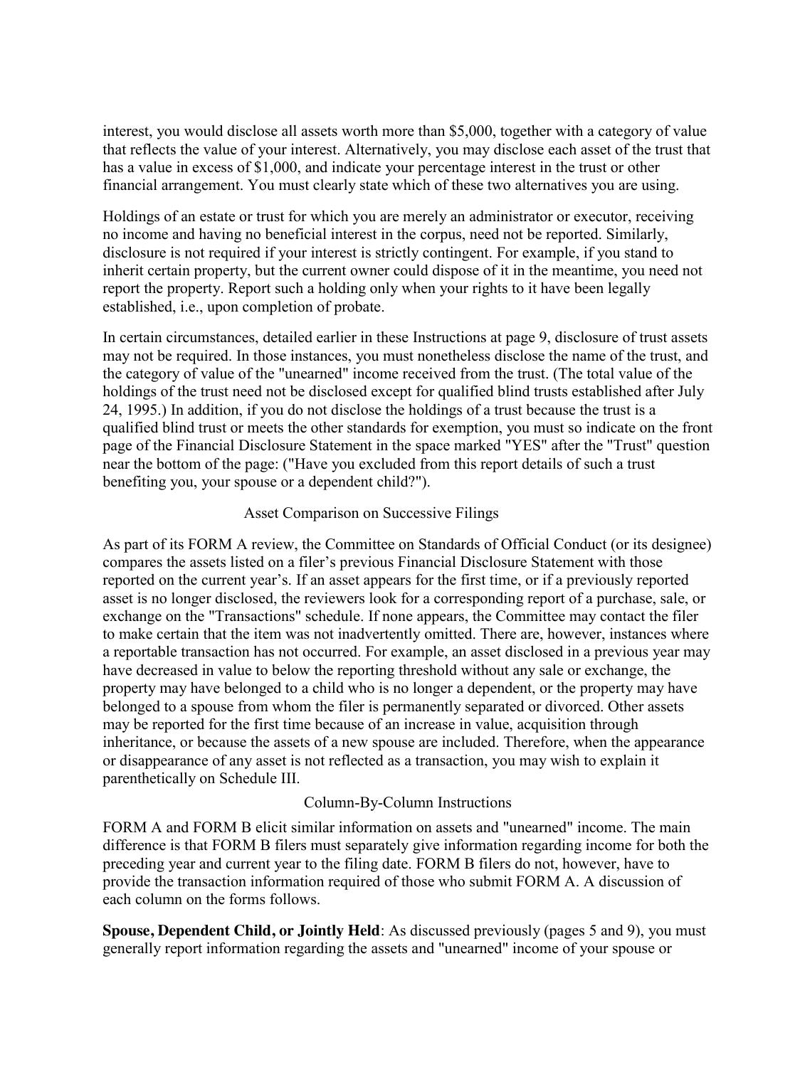interest, you would disclose all assets worth more than $5,000, together with a category of value that reflects the value of your interest. Alternatively, you may disclose each asset of the trust that has a value in excess of $1,000, and indicate your percentage interest in the trust or other financial arrangement. You must clearly state which of these two alternatives you are using.

Holdings of an estate or trust for which you are merely an administrator or executor, receiving no income and having no beneficial interest in the corpus, need not be reported. Similarly, disclosure is not required if your interest is strictly contingent. For example, if you stand to inherit certain property, but the current owner could dispose of it in the meantime, you need not report the property. Report such a holding only when your rights to it have been legally established, i.e., upon completion of probate.

In certain circumstances, detailed earlier in these Instructions at page 9, disclosure of trust assets may not be required. In those instances, you must nonetheless disclose the name of the trust, and the category of value of the "unearned" income received from the trust. (The total value of the holdings of the trust need not be disclosed except for qualified blind trusts established after July 24, 1995.) In addition, if you do not disclose the holdings of a trust because the trust is a qualified blind trust or meets the other standards for exemption, you must so indicate on the front page of the Financial Disclosure Statement in the space marked "YES" after the "Trust" question near the bottom of the page: ("Have you excluded from this report details of such a trust benefiting you, your spouse or a dependent child?").

## Asset Comparison on Successive Filings

As part of its FORM A review, the Committee on Standards of Official Conduct (or its designee) compares the assets listed on a filer's previous Financial Disclosure Statement with those reported on the current year's. If an asset appears for the first time, or if a previously reported asset is no longer disclosed, the reviewers look for a corresponding report of a purchase, sale, or exchange on the "Transactions" schedule. If none appears, the Committee may contact the filer to make certain that the item was not inadvertently omitted. There are, however, instances where a reportable transaction has not occurred. For example, an asset disclosed in a previous year may have decreased in value to below the reporting threshold without any sale or exchange, the property may have belonged to a child who is no longer a dependent, or the property may have belonged to a spouse from whom the filer is permanently separated or divorced. Other assets may be reported for the first time because of an increase in value, acquisition through inheritance, or because the assets of a new spouse are included. Therefore, when the appearance or disappearance of any asset is not reflected as a transaction, you may wish to explain it parenthetically on Schedule III.

## Column-By-Column Instructions

FORM A and FORM B elicit similar information on assets and "unearned" income. The main difference is that FORM B filers must separately give information regarding income for both the preceding year and current year to the filing date. FORM B filers do not, however, have to provide the transaction information required of those who submit FORM A. A discussion of each column on the forms follows.

**Spouse, Dependent Child, or Jointly Held**: As discussed previously (pages 5 and 9), you must generally report information regarding the assets and "unearned" income of your spouse or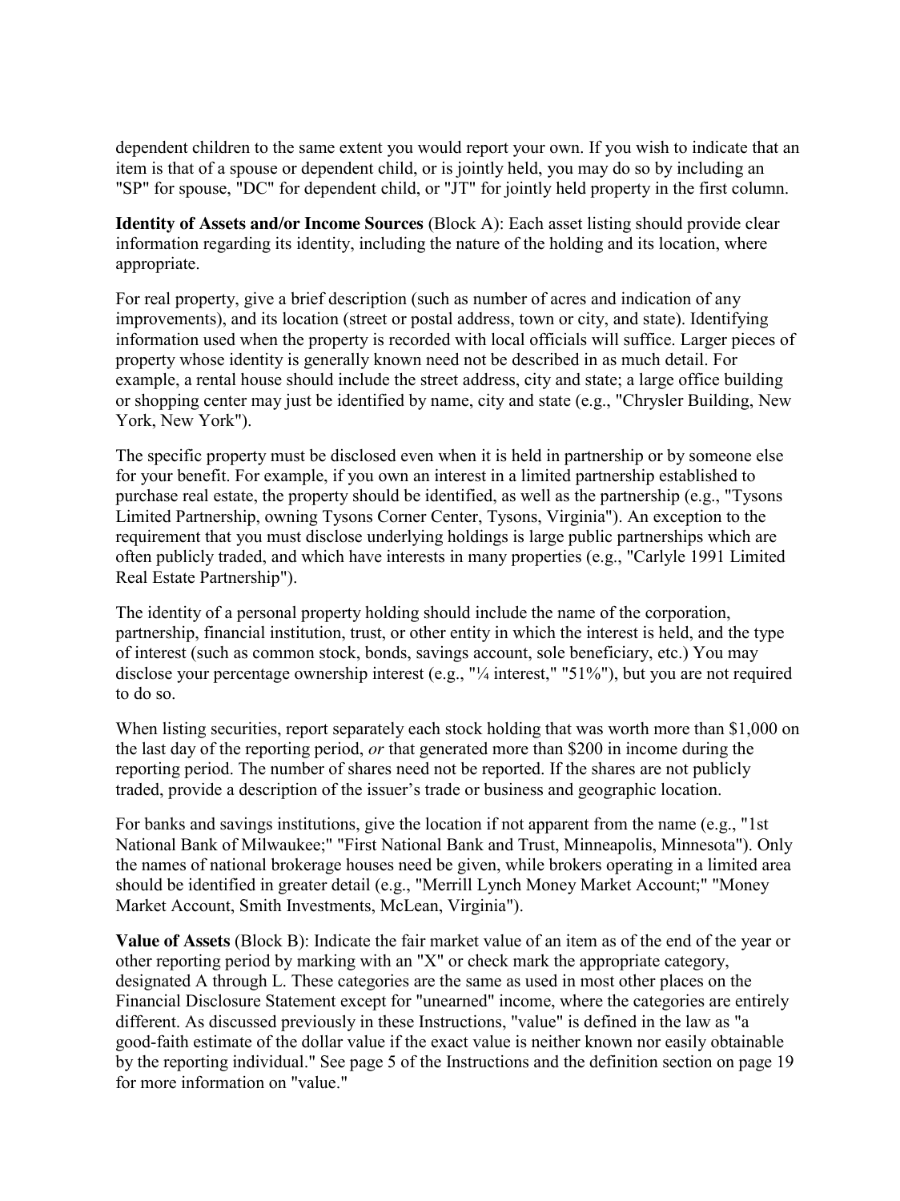dependent children to the same extent you would report your own. If you wish to indicate that an item is that of a spouse or dependent child, or is jointly held, you may do so by including an "SP" for spouse, "DC" for dependent child, or "JT" for jointly held property in the first column.

**Identity of Assets and/or Income Sources** (Block A): Each asset listing should provide clear information regarding its identity, including the nature of the holding and its location, where appropriate.

For real property, give a brief description (such as number of acres and indication of any improvements), and its location (street or postal address, town or city, and state). Identifying information used when the property is recorded with local officials will suffice. Larger pieces of property whose identity is generally known need not be described in as much detail. For example, a rental house should include the street address, city and state; a large office building or shopping center may just be identified by name, city and state (e.g., "Chrysler Building, New York, New York").

The specific property must be disclosed even when it is held in partnership or by someone else for your benefit. For example, if you own an interest in a limited partnership established to purchase real estate, the property should be identified, as well as the partnership (e.g., "Tysons Limited Partnership, owning Tysons Corner Center, Tysons, Virginia"). An exception to the requirement that you must disclose underlying holdings is large public partnerships which are often publicly traded, and which have interests in many properties (e.g., "Carlyle 1991 Limited Real Estate Partnership").

The identity of a personal property holding should include the name of the corporation, partnership, financial institution, trust, or other entity in which the interest is held, and the type of interest (such as common stock, bonds, savings account, sole beneficiary, etc.) You may disclose your percentage ownership interest (e.g., "¼ interest," "51%"), but you are not required to do so.

When listing securities, report separately each stock holding that was worth more than $1,000 on the last day of the reporting period, *or* that generated more than $200 in income during the reporting period. The number of shares need not be reported. If the shares are not publicly traded, provide a description of the issuer's trade or business and geographic location.

For banks and savings institutions, give the location if not apparent from the name (e.g., "1st National Bank of Milwaukee;" "First National Bank and Trust, Minneapolis, Minnesota"). Only the names of national brokerage houses need be given, while brokers operating in a limited area should be identified in greater detail (e.g., "Merrill Lynch Money Market Account;" "Money Market Account, Smith Investments, McLean, Virginia").

**Value of Assets** (Block B): Indicate the fair market value of an item as of the end of the year or other reporting period by marking with an "X" or check mark the appropriate category, designated A through L. These categories are the same as used in most other places on the Financial Disclosure Statement except for "unearned" income, where the categories are entirely different. As discussed previously in these Instructions, "value" is defined in the law as "a good-faith estimate of the dollar value if the exact value is neither known nor easily obtainable by the reporting individual." See page 5 of the Instructions and the definition section on page 19 for more information on "value."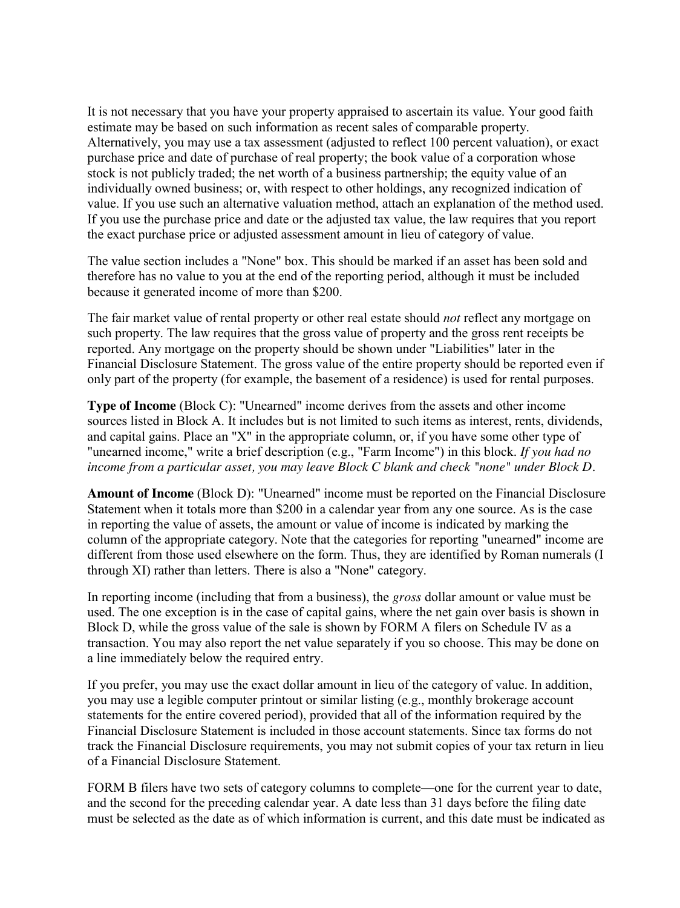It is not necessary that you have your property appraised to ascertain its value. Your good faith estimate may be based on such information as recent sales of comparable property. Alternatively, you may use a tax assessment (adjusted to reflect 100 percent valuation), or exact purchase price and date of purchase of real property; the book value of a corporation whose stock is not publicly traded; the net worth of a business partnership; the equity value of an individually owned business; or, with respect to other holdings, any recognized indication of value. If you use such an alternative valuation method, attach an explanation of the method used. If you use the purchase price and date or the adjusted tax value, the law requires that you report the exact purchase price or adjusted assessment amount in lieu of category of value.

The value section includes a "None" box. This should be marked if an asset has been sold and therefore has no value to you at the end of the reporting period, although it must be included because it generated income of more than $200.

The fair market value of rental property or other real estate should *not* reflect any mortgage on such property. The law requires that the gross value of property and the gross rent receipts be reported. Any mortgage on the property should be shown under "Liabilities" later in the Financial Disclosure Statement. The gross value of the entire property should be reported even if only part of the property (for example, the basement of a residence) is used for rental purposes.

**Type of Income** (Block C): "Unearned" income derives from the assets and other income sources listed in Block A. It includes but is not limited to such items as interest, rents, dividends, and capital gains. Place an "X" in the appropriate column, or, if you have some other type of "unearned income," write a brief description (e.g., "Farm Income") in this block. *If you had no income from a particular asset, you may leave Block C blank and check "none" under Block D.*

**Amount of Income** (Block D): "Unearned" income must be reported on the Financial Disclosure Statement when it totals more than $200 in a calendar year from any one source. As is the case in reporting the value of assets, the amount or value of income is indicated by marking the column of the appropriate category. Note that the categories for reporting "unearned" income are different from those used elsewhere on the form. Thus, they are identified by Roman numerals (I through XI) rather than letters. There is also a "None" category.

In reporting income (including that from a business), the *gross* dollar amount or value must be used. The one exception is in the case of capital gains, where the net gain over basis is shown in Block D, while the gross value of the sale is shown by FORM A filers on Schedule IV as a transaction. You may also report the net value separately if you so choose. This may be done on a line immediately below the required entry.

If you prefer, you may use the exact dollar amount in lieu of the category of value. In addition, you may use a legible computer printout or similar listing (e.g., monthly brokerage account statements for the entire covered period), provided that all of the information required by the Financial Disclosure Statement is included in those account statements. Since tax forms do not track the Financial Disclosure requirements, you may not submit copies of your tax return in lieu of a Financial Disclosure Statement.

FORM B filers have two sets of category columns to complete—one for the current year to date, and the second for the preceding calendar year. A date less than 31 days before the filing date must be selected as the date as of which information is current, and this date must be indicated as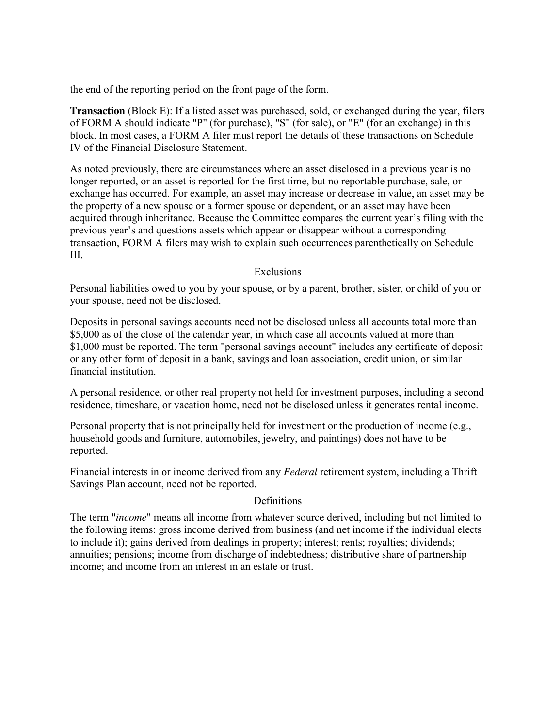the end of the reporting period on the front page of the form.

**Transaction** (Block E): If a listed asset was purchased, sold, or exchanged during the year, filers of FORM A should indicate "P" (for purchase), "S" (for sale), or "E" (for an exchange) in this block. In most cases, a FORM A filer must report the details of these transactions on Schedule IV of the Financial Disclosure Statement.

As noted previously, there are circumstances where an asset disclosed in a previous year is no longer reported, or an asset is reported for the first time, but no reportable purchase, sale, or exchange has occurred. For example, an asset may increase or decrease in value, an asset may be the property of a new spouse or a former spouse or dependent, or an asset may have been acquired through inheritance. Because the Committee compares the current year's filing with the previous year's and questions assets which appear or disappear without a corresponding transaction, FORM A filers may wish to explain such occurrences parenthetically on Schedule III.

## Exclusions

Personal liabilities owed to you by your spouse, or by a parent, brother, sister, or child of you or your spouse, need not be disclosed.

Deposits in personal savings accounts need not be disclosed unless all accounts total more than $5,000 as of the close of the calendar year, in which case all accounts valued at more than $1,000 must be reported. The term "personal savings account" includes any certificate of deposit or any other form of deposit in a bank, savings and loan association, credit union, or similar financial institution.

A personal residence, or other real property not held for investment purposes, including a second residence, timeshare, or vacation home, need not be disclosed unless it generates rental income.

Personal property that is not principally held for investment or the production of income (e.g., household goods and furniture, automobiles, jewelry, and paintings) does not have to be reported.

Financial interests in or income derived from any *Federal* retirement system, including a Thrift Savings Plan account, need not be reported.

## Definitions

The term "*income*" means all income from whatever source derived, including but not limited to the following items: gross income derived from business (and net income if the individual elects to include it); gains derived from dealings in property; interest; rents; royalties; dividends; annuities; pensions; income from discharge of indebtedness; distributive share of partnership income; and income from an interest in an estate or trust.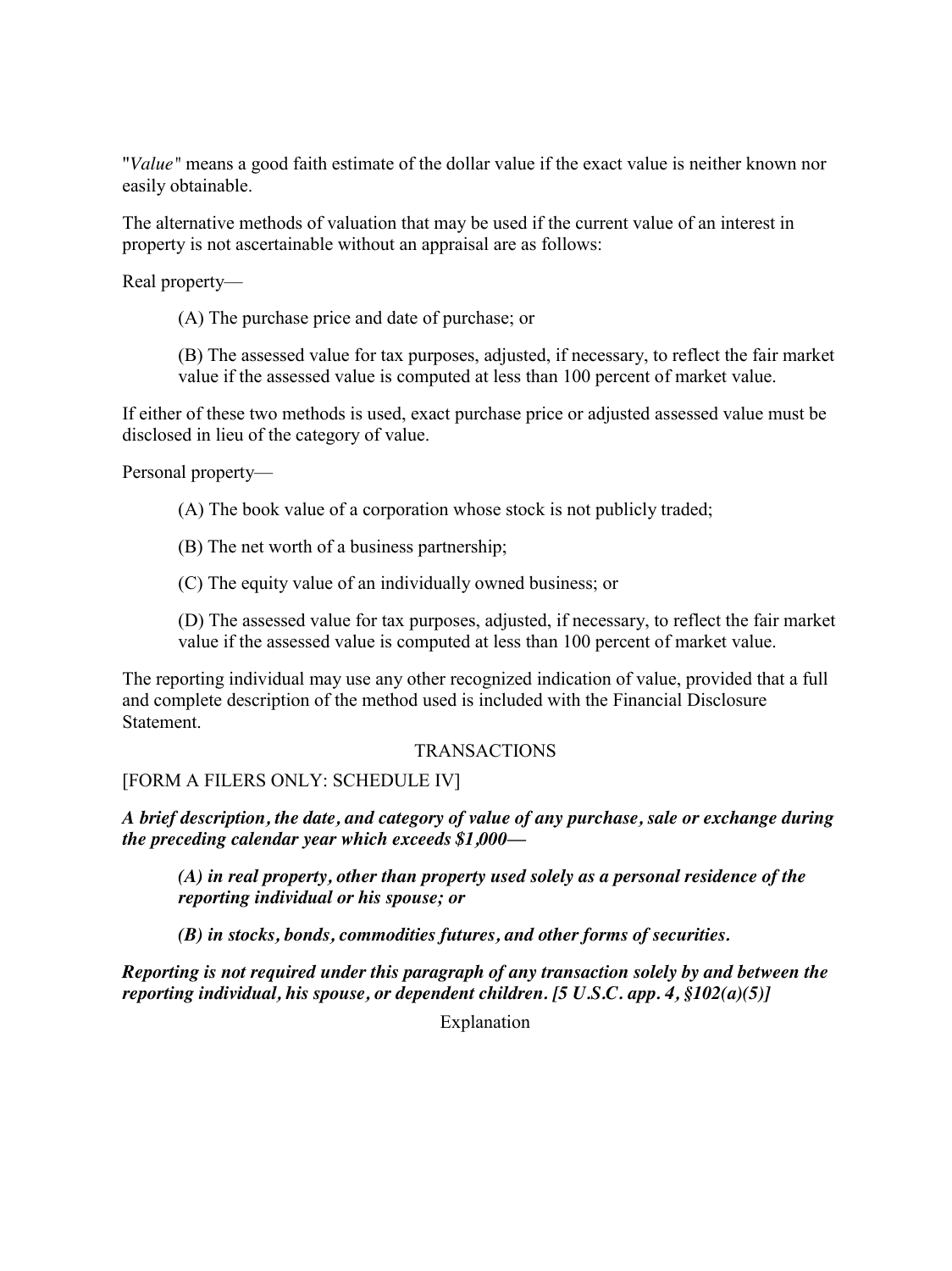"*Value*" means a good faith estimate of the dollar value if the exact value is neither known nor easily obtainable.

The alternative methods of valuation that may be used if the current value of an interest in property is not ascertainable without an appraisal are as follows:

Real property—

(A) The purchase price and date of purchase; or

(B) The assessed value for tax purposes, adjusted, if necessary, to reflect the fair market value if the assessed value is computed at less than 100 percent of market value.

If either of these two methods is used, exact purchase price or adjusted assessed value must be disclosed in lieu of the category of value.

Personal property—

(A) The book value of a corporation whose stock is not publicly traded;

(B) The net worth of a business partnership;

(C) The equity value of an individually owned business; or

(D) The assessed value for tax purposes, adjusted, if necessary, to reflect the fair market value if the assessed value is computed at less than 100 percent of market value.

The reporting individual may use any other recognized indication of value, provided that a full and complete description of the method used is included with the Financial Disclosure Statement.

## TRANSACTIONS

[FORM A FILERS ONLY: SCHEDULE IV]

***A brief description, the date, and category of value of any purchase, sale or exchange during the preceding calendar year which exceeds $1,000—***

***(A) in real property, other than property used solely as a personal residence of the reporting individual or his spouse; or***

***(B) in stocks, bonds, commodities futures, and other forms of securities.***

***Reporting is not required under this paragraph of any transaction solely by and between the reporting individual, his spouse, or dependent children. [5 U.S.C. app. 4, §102(a)(5)]***

Explanation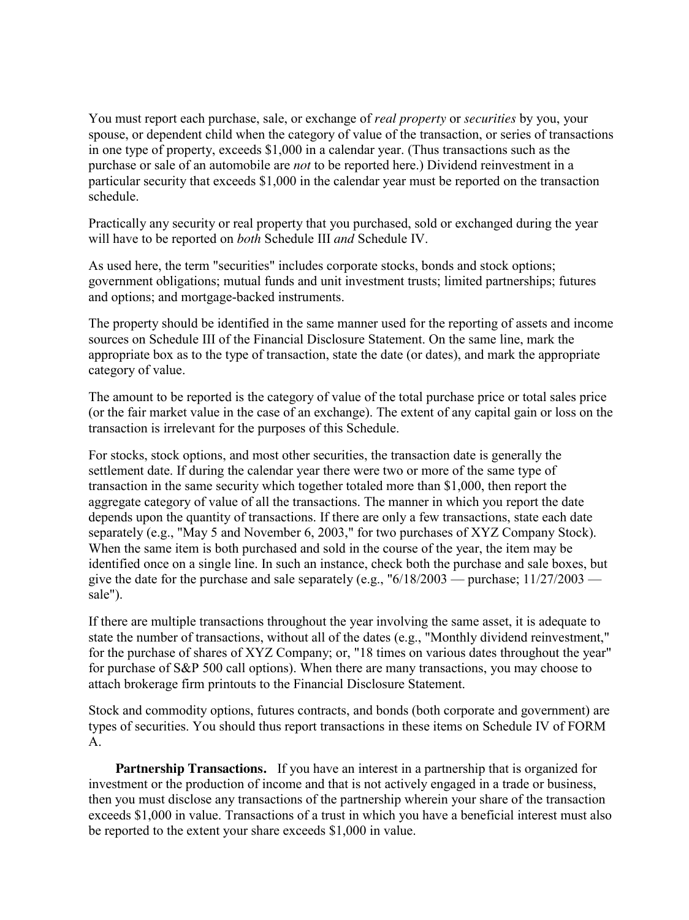You must report each purchase, sale, or exchange of *real property* or *securities* by you, your spouse, or dependent child when the category of value of the transaction, or series of transactions in one type of property, exceeds $1,000 in a calendar year. (Thus transactions such as the purchase or sale of an automobile are *not* to be reported here.) Dividend reinvestment in a particular security that exceeds $1,000 in the calendar year must be reported on the transaction schedule.

Practically any security or real property that you purchased, sold or exchanged during the year will have to be reported on *both* Schedule III *and* Schedule IV.

As used here, the term "securities" includes corporate stocks, bonds and stock options; government obligations; mutual funds and unit investment trusts; limited partnerships; futures and options; and mortgage-backed instruments.

The property should be identified in the same manner used for the reporting of assets and income sources on Schedule III of the Financial Disclosure Statement. On the same line, mark the appropriate box as to the type of transaction, state the date (or dates), and mark the appropriate category of value.

The amount to be reported is the category of value of the total purchase price or total sales price (or the fair market value in the case of an exchange). The extent of any capital gain or loss on the transaction is irrelevant for the purposes of this Schedule.

For stocks, stock options, and most other securities, the transaction date is generally the settlement date. If during the calendar year there were two or more of the same type of transaction in the same security which together totaled more than $1,000, then report the aggregate category of value of all the transactions. The manner in which you report the date depends upon the quantity of transactions. If there are only a few transactions, state each date separately (e.g., "May 5 and November 6, 2003," for two purchases of XYZ Company Stock). When the same item is both purchased and sold in the course of the year, the item may be identified once on a single line. In such an instance, check both the purchase and sale boxes, but give the date for the purchase and sale separately (e.g., "6/18/2003 — purchase; 11/27/2003 — sale").

If there are multiple transactions throughout the year involving the same asset, it is adequate to state the number of transactions, without all of the dates (e.g., "Monthly dividend reinvestment," for the purchase of shares of XYZ Company; or, "18 times on various dates throughout the year" for purchase of S&P 500 call options). When there are many transactions, you may choose to attach brokerage firm printouts to the Financial Disclosure Statement.

Stock and commodity options, futures contracts, and bonds (both corporate and government) are types of securities. You should thus report transactions in these items on Schedule IV of FORM A.

**Partnership Transactions.** If you have an interest in a partnership that is organized for investment or the production of income and that is not actively engaged in a trade or business, then you must disclose any transactions of the partnership wherein your share of the transaction exceeds $1,000 in value. Transactions of a trust in which you have a beneficial interest must also be reported to the extent your share exceeds $1,000 in value.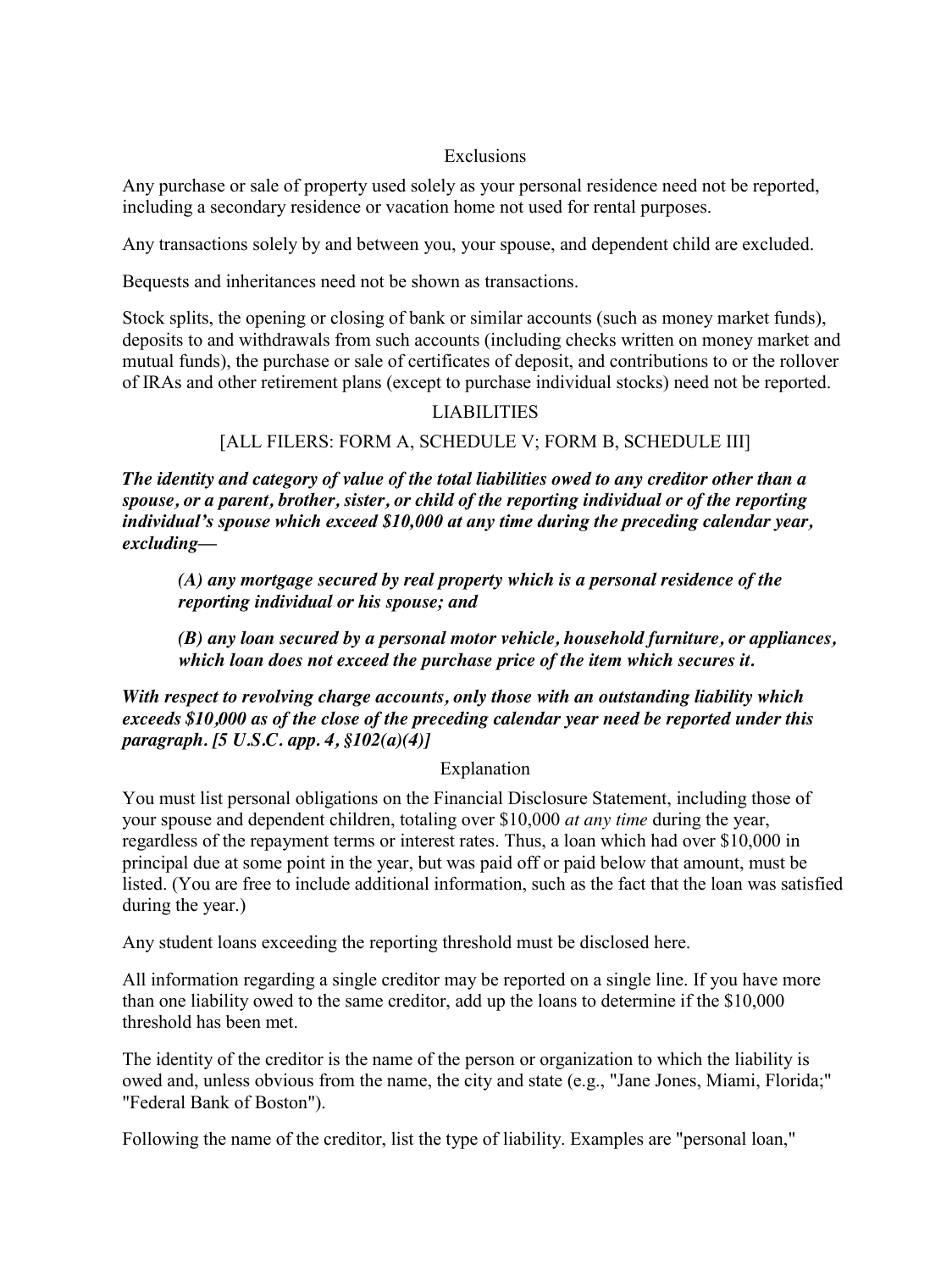### Exclusions

Any purchase or sale of property used solely as your personal residence need not be reported, including a secondary residence or vacation home not used for rental purposes.

Any transactions solely by and between you, your spouse, and dependent child are excluded.

Bequests and inheritances need not be shown as transactions.

Stock splits, the opening or closing of bank or similar accounts (such as money market funds), deposits to and withdrawals from such accounts (including checks written on money market and mutual funds), the purchase or sale of certificates of deposit, and contributions to or the rollover of IRAs and other retirement plans (except to purchase individual stocks) need not be reported.

## LIABILITIES

### [ALL FILERS: FORM A, SCHEDULE V; FORM B, SCHEDULE III]

***The identity and category of value of the total liabilities owed to any creditor other than a spouse, or a parent, brother, sister, or child of the reporting individual or of the reporting individual's spouse which exceed $10,000 at any time during the preceding calendar year, excluding—***

> ***(A) any mortgage secured by real property which is a personal residence of the reporting individual or his spouse; and***
>
> ***(B) any loan secured by a personal motor vehicle, household furniture, or appliances, which loan does not exceed the purchase price of the item which secures it.***

***With respect to revolving charge accounts, only those with an outstanding liability which exceeds $10,000 as of the close of the preceding calendar year need be reported under this paragraph. [5 U.S.C. app. 4, §102(a)(4)]***

### Explanation

You must list personal obligations on the Financial Disclosure Statement, including those of your spouse and dependent children, totaling over $10,000 *at any time* during the year, regardless of the repayment terms or interest rates. Thus, a loan which had over $10,000 in principal due at some point in the year, but was paid off or paid below that amount, must be listed. (You are free to include additional information, such as the fact that the loan was satisfied during the year.)

Any student loans exceeding the reporting threshold must be disclosed here.

All information regarding a single creditor may be reported on a single line. If you have more than one liability owed to the same creditor, add up the loans to determine if the $10,000 threshold has been met.

The identity of the creditor is the name of the person or organization to which the liability is owed and, unless obvious from the name, the city and state (e.g., "Jane Jones, Miami, Florida;" "Federal Bank of Boston").

Following the name of the creditor, list the type of liability. Examples are "personal loan,"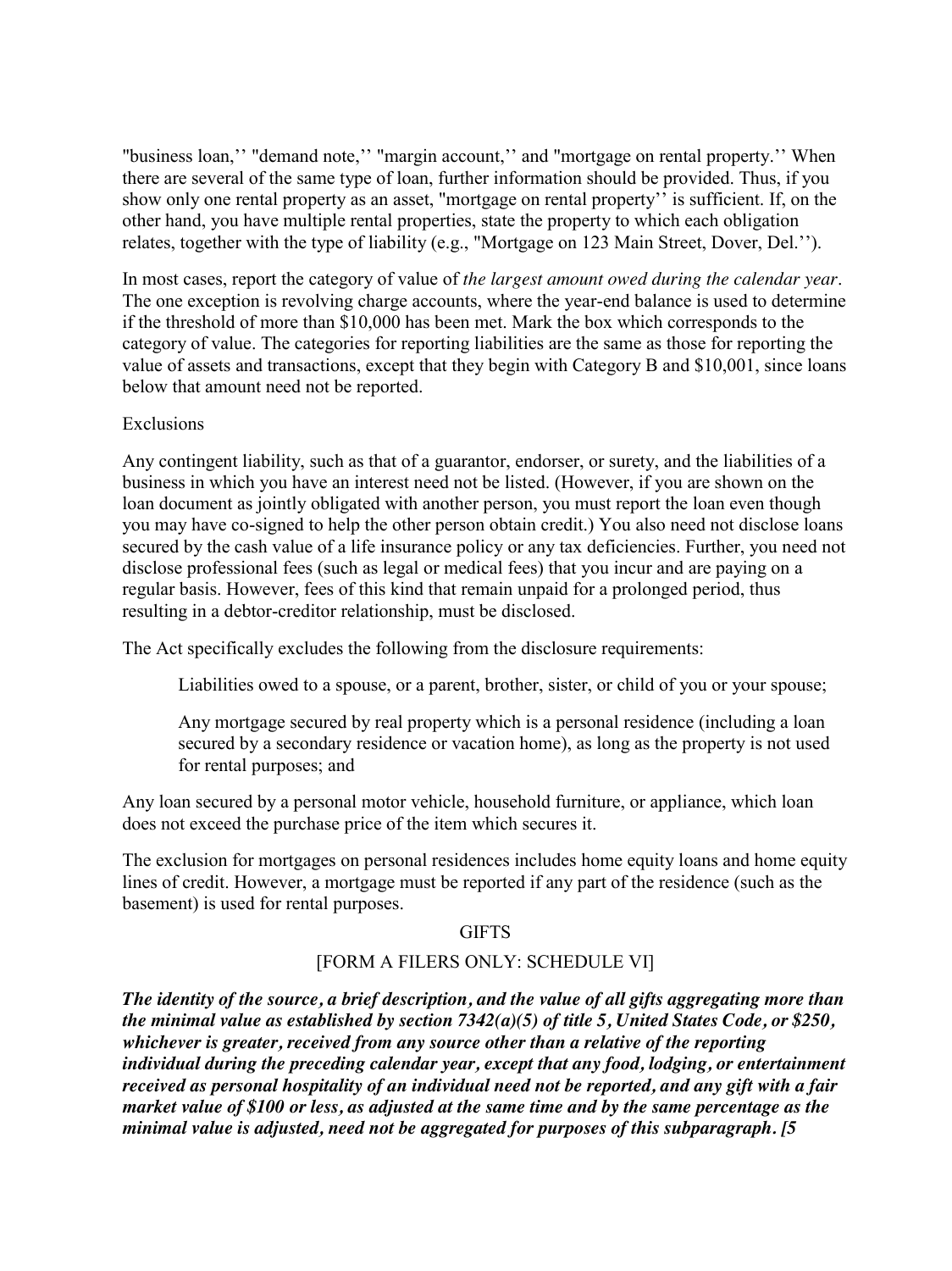"business loan,'' "demand note,'' "margin account,'' and "mortgage on rental property.'' When there are several of the same type of loan, further information should be provided. Thus, if you show only one rental property as an asset, "mortgage on rental property'' is sufficient. If, on the other hand, you have multiple rental properties, state the property to which each obligation relates, together with the type of liability (e.g., "Mortgage on 123 Main Street, Dover, Del.'').

In most cases, report the category of value of *the largest amount owed during the calendar year*. The one exception is revolving charge accounts, where the year-end balance is used to determine if the threshold of more than $10,000 has been met. Mark the box which corresponds to the category of value. The categories for reporting liabilities are the same as those for reporting the value of assets and transactions, except that they begin with Category B and $10,001, since loans below that amount need not be reported.

Exclusions

Any contingent liability, such as that of a guarantor, endorser, or surety, and the liabilities of a business in which you have an interest need not be listed. (However, if you are shown on the loan document as jointly obligated with another person, you must report the loan even though you may have co-signed to help the other person obtain credit.) You also need not disclose loans secured by the cash value of a life insurance policy or any tax deficiencies. Further, you need not disclose professional fees (such as legal or medical fees) that you incur and are paying on a regular basis. However, fees of this kind that remain unpaid for a prolonged period, thus resulting in a debtor-creditor relationship, must be disclosed.

The Act specifically excludes the following from the disclosure requirements:

> Liabilities owed to a spouse, or a parent, brother, sister, or child of you or your spouse;
>
> Any mortgage secured by real property which is a personal residence (including a loan secured by a secondary residence or vacation home), as long as the property is not used for rental purposes; and

Any loan secured by a personal motor vehicle, household furniture, or appliance, which loan does not exceed the purchase price of the item which secures it.

The exclusion for mortgages on personal residences includes home equity loans and home equity lines of credit. However, a mortgage must be reported if any part of the residence (such as the basement) is used for rental purposes.

GIFTS

[FORM A FILERS ONLY: SCHEDULE VI]

***The identity of the source, a brief description, and the value of all gifts aggregating more than the minimal value as established by section 7342(a)(5) of title 5, United States Code, or $250, whichever is greater, received from any source other than a relative of the reporting individual during the preceding calendar year, except that any food, lodging, or entertainment received as personal hospitality of an individual need not be reported, and any gift with a fair market value of $100 or less, as adjusted at the same time and by the same percentage as the minimal value is adjusted, need not be aggregated for purposes of this subparagraph. [5***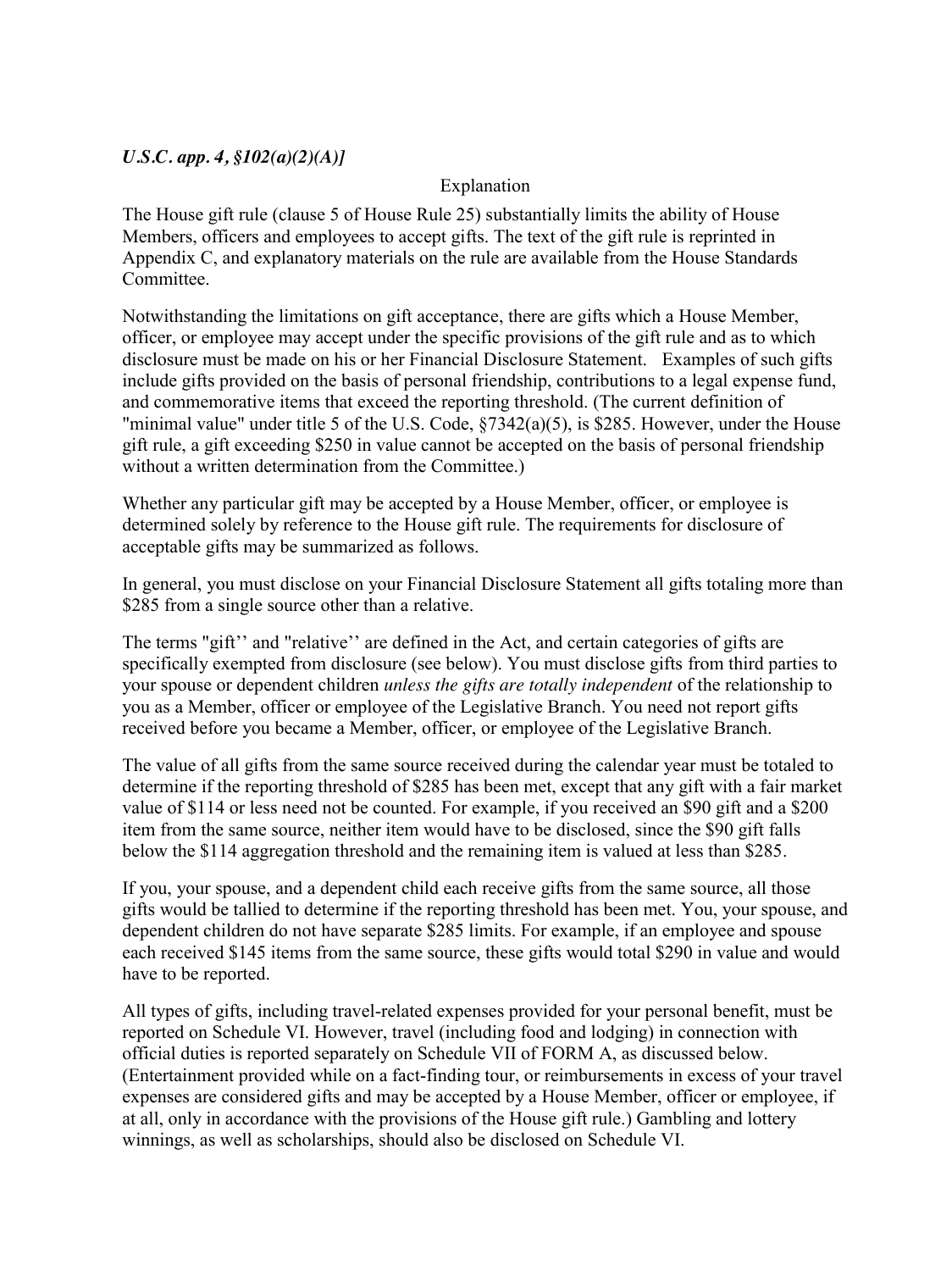*U.S.C. app. 4, §102(a)(2)(A)]*

Explanation

The House gift rule (clause 5 of House Rule 25) substantially limits the ability of House Members, officers and employees to accept gifts. The text of the gift rule is reprinted in Appendix C, and explanatory materials on the rule are available from the House Standards Committee.

Notwithstanding the limitations on gift acceptance, there are gifts which a House Member, officer, or employee may accept under the specific provisions of the gift rule and as to which disclosure must be made on his or her Financial Disclosure Statement. Examples of such gifts include gifts provided on the basis of personal friendship, contributions to a legal expense fund, and commemorative items that exceed the reporting threshold. (The current definition of "minimal value" under title 5 of the U.S. Code, §7342(a)(5), is $285. However, under the House gift rule, a gift exceeding $250 in value cannot be accepted on the basis of personal friendship without a written determination from the Committee.)

Whether any particular gift may be accepted by a House Member, officer, or employee is determined solely by reference to the House gift rule. The requirements for disclosure of acceptable gifts may be summarized as follows.

In general, you must disclose on your Financial Disclosure Statement all gifts totaling more than $285 from a single source other than a relative.

The terms "gift'' and "relative'' are defined in the Act, and certain categories of gifts are specifically exempted from disclosure (see below). You must disclose gifts from third parties to your spouse or dependent children *unless the gifts are totally independent* of the relationship to you as a Member, officer or employee of the Legislative Branch. You need not report gifts received before you became a Member, officer, or employee of the Legislative Branch.

The value of all gifts from the same source received during the calendar year must be totaled to determine if the reporting threshold of $285 has been met, except that any gift with a fair market value of $114 or less need not be counted. For example, if you received an $90 gift and a $200 item from the same source, neither item would have to be disclosed, since the $90 gift falls below the $114 aggregation threshold and the remaining item is valued at less than $285.

If you, your spouse, and a dependent child each receive gifts from the same source, all those gifts would be tallied to determine if the reporting threshold has been met. You, your spouse, and dependent children do not have separate $285 limits. For example, if an employee and spouse each received $145 items from the same source, these gifts would total $290 in value and would have to be reported.

All types of gifts, including travel-related expenses provided for your personal benefit, must be reported on Schedule VI. However, travel (including food and lodging) in connection with official duties is reported separately on Schedule VII of FORM A, as discussed below. (Entertainment provided while on a fact-finding tour, or reimbursements in excess of your travel expenses are considered gifts and may be accepted by a House Member, officer or employee, if at all, only in accordance with the provisions of the House gift rule.) Gambling and lottery winnings, as well as scholarships, should also be disclosed on Schedule VI.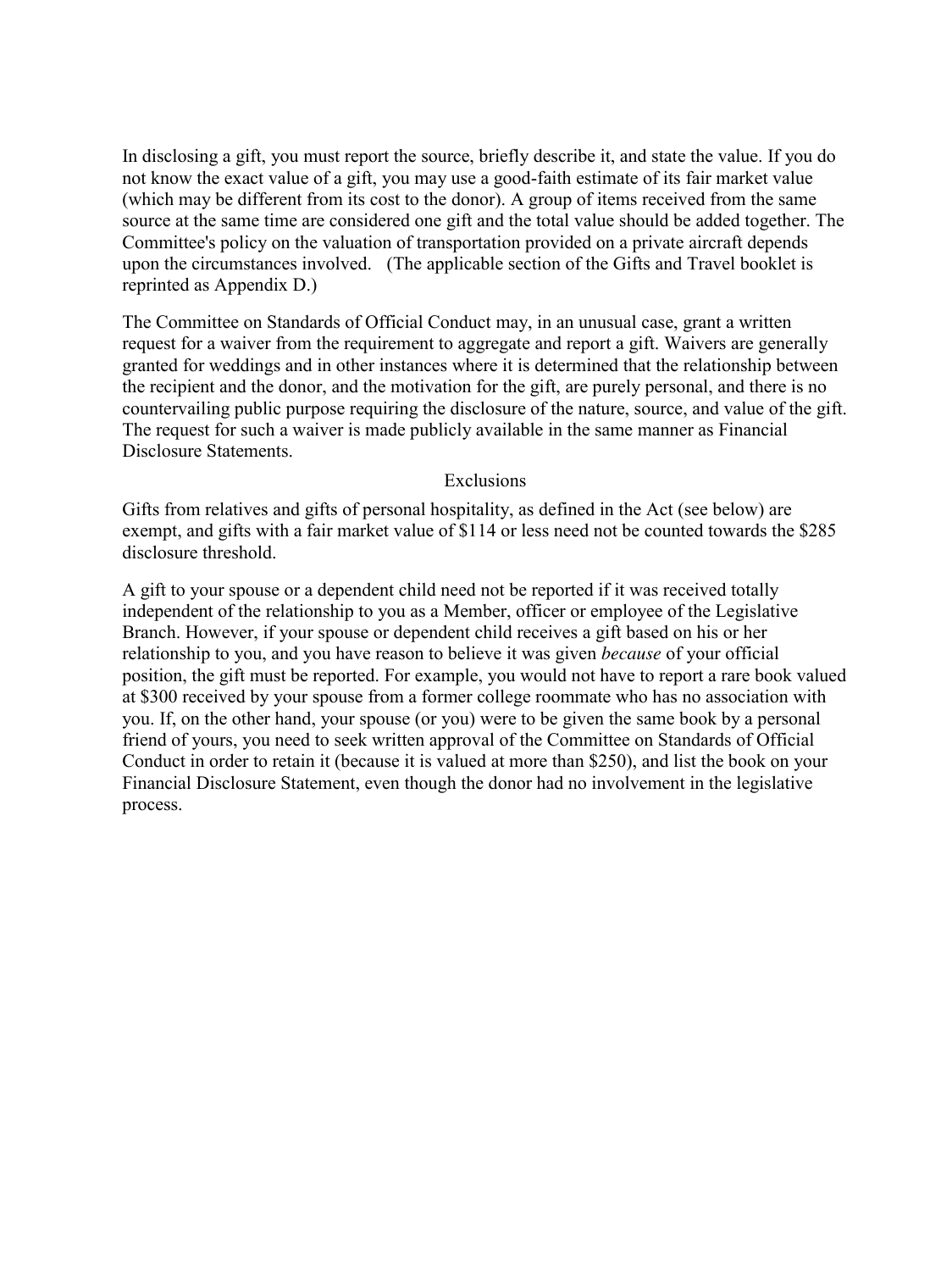In disclosing a gift, you must report the source, briefly describe it, and state the value. If you do not know the exact value of a gift, you may use a good-faith estimate of its fair market value (which may be different from its cost to the donor). A group of items received from the same source at the same time are considered one gift and the total value should be added together. The Committee's policy on the valuation of transportation provided on a private aircraft depends upon the circumstances involved. (The applicable section of the Gifts and Travel booklet is reprinted as Appendix D.)

The Committee on Standards of Official Conduct may, in an unusual case, grant a written request for a waiver from the requirement to aggregate and report a gift. Waivers are generally granted for weddings and in other instances where it is determined that the relationship between the recipient and the donor, and the motivation for the gift, are purely personal, and there is no countervailing public purpose requiring the disclosure of the nature, source, and value of the gift. The request for such a waiver is made publicly available in the same manner as Financial Disclosure Statements.

## Exclusions

Gifts from relatives and gifts of personal hospitality, as defined in the Act (see below) are exempt, and gifts with a fair market value of $114 or less need not be counted towards the $285 disclosure threshold.

A gift to your spouse or a dependent child need not be reported if it was received totally independent of the relationship to you as a Member, officer or employee of the Legislative Branch. However, if your spouse or dependent child receives a gift based on his or her relationship to you, and you have reason to believe it was given *because* of your official position, the gift must be reported. For example, you would not have to report a rare book valued at $300 received by your spouse from a former college roommate who has no association with you. If, on the other hand, your spouse (or you) were to be given the same book by a personal friend of yours, you need to seek written approval of the Committee on Standards of Official Conduct in order to retain it (because it is valued at more than $250), and list the book on your Financial Disclosure Statement, even though the donor had no involvement in the legislative process.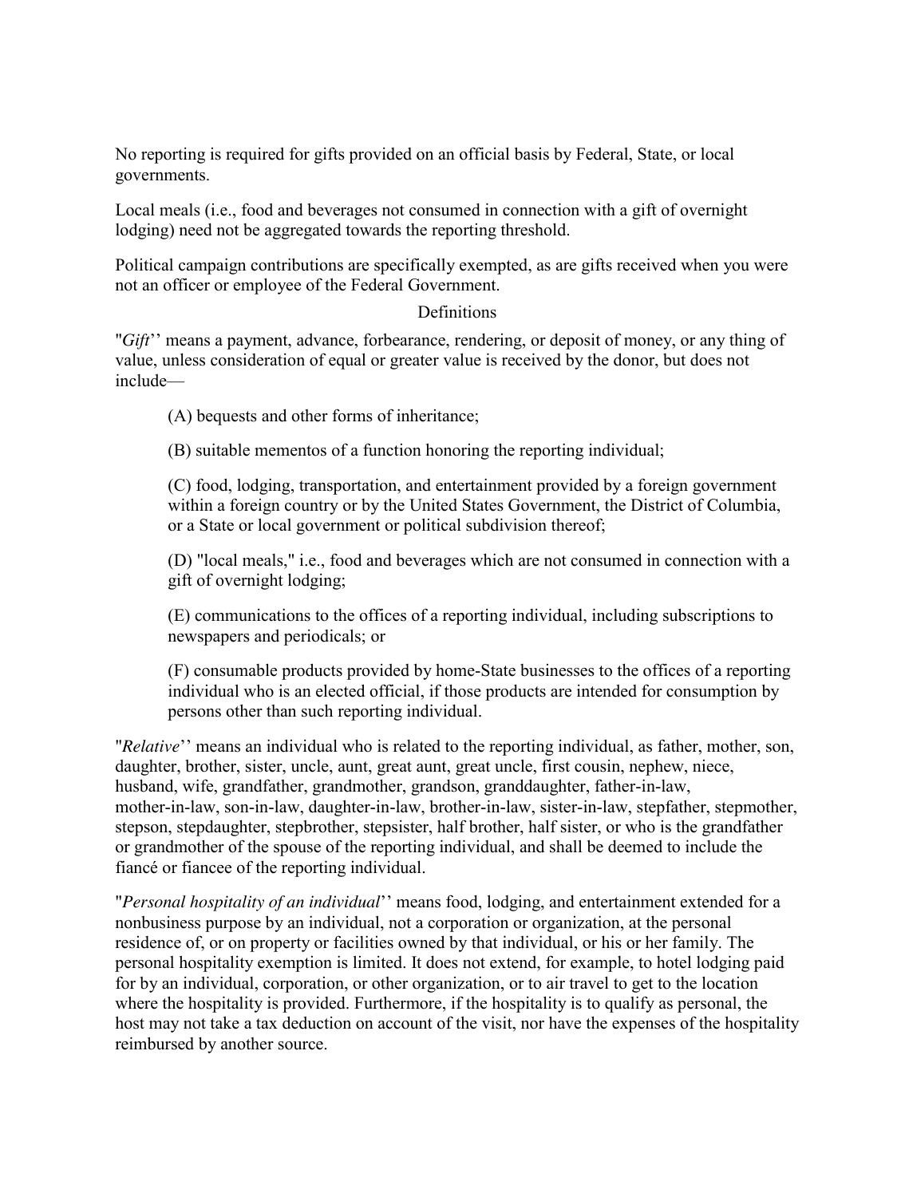No reporting is required for gifts provided on an official basis by Federal, State, or local governments.

Local meals (i.e., food and beverages not consumed in connection with a gift of overnight lodging) need not be aggregated towards the reporting threshold.

Political campaign contributions are specifically exempted, as are gifts received when you were not an officer or employee of the Federal Government.

Definitions

"*Gift*'' means a payment, advance, forbearance, rendering, or deposit of money, or any thing of value, unless consideration of equal or greater value is received by the donor, but does not include—

> (A) bequests and other forms of inheritance;
>
> (B) suitable mementos of a function honoring the reporting individual;
>
> (C) food, lodging, transportation, and entertainment provided by a foreign government within a foreign country or by the United States Government, the District of Columbia, or a State or local government or political subdivision thereof;
>
> (D) "local meals," i.e., food and beverages which are not consumed in connection with a gift of overnight lodging;
>
> (E) communications to the offices of a reporting individual, including subscriptions to newspapers and periodicals; or
>
> (F) consumable products provided by home-State businesses to the offices of a reporting individual who is an elected official, if those products are intended for consumption by persons other than such reporting individual.

"*Relative*'' means an individual who is related to the reporting individual, as father, mother, son, daughter, brother, sister, uncle, aunt, great aunt, great uncle, first cousin, nephew, niece, husband, wife, grandfather, grandmother, grandson, granddaughter, father-in-law, mother-in-law, son-in-law, daughter-in-law, brother-in-law, sister-in-law, stepfather, stepmother, stepson, stepdaughter, stepbrother, stepsister, half brother, half sister, or who is the grandfather or grandmother of the spouse of the reporting individual, and shall be deemed to include the fiancé or fiancee of the reporting individual.

"*Personal hospitality of an individual*'' means food, lodging, and entertainment extended for a nonbusiness purpose by an individual, not a corporation or organization, at the personal residence of, or on property or facilities owned by that individual, or his or her family. The personal hospitality exemption is limited. It does not extend, for example, to hotel lodging paid for by an individual, corporation, or other organization, or to air travel to get to the location where the hospitality is provided. Furthermore, if the hospitality is to qualify as personal, the host may not take a tax deduction on account of the visit, nor have the expenses of the hospitality reimbursed by another source.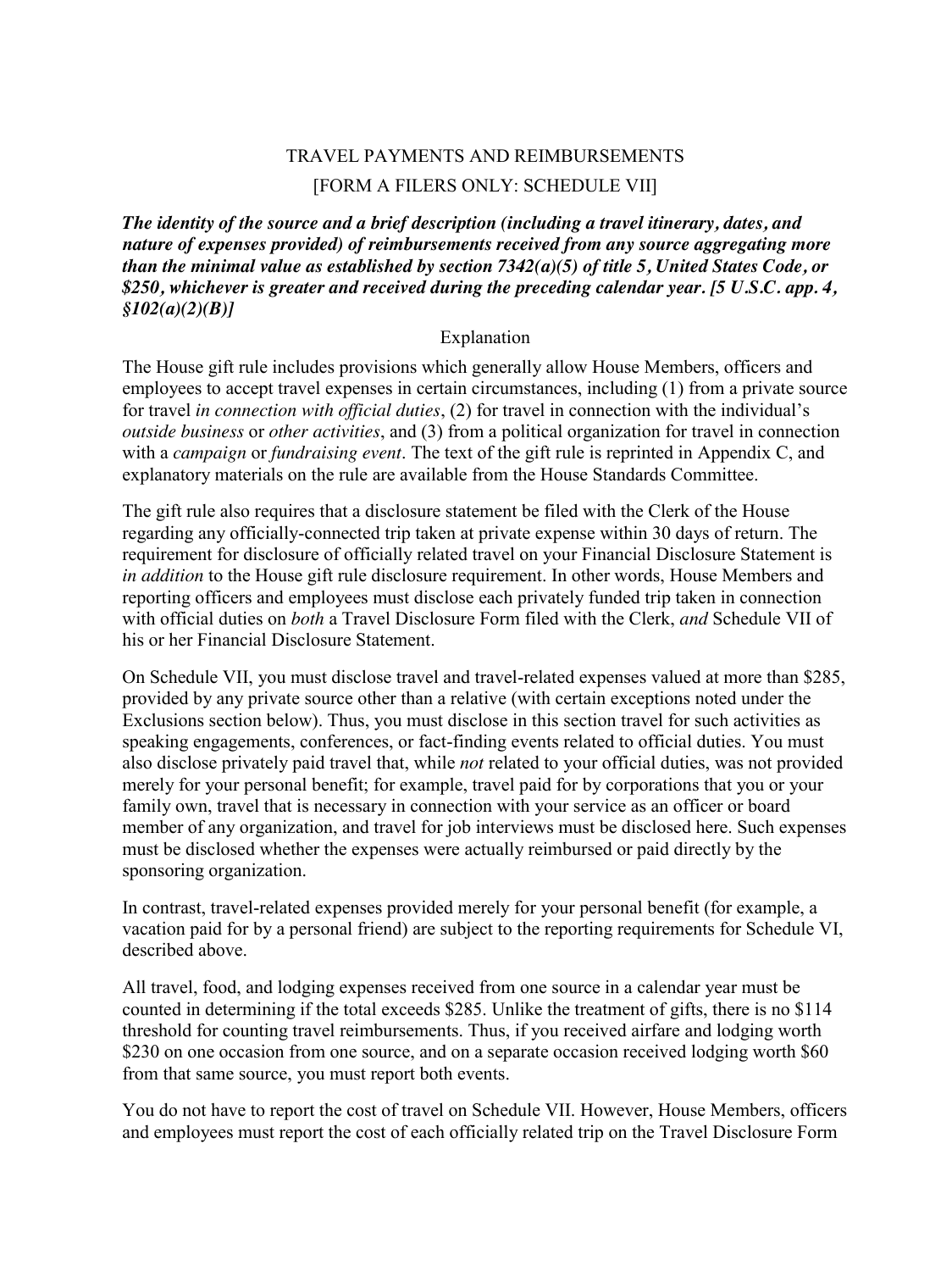# TRAVEL PAYMENTS AND REIMBURSEMENTS

## [FORM A FILERS ONLY: SCHEDULE VII]

***The identity of the source and a brief description (including a travel itinerary, dates, and nature of expenses provided) of reimbursements received from any source aggregating more than the minimal value as established by section 7342(a)(5) of title 5, United States Code, or $250, whichever is greater and received during the preceding calendar year. [5 U.S.C. app. 4, §102(a)(2)(B)]***

Explanation

The House gift rule includes provisions which generally allow House Members, officers and employees to accept travel expenses in certain circumstances, including (1) from a private source for travel *in connection with official duties*, (2) for travel in connection with the individual's *outside business* or *other activities*, and (3) from a political organization for travel in connection with a *campaign* or *fundraising event*. The text of the gift rule is reprinted in Appendix C, and explanatory materials on the rule are available from the House Standards Committee.

The gift rule also requires that a disclosure statement be filed with the Clerk of the House regarding any officially-connected trip taken at private expense within 30 days of return. The requirement for disclosure of officially related travel on your Financial Disclosure Statement is *in addition* to the House gift rule disclosure requirement. In other words, House Members and reporting officers and employees must disclose each privately funded trip taken in connection with official duties on *both* a Travel Disclosure Form filed with the Clerk, *and* Schedule VII of his or her Financial Disclosure Statement.

On Schedule VII, you must disclose travel and travel-related expenses valued at more than $285, provided by any private source other than a relative (with certain exceptions noted under the Exclusions section below). Thus, you must disclose in this section travel for such activities as speaking engagements, conferences, or fact-finding events related to official duties. You must also disclose privately paid travel that, while *not* related to your official duties, was not provided merely for your personal benefit; for example, travel paid for by corporations that you or your family own, travel that is necessary in connection with your service as an officer or board member of any organization, and travel for job interviews must be disclosed here. Such expenses must be disclosed whether the expenses were actually reimbursed or paid directly by the sponsoring organization.

In contrast, travel-related expenses provided merely for your personal benefit (for example, a vacation paid for by a personal friend) are subject to the reporting requirements for Schedule VI, described above.

All travel, food, and lodging expenses received from one source in a calendar year must be counted in determining if the total exceeds $285. Unlike the treatment of gifts, there is no $114 threshold for counting travel reimbursements. Thus, if you received airfare and lodging worth $230 on one occasion from one source, and on a separate occasion received lodging worth $60 from that same source, you must report both events.

You do not have to report the cost of travel on Schedule VII. However, House Members, officers and employees must report the cost of each officially related trip on the Travel Disclosure Form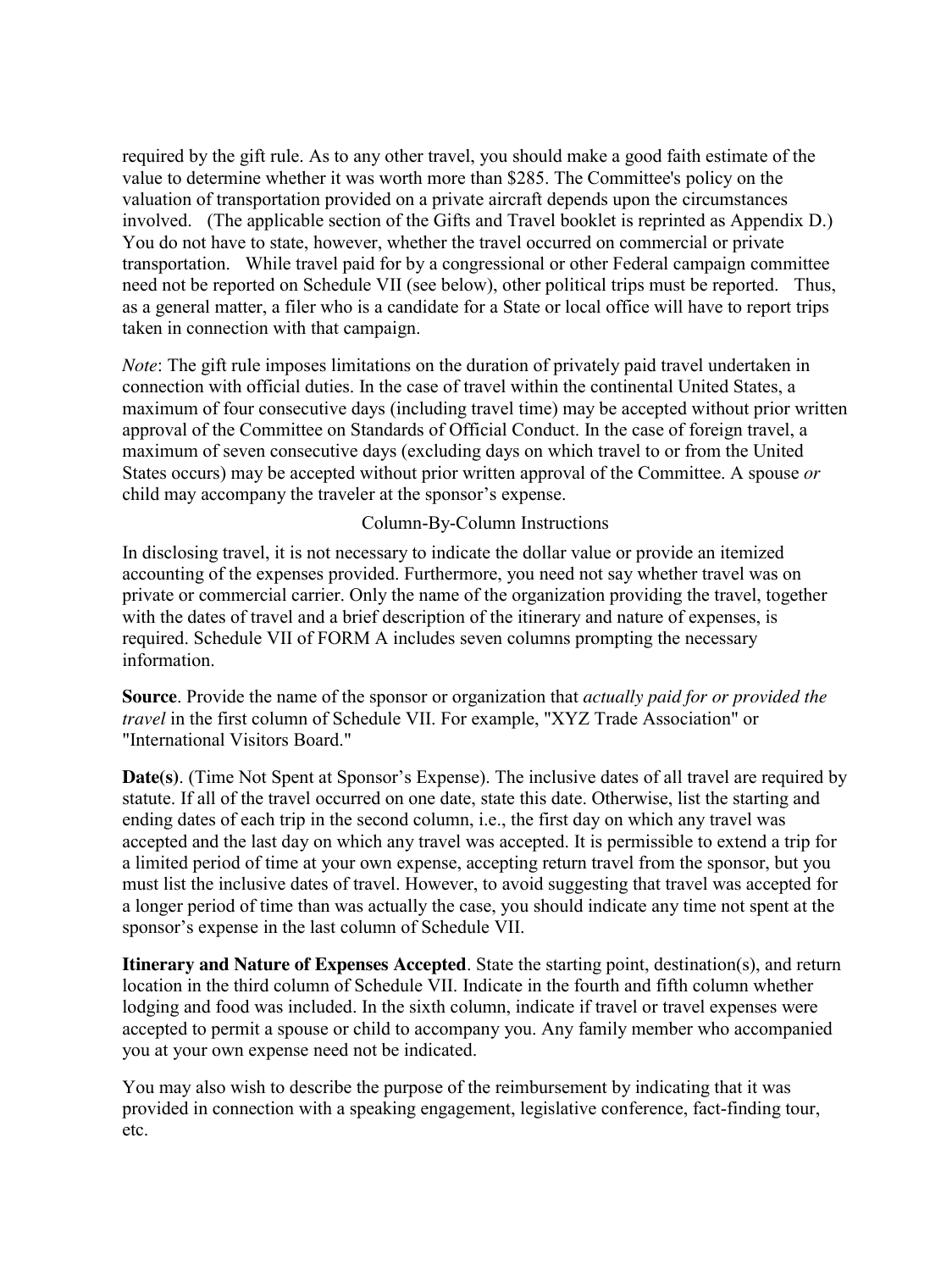required by the gift rule. As to any other travel, you should make a good faith estimate of the value to determine whether it was worth more than $285. The Committee's policy on the valuation of transportation provided on a private aircraft depends upon the circumstances involved. (The applicable section of the Gifts and Travel booklet is reprinted as Appendix D.) You do not have to state, however, whether the travel occurred on commercial or private transportation. While travel paid for by a congressional or other Federal campaign committee need not be reported on Schedule VII (see below), other political trips must be reported. Thus, as a general matter, a filer who is a candidate for a State or local office will have to report trips taken in connection with that campaign.

*Note*: The gift rule imposes limitations on the duration of privately paid travel undertaken in connection with official duties. In the case of travel within the continental United States, a maximum of four consecutive days (including travel time) may be accepted without prior written approval of the Committee on Standards of Official Conduct. In the case of foreign travel, a maximum of seven consecutive days (excluding days on which travel to or from the United States occurs) may be accepted without prior written approval of the Committee. A spouse *or* child may accompany the traveler at the sponsor's expense.

## Column-By-Column Instructions

In disclosing travel, it is not necessary to indicate the dollar value or provide an itemized accounting of the expenses provided. Furthermore, you need not say whether travel was on private or commercial carrier. Only the name of the organization providing the travel, together with the dates of travel and a brief description of the itinerary and nature of expenses, is required. Schedule VII of FORM A includes seven columns prompting the necessary information.

**Source**. Provide the name of the sponsor or organization that *actually paid for or provided the travel* in the first column of Schedule VII. For example, "XYZ Trade Association" or "International Visitors Board."

**Date(s)**. (Time Not Spent at Sponsor's Expense). The inclusive dates of all travel are required by statute. If all of the travel occurred on one date, state this date. Otherwise, list the starting and ending dates of each trip in the second column, i.e., the first day on which any travel was accepted and the last day on which any travel was accepted. It is permissible to extend a trip for a limited period of time at your own expense, accepting return travel from the sponsor, but you must list the inclusive dates of travel. However, to avoid suggesting that travel was accepted for a longer period of time than was actually the case, you should indicate any time not spent at the sponsor's expense in the last column of Schedule VII.

**Itinerary and Nature of Expenses Accepted**. State the starting point, destination(s), and return location in the third column of Schedule VII. Indicate in the fourth and fifth column whether lodging and food was included. In the sixth column, indicate if travel or travel expenses were accepted to permit a spouse or child to accompany you. Any family member who accompanied you at your own expense need not be indicated.

You may also wish to describe the purpose of the reimbursement by indicating that it was provided in connection with a speaking engagement, legislative conference, fact-finding tour, etc.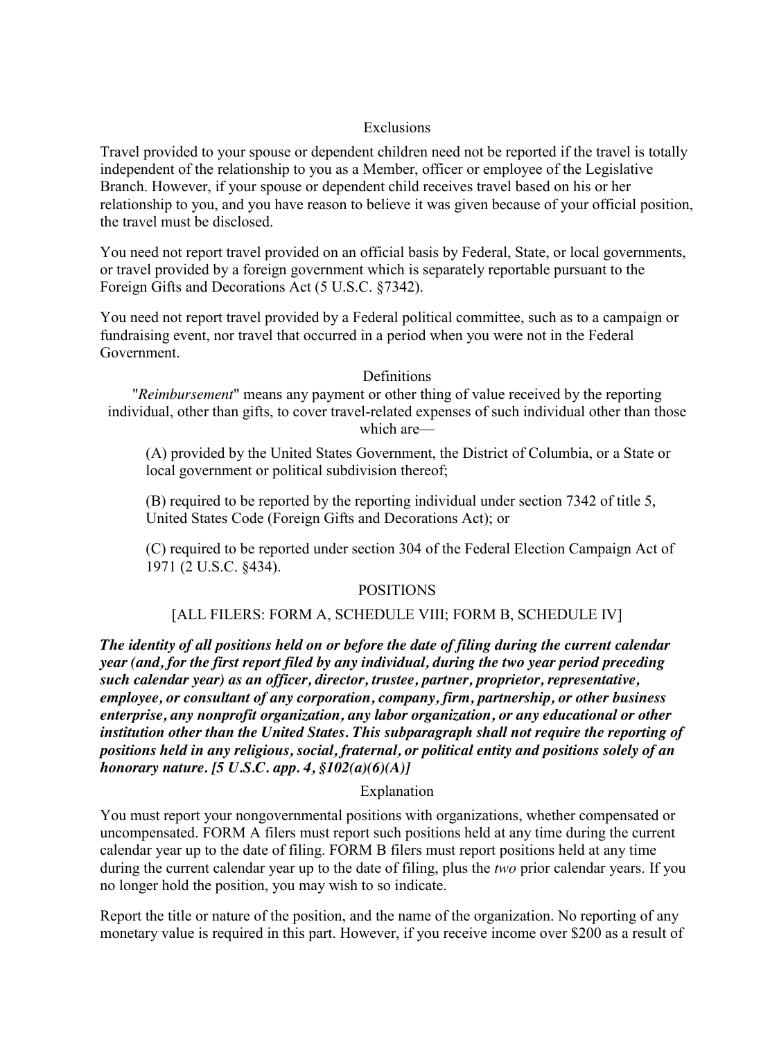### Exclusions

Travel provided to your spouse or dependent children need not be reported if the travel is totally independent of the relationship to you as a Member, officer or employee of the Legislative Branch. However, if your spouse or dependent child receives travel based on his or her relationship to you, and you have reason to believe it was given because of your official position, the travel must be disclosed.

You need not report travel provided on an official basis by Federal, State, or local governments, or travel provided by a foreign government which is separately reportable pursuant to the Foreign Gifts and Decorations Act (5 U.S.C. §7342).

You need not report travel provided by a Federal political committee, such as to a campaign or fundraising event, nor travel that occurred in a period when you were not in the Federal Government.

### Definitions

"*Reimbursement*" means any payment or other thing of value received by the reporting individual, other than gifts, to cover travel-related expenses of such individual other than those which are—

> (A) provided by the United States Government, the District of Columbia, or a State or local government or political subdivision thereof;
>
> (B) required to be reported by the reporting individual under section 7342 of title 5, United States Code (Foreign Gifts and Decorations Act); or
>
> (C) required to be reported under section 304 of the Federal Election Campaign Act of 1971 (2 U.S.C. §434).

## POSITIONS

### [ALL FILERS: FORM A, SCHEDULE VIII; FORM B, SCHEDULE IV]

***The identity of all positions held on or before the date of filing during the current calendar year (and, for the first report filed by any individual, during the two year period preceding such calendar year) as an officer, director, trustee, partner, proprietor, representative, employee, or consultant of any corporation, company, firm, partnership, or other business enterprise, any nonprofit organization, any labor organization, or any educational or other institution other than the United States. This subparagraph shall not require the reporting of positions held in any religious, social, fraternal, or political entity and positions solely of an honorary nature. [5 U.S.C. app. 4, §102(a)(6)(A)]***

### Explanation

You must report your nongovernmental positions with organizations, whether compensated or uncompensated. FORM A filers must report such positions held at any time during the current calendar year up to the date of filing. FORM B filers must report positions held at any time during the current calendar year up to the date of filing, plus the *two* prior calendar years. If you no longer hold the position, you may wish to so indicate.

Report the title or nature of the position, and the name of the organization. No reporting of any monetary value is required in this part. However, if you receive income over $200 as a result of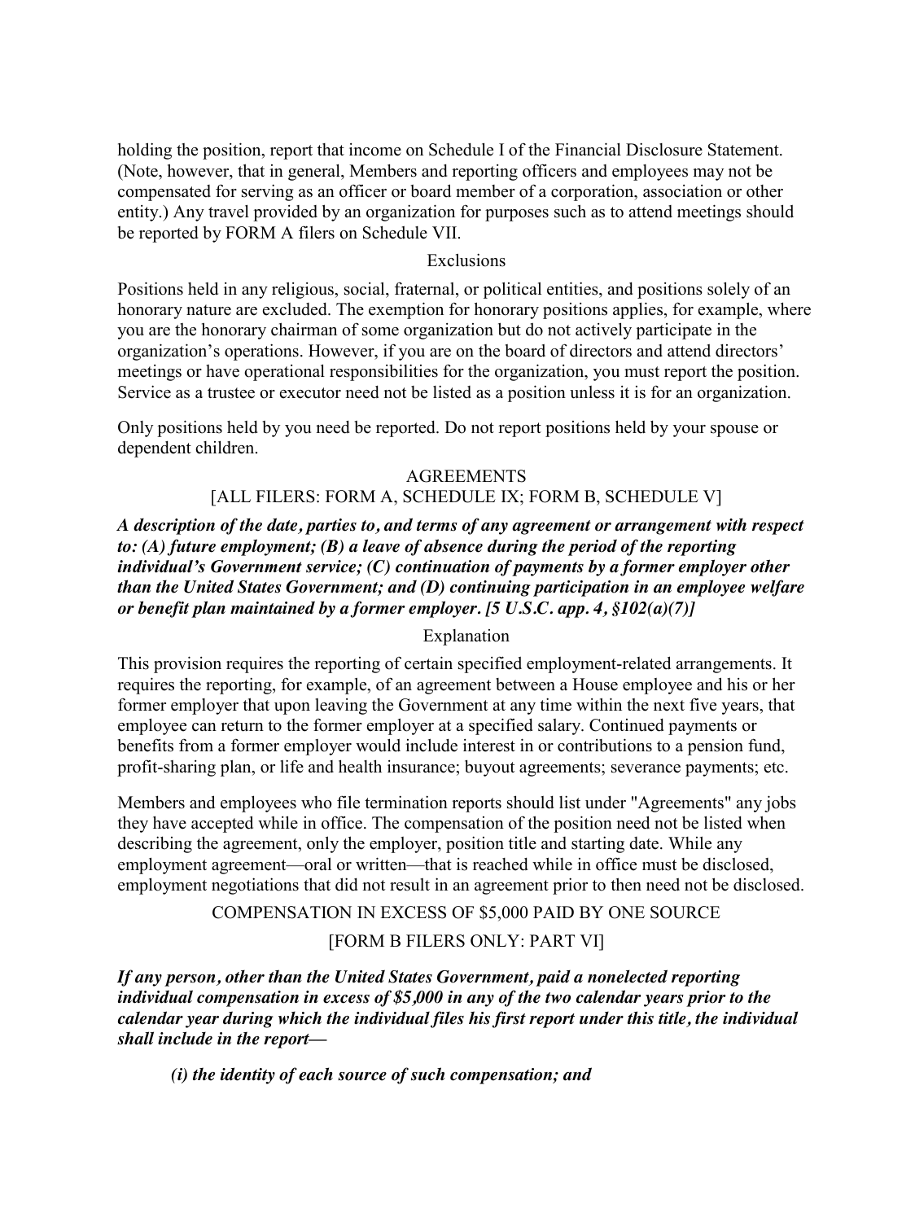holding the position, report that income on Schedule I of the Financial Disclosure Statement. (Note, however, that in general, Members and reporting officers and employees may not be compensated for serving as an officer or board member of a corporation, association or other entity.) Any travel provided by an organization for purposes such as to attend meetings should be reported by FORM A filers on Schedule VII.

Exclusions

Positions held in any religious, social, fraternal, or political entities, and positions solely of an honorary nature are excluded. The exemption for honorary positions applies, for example, where you are the honorary chairman of some organization but do not actively participate in the organization's operations. However, if you are on the board of directors and attend directors' meetings or have operational responsibilities for the organization, you must report the position. Service as a trustee or executor need not be listed as a position unless it is for an organization.

Only positions held by you need be reported. Do not report positions held by your spouse or dependent children.

## AGREEMENTS

### [ALL FILERS: FORM A, SCHEDULE IX; FORM B, SCHEDULE V]

***A description of the date, parties to, and terms of any agreement or arrangement with respect to: (A) future employment; (B) a leave of absence during the period of the reporting individual's Government service; (C) continuation of payments by a former employer other than the United States Government; and (D) continuing participation in an employee welfare or benefit plan maintained by a former employer. [5 U.S.C. app. 4, §102(a)(7)]***

Explanation

This provision requires the reporting of certain specified employment-related arrangements. It requires the reporting, for example, of an agreement between a House employee and his or her former employer that upon leaving the Government at any time within the next five years, that employee can return to the former employer at a specified salary. Continued payments or benefits from a former employer would include interest in or contributions to a pension fund, profit-sharing plan, or life and health insurance; buyout agreements; severance payments; etc.

Members and employees who file termination reports should list under "Agreements" any jobs they have accepted while in office. The compensation of the position need not be listed when describing the agreement, only the employer, position title and starting date. While any employment agreement—oral or written—that is reached while in office must be disclosed, employment negotiations that did not result in an agreement prior to then need not be disclosed.

## COMPENSATION IN EXCESS OF $5,000 PAID BY ONE SOURCE

### [FORM B FILERS ONLY: PART VI]

***If any person, other than the United States Government, paid a nonelected reporting individual compensation in excess of $5,000 in any of the two calendar years prior to the calendar year during which the individual files his first report under this title, the individual shall include in the report—***

> ***(i) the identity of each source of such compensation; and***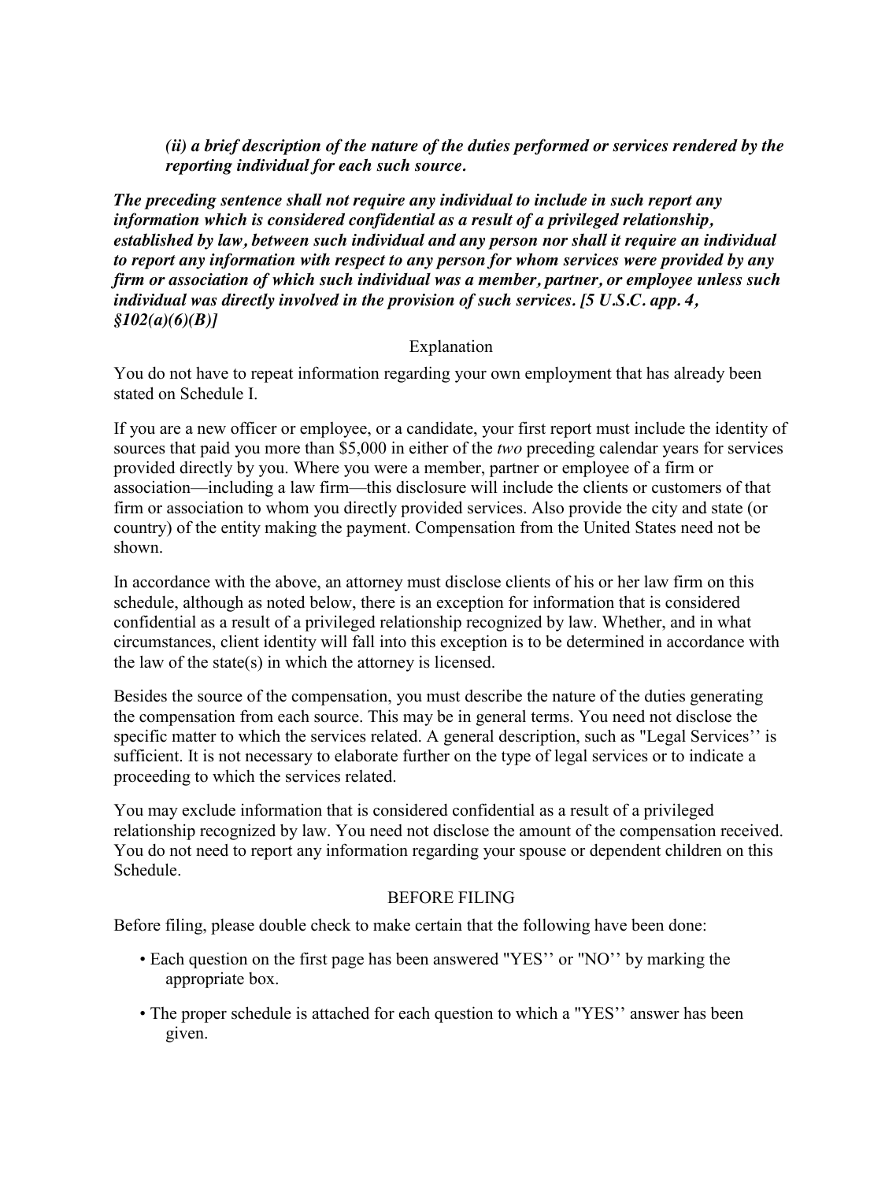*(ii) a brief description of the nature of the duties performed or services rendered by the reporting individual for each such source.*

***The preceding sentence shall not require any individual to include in such report any information which is considered confidential as a result of a privileged relationship, established by law, between such individual and any person nor shall it require an individual to report any information with respect to any person for whom services were provided by any firm or association of which such individual was a member, partner, or employee unless such individual was directly involved in the provision of such services. [5 U.S.C. app. 4, §102(a)(6)(B)]***

Explanation

You do not have to repeat information regarding your own employment that has already been stated on Schedule I.

If you are a new officer or employee, or a candidate, your first report must include the identity of sources that paid you more than $5,000 in either of the *two* preceding calendar years for services provided directly by you. Where you were a member, partner or employee of a firm or association—including a law firm—this disclosure will include the clients or customers of that firm or association to whom you directly provided services. Also provide the city and state (or country) of the entity making the payment. Compensation from the United States need not be shown.

In accordance with the above, an attorney must disclose clients of his or her law firm on this schedule, although as noted below, there is an exception for information that is considered confidential as a result of a privileged relationship recognized by law. Whether, and in what circumstances, client identity will fall into this exception is to be determined in accordance with the law of the state(s) in which the attorney is licensed.

Besides the source of the compensation, you must describe the nature of the duties generating the compensation from each source. This may be in general terms. You need not disclose the specific matter to which the services related. A general description, such as "Legal Services'' is sufficient. It is not necessary to elaborate further on the type of legal services or to indicate a proceeding to which the services related.

You may exclude information that is considered confidential as a result of a privileged relationship recognized by law. You need not disclose the amount of the compensation received. You do not need to report any information regarding your spouse or dependent children on this Schedule.

BEFORE FILING

Before filing, please double check to make certain that the following have been done:

- Each question on the first page has been answered "YES'' or "NO'' by marking the appropriate box.
- The proper schedule is attached for each question to which a "YES'' answer has been given.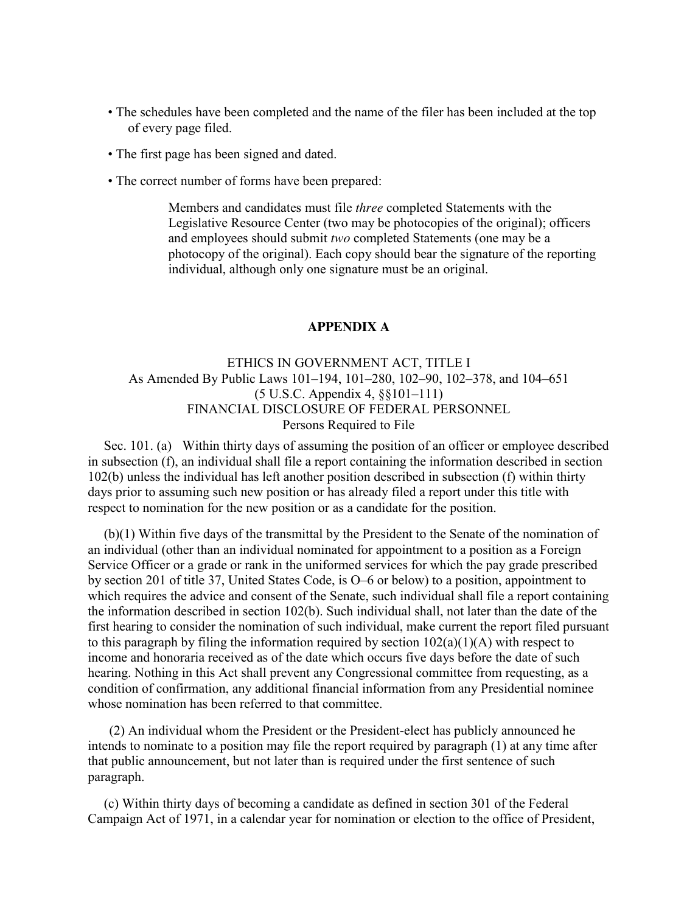- The schedules have been completed and the name of the filer has been included at the top of every page filed.
- The first page has been signed and dated.
- The correct number of forms have been prepared:

> Members and candidates must file *three* completed Statements with the Legislative Resource Center (two may be photocopies of the original); officers and employees should submit *two* completed Statements (one may be a photocopy of the original). Each copy should bear the signature of the reporting individual, although only one signature must be an original.

## APPENDIX A

### ETHICS IN GOVERNMENT ACT, TITLE I
As Amended By Public Laws 101–194, 101–280, 102–90, 102–378, and 104–651
(5 U.S.C. Appendix 4, §§101–111)
FINANCIAL DISCLOSURE OF FEDERAL PERSONNEL
Persons Required to File

Sec. 101. (a) Within thirty days of assuming the position of an officer or employee described in subsection (f), an individual shall file a report containing the information described in section 102(b) unless the individual has left another position described in subsection (f) within thirty days prior to assuming such new position or has already filed a report under this title with respect to nomination for the new position or as a candidate for the position.

(b)(1) Within five days of the transmittal by the President to the Senate of the nomination of an individual (other than an individual nominated for appointment to a position as a Foreign Service Officer or a grade or rank in the uniformed services for which the pay grade prescribed by section 201 of title 37, United States Code, is O–6 or below) to a position, appointment to which requires the advice and consent of the Senate, such individual shall file a report containing the information described in section 102(b). Such individual shall, not later than the date of the first hearing to consider the nomination of such individual, make current the report filed pursuant to this paragraph by filing the information required by section 102(a)(1)(A) with respect to income and honoraria received as of the date which occurs five days before the date of such hearing. Nothing in this Act shall prevent any Congressional committee from requesting, as a condition of confirmation, any additional financial information from any Presidential nominee whose nomination has been referred to that committee.

(2) An individual whom the President or the President-elect has publicly announced he intends to nominate to a position may file the report required by paragraph (1) at any time after that public announcement, but not later than is required under the first sentence of such paragraph.

(c) Within thirty days of becoming a candidate as defined in section 301 of the Federal Campaign Act of 1971, in a calendar year for nomination or election to the office of President,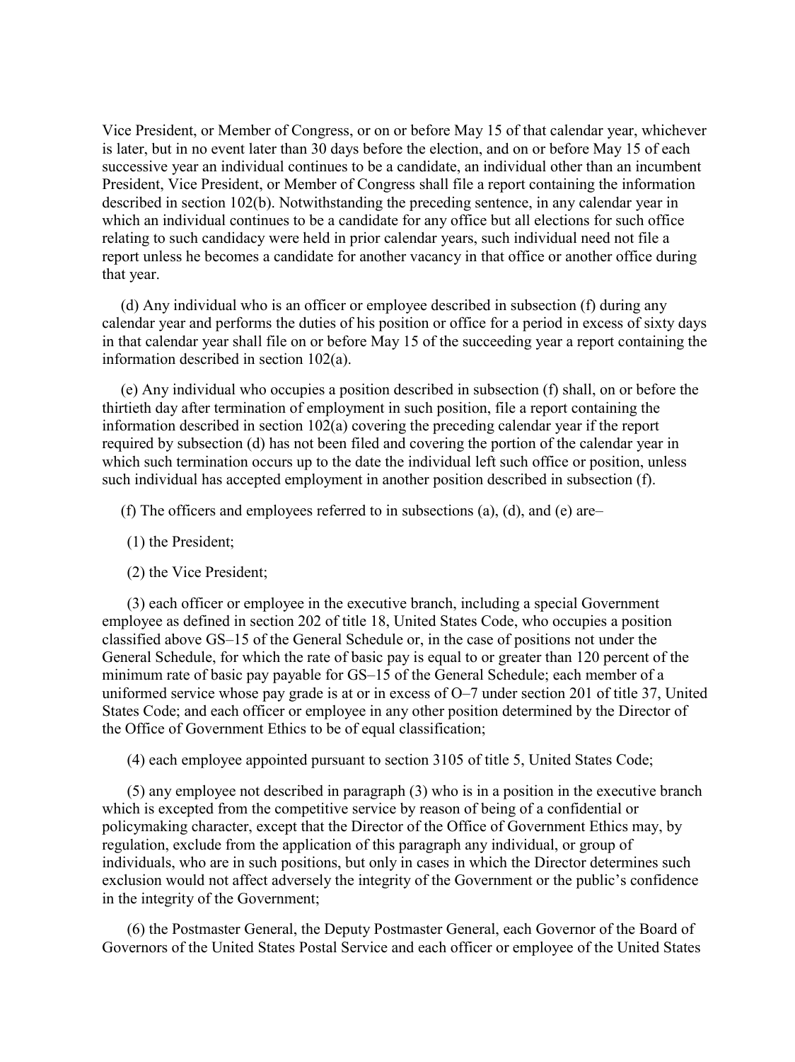Vice President, or Member of Congress, or on or before May 15 of that calendar year, whichever is later, but in no event later than 30 days before the election, and on or before May 15 of each successive year an individual continues to be a candidate, an individual other than an incumbent President, Vice President, or Member of Congress shall file a report containing the information described in section 102(b). Notwithstanding the preceding sentence, in any calendar year in which an individual continues to be a candidate for any office but all elections for such office relating to such candidacy were held in prior calendar years, such individual need not file a report unless he becomes a candidate for another vacancy in that office or another office during that year.

(d) Any individual who is an officer or employee described in subsection (f) during any calendar year and performs the duties of his position or office for a period in excess of sixty days in that calendar year shall file on or before May 15 of the succeeding year a report containing the information described in section 102(a).

(e) Any individual who occupies a position described in subsection (f) shall, on or before the thirtieth day after termination of employment in such position, file a report containing the information described in section 102(a) covering the preceding calendar year if the report required by subsection (d) has not been filed and covering the portion of the calendar year in which such termination occurs up to the date the individual left such office or position, unless such individual has accepted employment in another position described in subsection (f).

(f) The officers and employees referred to in subsections (a), (d), and (e) are–

(1) the President;

(2) the Vice President;

(3) each officer or employee in the executive branch, including a special Government employee as defined in section 202 of title 18, United States Code, who occupies a position classified above GS–15 of the General Schedule or, in the case of positions not under the General Schedule, for which the rate of basic pay is equal to or greater than 120 percent of the minimum rate of basic pay payable for GS–15 of the General Schedule; each member of a uniformed service whose pay grade is at or in excess of O–7 under section 201 of title 37, United States Code; and each officer or employee in any other position determined by the Director of the Office of Government Ethics to be of equal classification;

(4) each employee appointed pursuant to section 3105 of title 5, United States Code;

(5) any employee not described in paragraph (3) who is in a position in the executive branch which is excepted from the competitive service by reason of being of a confidential or policymaking character, except that the Director of the Office of Government Ethics may, by regulation, exclude from the application of this paragraph any individual, or group of individuals, who are in such positions, but only in cases in which the Director determines such exclusion would not affect adversely the integrity of the Government or the public's confidence in the integrity of the Government;

(6) the Postmaster General, the Deputy Postmaster General, each Governor of the Board of Governors of the United States Postal Service and each officer or employee of the United States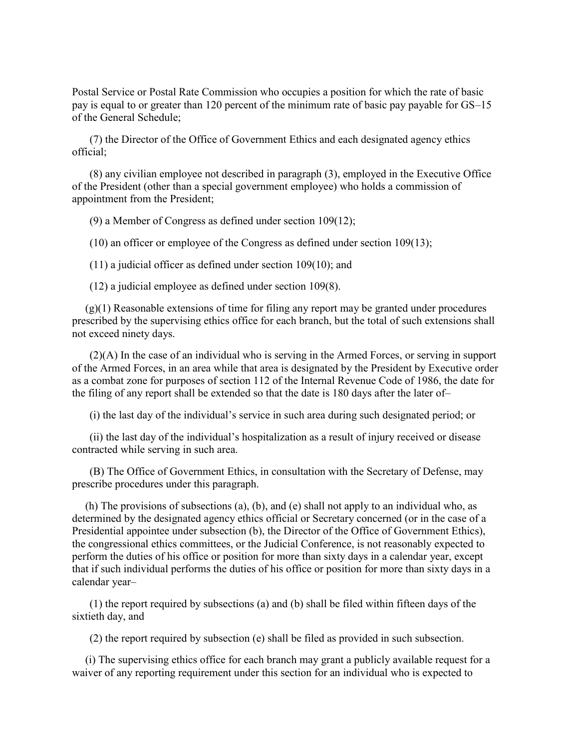Postal Service or Postal Rate Commission who occupies a position for which the rate of basic pay is equal to or greater than 120 percent of the minimum rate of basic pay payable for GS–15 of the General Schedule;

(7) the Director of the Office of Government Ethics and each designated agency ethics official;

(8) any civilian employee not described in paragraph (3), employed in the Executive Office of the President (other than a special government employee) who holds a commission of appointment from the President;

(9) a Member of Congress as defined under section 109(12);

(10) an officer or employee of the Congress as defined under section 109(13);

(11) a judicial officer as defined under section 109(10); and

(12) a judicial employee as defined under section 109(8).

(g)(1) Reasonable extensions of time for filing any report may be granted under procedures prescribed by the supervising ethics office for each branch, but the total of such extensions shall not exceed ninety days.

(2)(A) In the case of an individual who is serving in the Armed Forces, or serving in support of the Armed Forces, in an area while that area is designated by the President by Executive order as a combat zone for purposes of section 112 of the Internal Revenue Code of 1986, the date for the filing of any report shall be extended so that the date is 180 days after the later of–

(i) the last day of the individual's service in such area during such designated period; or

(ii) the last day of the individual's hospitalization as a result of injury received or disease contracted while serving in such area.

(B) The Office of Government Ethics, in consultation with the Secretary of Defense, may prescribe procedures under this paragraph.

(h) The provisions of subsections (a), (b), and (e) shall not apply to an individual who, as determined by the designated agency ethics official or Secretary concerned (or in the case of a Presidential appointee under subsection (b), the Director of the Office of Government Ethics), the congressional ethics committees, or the Judicial Conference, is not reasonably expected to perform the duties of his office or position for more than sixty days in a calendar year, except that if such individual performs the duties of his office or position for more than sixty days in a calendar year–

(1) the report required by subsections (a) and (b) shall be filed within fifteen days of the sixtieth day, and

(2) the report required by subsection (e) shall be filed as provided in such subsection.

(i) The supervising ethics office for each branch may grant a publicly available request for a waiver of any reporting requirement under this section for an individual who is expected to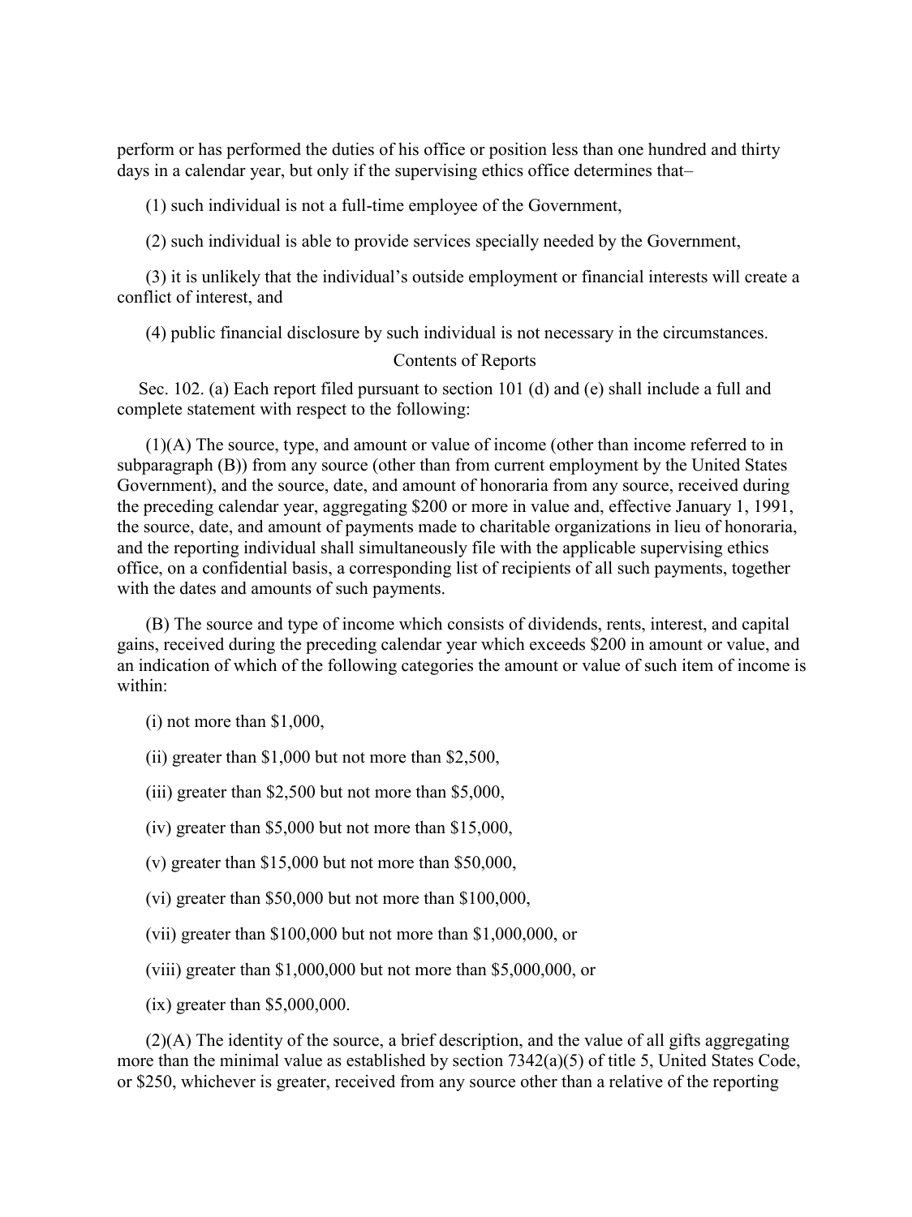perform or has performed the duties of his office or position less than one hundred and thirty days in a calendar year, but only if the supervising ethics office determines that–

(1) such individual is not a full-time employee of the Government,

(2) such individual is able to provide services specially needed by the Government,

(3) it is unlikely that the individual's outside employment or financial interests will create a conflict of interest, and

(4) public financial disclosure by such individual is not necessary in the circumstances.

Contents of Reports

Sec. 102. (a) Each report filed pursuant to section 101 (d) and (e) shall include a full and complete statement with respect to the following:

(1)(A) The source, type, and amount or value of income (other than income referred to in subparagraph (B)) from any source (other than from current employment by the United States Government), and the source, date, and amount of honoraria from any source, received during the preceding calendar year, aggregating $200 or more in value and, effective January 1, 1991, the source, date, and amount of payments made to charitable organizations in lieu of honoraria, and the reporting individual shall simultaneously file with the applicable supervising ethics office, on a confidential basis, a corresponding list of recipients of all such payments, together with the dates and amounts of such payments.

(B) The source and type of income which consists of dividends, rents, interest, and capital gains, received during the preceding calendar year which exceeds $200 in amount or value, and an indication of which of the following categories the amount or value of such item of income is within:

(i) not more than $1,000,

(ii) greater than $1,000 but not more than $2,500,

(iii) greater than $2,500 but not more than $5,000,

(iv) greater than $5,000 but not more than $15,000,

(v) greater than $15,000 but not more than $50,000,

(vi) greater than $50,000 but not more than $100,000,

(vii) greater than $100,000 but not more than $1,000,000, or

(viii) greater than $1,000,000 but not more than $5,000,000, or

(ix) greater than $5,000,000.

(2)(A) The identity of the source, a brief description, and the value of all gifts aggregating more than the minimal value as established by section 7342(a)(5) of title 5, United States Code, or $250, whichever is greater, received from any source other than a relative of the reporting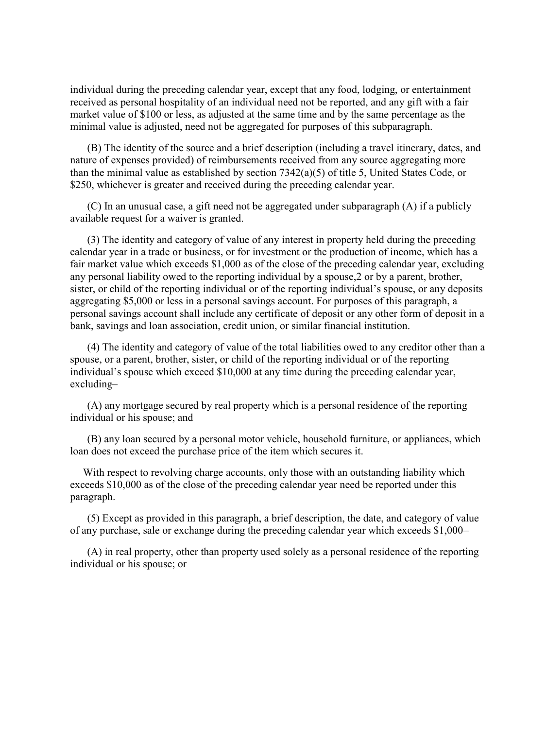individual during the preceding calendar year, except that any food, lodging, or entertainment received as personal hospitality of an individual need not be reported, and any gift with a fair market value of $100 or less, as adjusted at the same time and by the same percentage as the minimal value is adjusted, need not be aggregated for purposes of this subparagraph.

(B) The identity of the source and a brief description (including a travel itinerary, dates, and nature of expenses provided) of reimbursements received from any source aggregating more than the minimal value as established by section 7342(a)(5) of title 5, United States Code, or $250, whichever is greater and received during the preceding calendar year.

(C) In an unusual case, a gift need not be aggregated under subparagraph (A) if a publicly available request for a waiver is granted.

(3) The identity and category of value of any interest in property held during the preceding calendar year in a trade or business, or for investment or the production of income, which has a fair market value which exceeds $1,000 as of the close of the preceding calendar year, excluding any personal liability owed to the reporting individual by a spouse,[2] or by a parent, brother, sister, or child of the reporting individual or of the reporting individual's spouse, or any deposits aggregating $5,000 or less in a personal savings account. For purposes of this paragraph, a personal savings account shall include any certificate of deposit or any other form of deposit in a bank, savings and loan association, credit union, or similar financial institution.

(4) The identity and category of value of the total liabilities owed to any creditor other than a spouse, or a parent, brother, sister, or child of the reporting individual or of the reporting individual's spouse which exceed $10,000 at any time during the preceding calendar year, excluding–

(A) any mortgage secured by real property which is a personal residence of the reporting individual or his spouse; and

(B) any loan secured by a personal motor vehicle, household furniture, or appliances, which loan does not exceed the purchase price of the item which secures it.

With respect to revolving charge accounts, only those with an outstanding liability which exceeds $10,000 as of the close of the preceding calendar year need be reported under this paragraph.

(5) Except as provided in this paragraph, a brief description, the date, and category of value of any purchase, sale or exchange during the preceding calendar year which exceeds $1,000–

(A) in real property, other than property used solely as a personal residence of the reporting individual or his spouse; or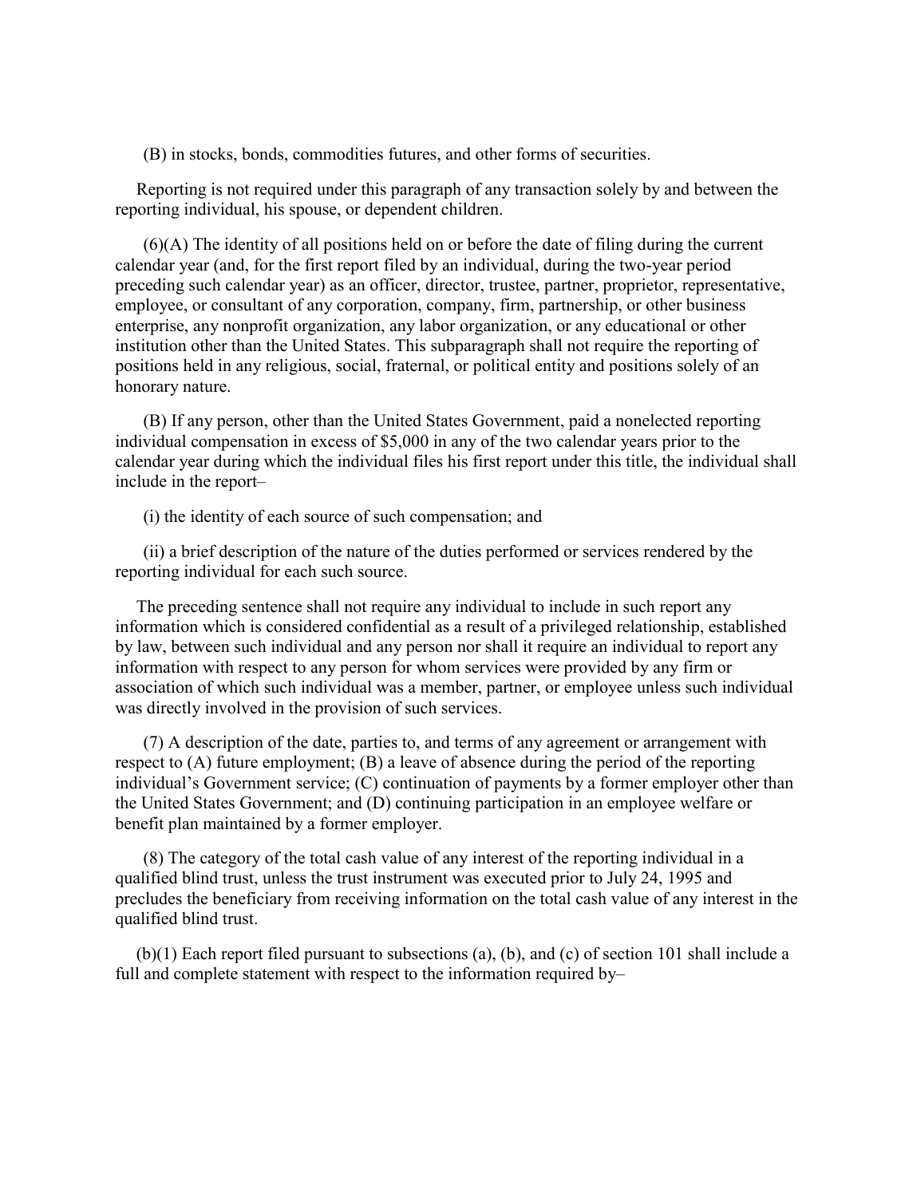(B) in stocks, bonds, commodities futures, and other forms of securities.

Reporting is not required under this paragraph of any transaction solely by and between the reporting individual, his spouse, or dependent children.

(6)(A) The identity of all positions held on or before the date of filing during the current calendar year (and, for the first report filed by an individual, during the two-year period preceding such calendar year) as an officer, director, trustee, partner, proprietor, representative, employee, or consultant of any corporation, company, firm, partnership, or other business enterprise, any nonprofit organization, any labor organization, or any educational or other institution other than the United States. This subparagraph shall not require the reporting of positions held in any religious, social, fraternal, or political entity and positions solely of an honorary nature.

(B) If any person, other than the United States Government, paid a nonelected reporting individual compensation in excess of $5,000 in any of the two calendar years prior to the calendar year during which the individual files his first report under this title, the individual shall include in the report–

(i) the identity of each source of such compensation; and

(ii) a brief description of the nature of the duties performed or services rendered by the reporting individual for each such source.

The preceding sentence shall not require any individual to include in such report any information which is considered confidential as a result of a privileged relationship, established by law, between such individual and any person nor shall it require an individual to report any information with respect to any person for whom services were provided by any firm or association of which such individual was a member, partner, or employee unless such individual was directly involved in the provision of such services.

(7) A description of the date, parties to, and terms of any agreement or arrangement with respect to (A) future employment; (B) a leave of absence during the period of the reporting individual's Government service; (C) continuation of payments by a former employer other than the United States Government; and (D) continuing participation in an employee welfare or benefit plan maintained by a former employer.

(8) The category of the total cash value of any interest of the reporting individual in a qualified blind trust, unless the trust instrument was executed prior to July 24, 1995 and precludes the beneficiary from receiving information on the total cash value of any interest in the qualified blind trust.

(b)(1) Each report filed pursuant to subsections (a), (b), and (c) of section 101 shall include a full and complete statement with respect to the information required by–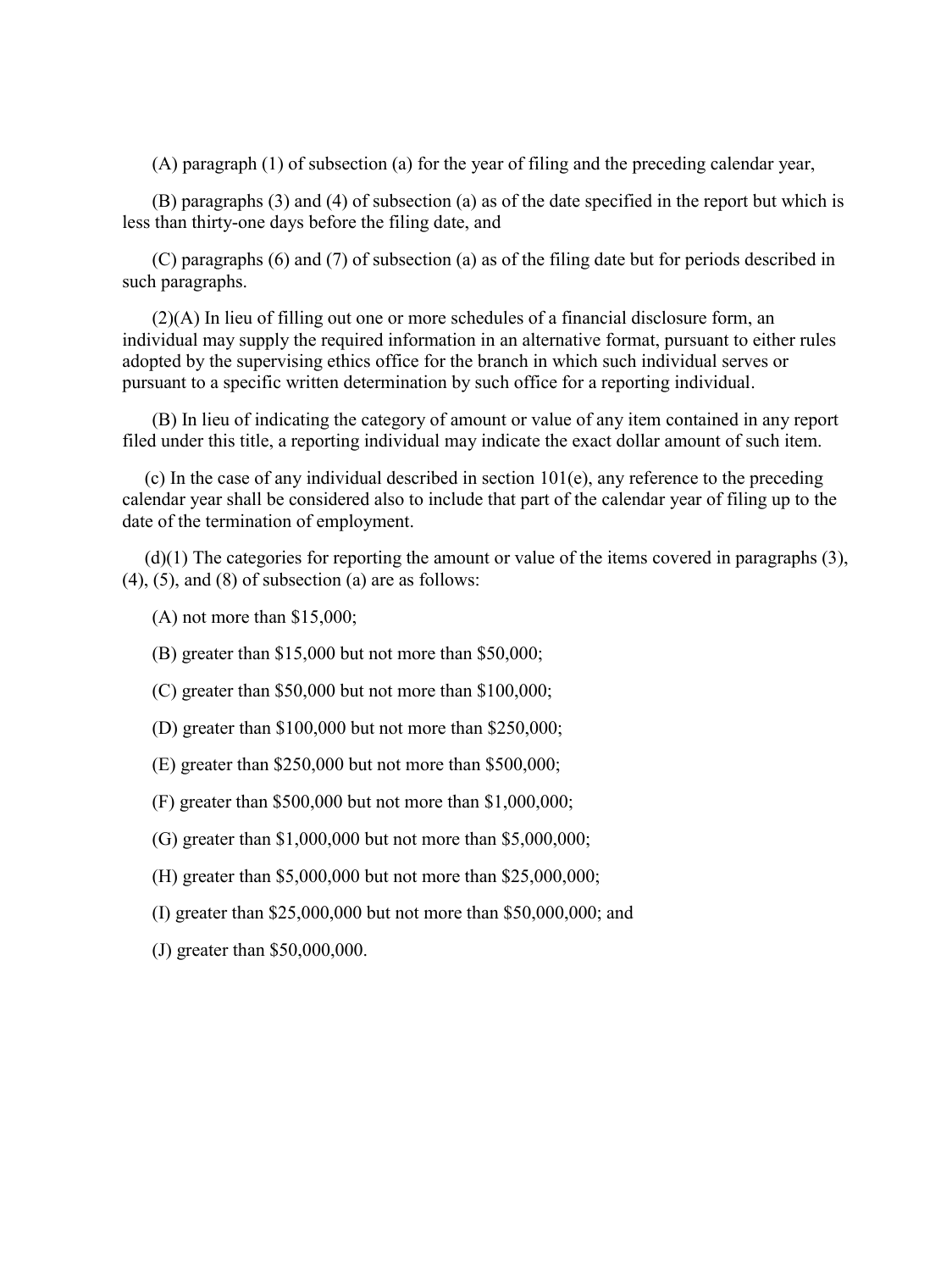(A) paragraph (1) of subsection (a) for the year of filing and the preceding calendar year,

(B) paragraphs (3) and (4) of subsection (a) as of the date specified in the report but which is less than thirty-one days before the filing date, and

(C) paragraphs (6) and (7) of subsection (a) as of the filing date but for periods described in such paragraphs.

(2)(A) In lieu of filling out one or more schedules of a financial disclosure form, an individual may supply the required information in an alternative format, pursuant to either rules adopted by the supervising ethics office for the branch in which such individual serves or pursuant to a specific written determination by such office for a reporting individual.

(B) In lieu of indicating the category of amount or value of any item contained in any report filed under this title, a reporting individual may indicate the exact dollar amount of such item.

(c) In the case of any individual described in section 101(e), any reference to the preceding calendar year shall be considered also to include that part of the calendar year of filing up to the date of the termination of employment.

(d)(1) The categories for reporting the amount or value of the items covered in paragraphs (3), (4), (5), and (8) of subsection (a) are as follows:

(A) not more than $15,000;

(B) greater than $15,000 but not more than $50,000;

(C) greater than $50,000 but not more than $100,000;

(D) greater than $100,000 but not more than $250,000;

(E) greater than $250,000 but not more than $500,000;

(F) greater than $500,000 but not more than $1,000,000;

(G) greater than $1,000,000 but not more than $5,000,000;

(H) greater than $5,000,000 but not more than $25,000,000;

(I) greater than $25,000,000 but not more than $50,000,000; and

(J) greater than $50,000,000.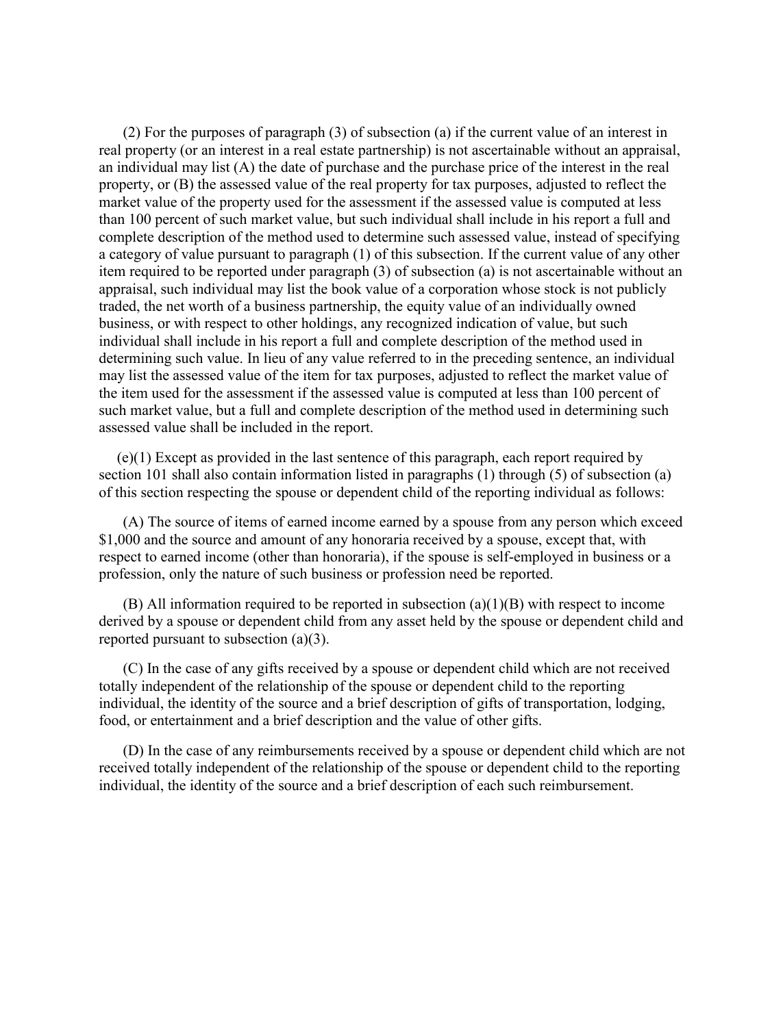(2) For the purposes of paragraph (3) of subsection (a) if the current value of an interest in real property (or an interest in a real estate partnership) is not ascertainable without an appraisal, an individual may list (A) the date of purchase and the purchase price of the interest in the real property, or (B) the assessed value of the real property for tax purposes, adjusted to reflect the market value of the property used for the assessment if the assessed value is computed at less than 100 percent of such market value, but such individual shall include in his report a full and complete description of the method used to determine such assessed value, instead of specifying a category of value pursuant to paragraph (1) of this subsection. If the current value of any other item required to be reported under paragraph (3) of subsection (a) is not ascertainable without an appraisal, such individual may list the book value of a corporation whose stock is not publicly traded, the net worth of a business partnership, the equity value of an individually owned business, or with respect to other holdings, any recognized indication of value, but such individual shall include in his report a full and complete description of the method used in determining such value. In lieu of any value referred to in the preceding sentence, an individual may list the assessed value of the item for tax purposes, adjusted to reflect the market value of the item used for the assessment if the assessed value is computed at less than 100 percent of such market value, but a full and complete description of the method used in determining such assessed value shall be included in the report.

(e)(1) Except as provided in the last sentence of this paragraph, each report required by section 101 shall also contain information listed in paragraphs (1) through (5) of subsection (a) of this section respecting the spouse or dependent child of the reporting individual as follows:

(A) The source of items of earned income earned by a spouse from any person which exceed $1,000 and the source and amount of any honoraria received by a spouse, except that, with respect to earned income (other than honoraria), if the spouse is self-employed in business or a profession, only the nature of such business or profession need be reported.

(B) All information required to be reported in subsection (a)(1)(B) with respect to income derived by a spouse or dependent child from any asset held by the spouse or dependent child and reported pursuant to subsection (a)(3).

(C) In the case of any gifts received by a spouse or dependent child which are not received totally independent of the relationship of the spouse or dependent child to the reporting individual, the identity of the source and a brief description of gifts of transportation, lodging, food, or entertainment and a brief description and the value of other gifts.

(D) In the case of any reimbursements received by a spouse or dependent child which are not received totally independent of the relationship of the spouse or dependent child to the reporting individual, the identity of the source and a brief description of each such reimbursement.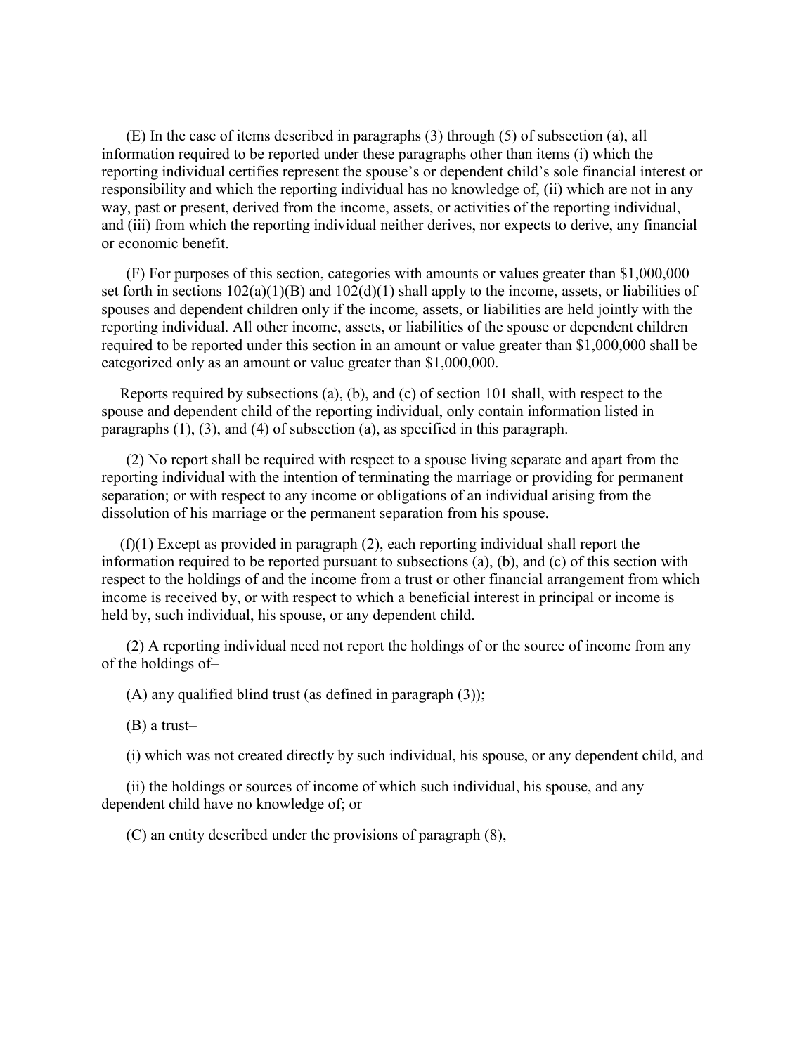(E) In the case of items described in paragraphs (3) through (5) of subsection (a), all information required to be reported under these paragraphs other than items (i) which the reporting individual certifies represent the spouse's or dependent child's sole financial interest or responsibility and which the reporting individual has no knowledge of, (ii) which are not in any way, past or present, derived from the income, assets, or activities of the reporting individual, and (iii) from which the reporting individual neither derives, nor expects to derive, any financial or economic benefit.

(F) For purposes of this section, categories with amounts or values greater than $1,000,000 set forth in sections 102(a)(1)(B) and 102(d)(1) shall apply to the income, assets, or liabilities of spouses and dependent children only if the income, assets, or liabilities are held jointly with the reporting individual. All other income, assets, or liabilities of the spouse or dependent children required to be reported under this section in an amount or value greater than $1,000,000 shall be categorized only as an amount or value greater than $1,000,000.

Reports required by subsections (a), (b), and (c) of section 101 shall, with respect to the spouse and dependent child of the reporting individual, only contain information listed in paragraphs (1), (3), and (4) of subsection (a), as specified in this paragraph.

(2) No report shall be required with respect to a spouse living separate and apart from the reporting individual with the intention of terminating the marriage or providing for permanent separation; or with respect to any income or obligations of an individual arising from the dissolution of his marriage or the permanent separation from his spouse.

(f)(1) Except as provided in paragraph (2), each reporting individual shall report the information required to be reported pursuant to subsections (a), (b), and (c) of this section with respect to the holdings of and the income from a trust or other financial arrangement from which income is received by, or with respect to which a beneficial interest in principal or income is held by, such individual, his spouse, or any dependent child.

(2) A reporting individual need not report the holdings of or the source of income from any of the holdings of–

(A) any qualified blind trust (as defined in paragraph (3));

(B) a trust–

(i) which was not created directly by such individual, his spouse, or any dependent child, and

(ii) the holdings or sources of income of which such individual, his spouse, and any dependent child have no knowledge of; or

(C) an entity described under the provisions of paragraph (8),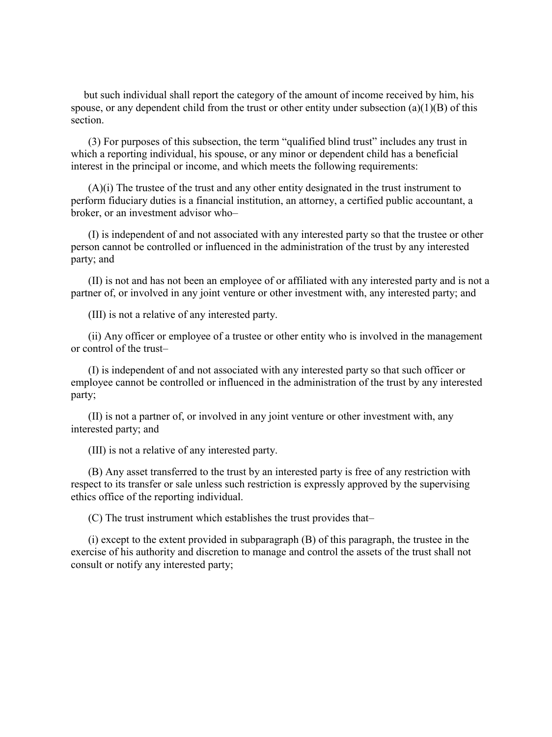but such individual shall report the category of the amount of income received by him, his spouse, or any dependent child from the trust or other entity under subsection (a)(1)(B) of this section.

(3) For purposes of this subsection, the term "qualified blind trust" includes any trust in which a reporting individual, his spouse, or any minor or dependent child has a beneficial interest in the principal or income, and which meets the following requirements:

(A)(i) The trustee of the trust and any other entity designated in the trust instrument to perform fiduciary duties is a financial institution, an attorney, a certified public accountant, a broker, or an investment advisor who–

(I) is independent of and not associated with any interested party so that the trustee or other person cannot be controlled or influenced in the administration of the trust by any interested party; and

(II) is not and has not been an employee of or affiliated with any interested party and is not a partner of, or involved in any joint venture or other investment with, any interested party; and

(III) is not a relative of any interested party.

(ii) Any officer or employee of a trustee or other entity who is involved in the management or control of the trust–

(I) is independent of and not associated with any interested party so that such officer or employee cannot be controlled or influenced in the administration of the trust by any interested party;

(II) is not a partner of, or involved in any joint venture or other investment with, any interested party; and

(III) is not a relative of any interested party.

(B) Any asset transferred to the trust by an interested party is free of any restriction with respect to its transfer or sale unless such restriction is expressly approved by the supervising ethics office of the reporting individual.

(C) The trust instrument which establishes the trust provides that–

(i) except to the extent provided in subparagraph (B) of this paragraph, the trustee in the exercise of his authority and discretion to manage and control the assets of the trust shall not consult or notify any interested party;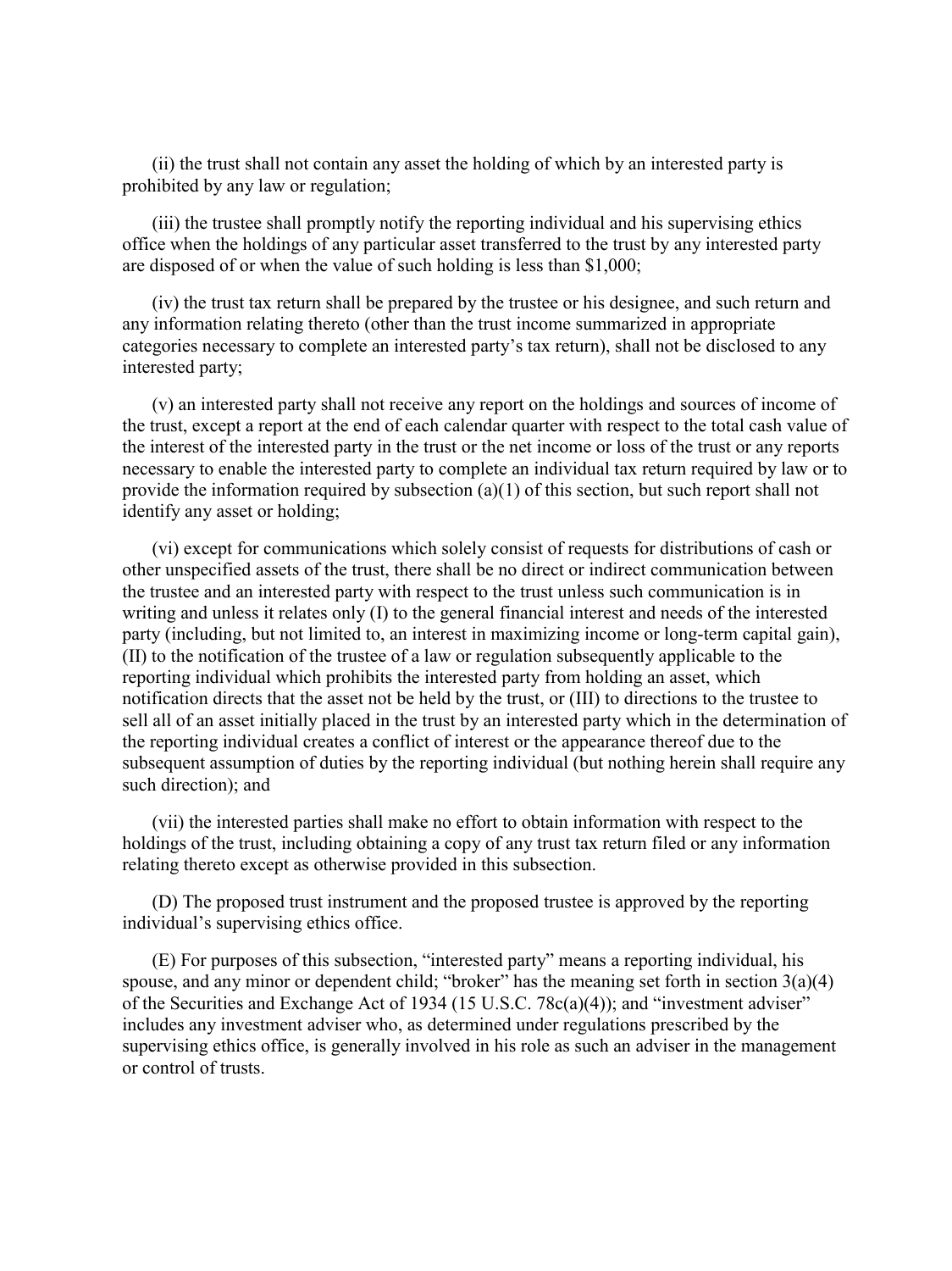(ii) the trust shall not contain any asset the holding of which by an interested party is prohibited by any law or regulation;

(iii) the trustee shall promptly notify the reporting individual and his supervising ethics office when the holdings of any particular asset transferred to the trust by any interested party are disposed of or when the value of such holding is less than $1,000;

(iv) the trust tax return shall be prepared by the trustee or his designee, and such return and any information relating thereto (other than the trust income summarized in appropriate categories necessary to complete an interested party's tax return), shall not be disclosed to any interested party;

(v) an interested party shall not receive any report on the holdings and sources of income of the trust, except a report at the end of each calendar quarter with respect to the total cash value of the interest of the interested party in the trust or the net income or loss of the trust or any reports necessary to enable the interested party to complete an individual tax return required by law or to provide the information required by subsection (a)(1) of this section, but such report shall not identify any asset or holding;

(vi) except for communications which solely consist of requests for distributions of cash or other unspecified assets of the trust, there shall be no direct or indirect communication between the trustee and an interested party with respect to the trust unless such communication is in writing and unless it relates only (I) to the general financial interest and needs of the interested party (including, but not limited to, an interest in maximizing income or long-term capital gain), (II) to the notification of the trustee of a law or regulation subsequently applicable to the reporting individual which prohibits the interested party from holding an asset, which notification directs that the asset not be held by the trust, or (III) to directions to the trustee to sell all of an asset initially placed in the trust by an interested party which in the determination of the reporting individual creates a conflict of interest or the appearance thereof due to the subsequent assumption of duties by the reporting individual (but nothing herein shall require any such direction); and

(vii) the interested parties shall make no effort to obtain information with respect to the holdings of the trust, including obtaining a copy of any trust tax return filed or any information relating thereto except as otherwise provided in this subsection.

(D) The proposed trust instrument and the proposed trustee is approved by the reporting individual's supervising ethics office.

(E) For purposes of this subsection, "interested party" means a reporting individual, his spouse, and any minor or dependent child; "broker" has the meaning set forth in section 3(a)(4) of the Securities and Exchange Act of 1934 (15 U.S.C. 78c(a)(4)); and "investment adviser" includes any investment adviser who, as determined under regulations prescribed by the supervising ethics office, is generally involved in his role as such an adviser in the management or control of trusts.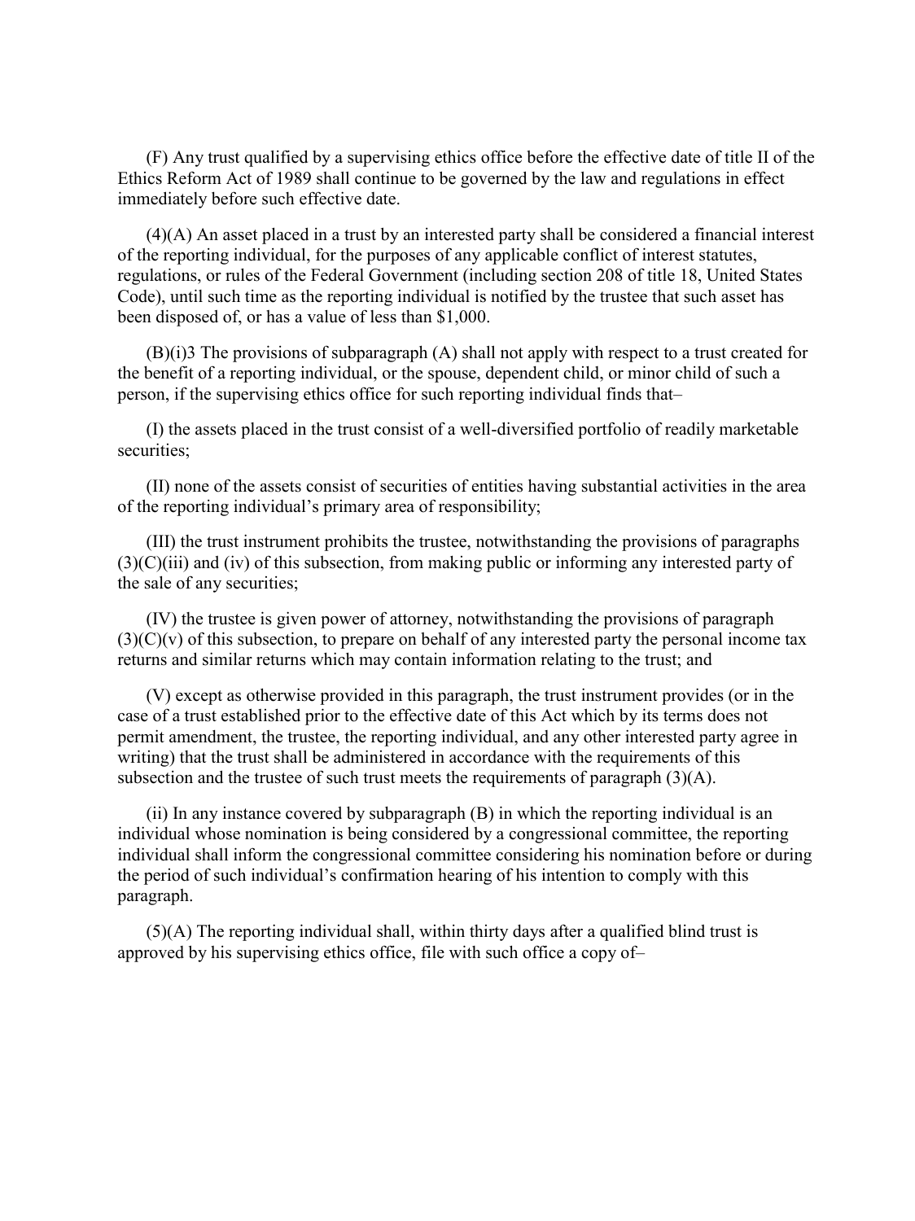(F) Any trust qualified by a supervising ethics office before the effective date of title II of the Ethics Reform Act of 1989 shall continue to be governed by the law and regulations in effect immediately before such effective date.

(4)(A) An asset placed in a trust by an interested party shall be considered a financial interest of the reporting individual, for the purposes of any applicable conflict of interest statutes, regulations, or rules of the Federal Government (including section 208 of title 18, United States Code), until such time as the reporting individual is notified by the trustee that such asset has been disposed of, or has a value of less than $1,000.

(B)(i)[3] The provisions of subparagraph (A) shall not apply with respect to a trust created for the benefit of a reporting individual, or the spouse, dependent child, or minor child of such a person, if the supervising ethics office for such reporting individual finds that–

(I) the assets placed in the trust consist of a well-diversified portfolio of readily marketable securities;

(II) none of the assets consist of securities of entities having substantial activities in the area of the reporting individual's primary area of responsibility;

(III) the trust instrument prohibits the trustee, notwithstanding the provisions of paragraphs (3)(C)(iii) and (iv) of this subsection, from making public or informing any interested party of the sale of any securities;

(IV) the trustee is given power of attorney, notwithstanding the provisions of paragraph (3)(C)(v) of this subsection, to prepare on behalf of any interested party the personal income tax returns and similar returns which may contain information relating to the trust; and

(V) except as otherwise provided in this paragraph, the trust instrument provides (or in the case of a trust established prior to the effective date of this Act which by its terms does not permit amendment, the trustee, the reporting individual, and any other interested party agree in writing) that the trust shall be administered in accordance with the requirements of this subsection and the trustee of such trust meets the requirements of paragraph (3)(A).

(ii) In any instance covered by subparagraph (B) in which the reporting individual is an individual whose nomination is being considered by a congressional committee, the reporting individual shall inform the congressional committee considering his nomination before or during the period of such individual's confirmation hearing of his intention to comply with this paragraph.

(5)(A) The reporting individual shall, within thirty days after a qualified blind trust is approved by his supervising ethics office, file with such office a copy of–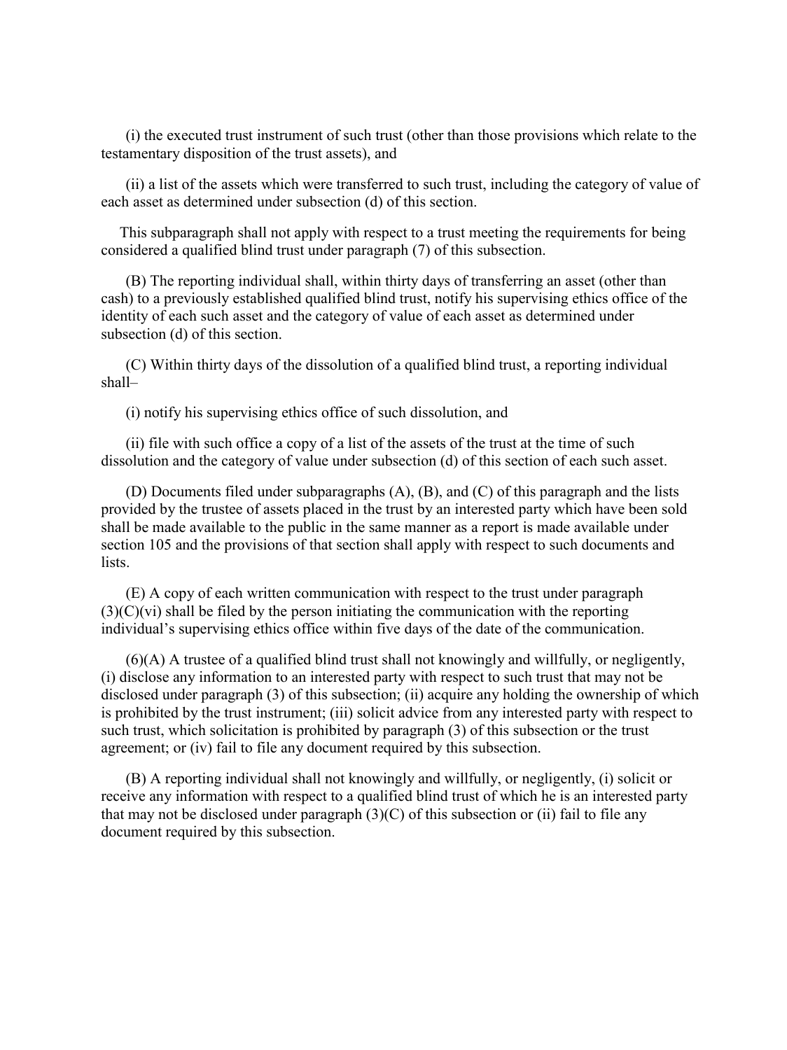(i) the executed trust instrument of such trust (other than those provisions which relate to the testamentary disposition of the trust assets), and

(ii) a list of the assets which were transferred to such trust, including the category of value of each asset as determined under subsection (d) of this section.

This subparagraph shall not apply with respect to a trust meeting the requirements for being considered a qualified blind trust under paragraph (7) of this subsection.

(B) The reporting individual shall, within thirty days of transferring an asset (other than cash) to a previously established qualified blind trust, notify his supervising ethics office of the identity of each such asset and the category of value of each asset as determined under subsection (d) of this section.

(C) Within thirty days of the dissolution of a qualified blind trust, a reporting individual shall–

(i) notify his supervising ethics office of such dissolution, and

(ii) file with such office a copy of a list of the assets of the trust at the time of such dissolution and the category of value under subsection (d) of this section of each such asset.

(D) Documents filed under subparagraphs (A), (B), and (C) of this paragraph and the lists provided by the trustee of assets placed in the trust by an interested party which have been sold shall be made available to the public in the same manner as a report is made available under section 105 and the provisions of that section shall apply with respect to such documents and lists.

(E) A copy of each written communication with respect to the trust under paragraph (3)(C)(vi) shall be filed by the person initiating the communication with the reporting individual's supervising ethics office within five days of the date of the communication.

(6)(A) A trustee of a qualified blind trust shall not knowingly and willfully, or negligently, (i) disclose any information to an interested party with respect to such trust that may not be disclosed under paragraph (3) of this subsection; (ii) acquire any holding the ownership of which is prohibited by the trust instrument; (iii) solicit advice from any interested party with respect to such trust, which solicitation is prohibited by paragraph (3) of this subsection or the trust agreement; or (iv) fail to file any document required by this subsection.

(B) A reporting individual shall not knowingly and willfully, or negligently, (i) solicit or receive any information with respect to a qualified blind trust of which he is an interested party that may not be disclosed under paragraph (3)(C) of this subsection or (ii) fail to file any document required by this subsection.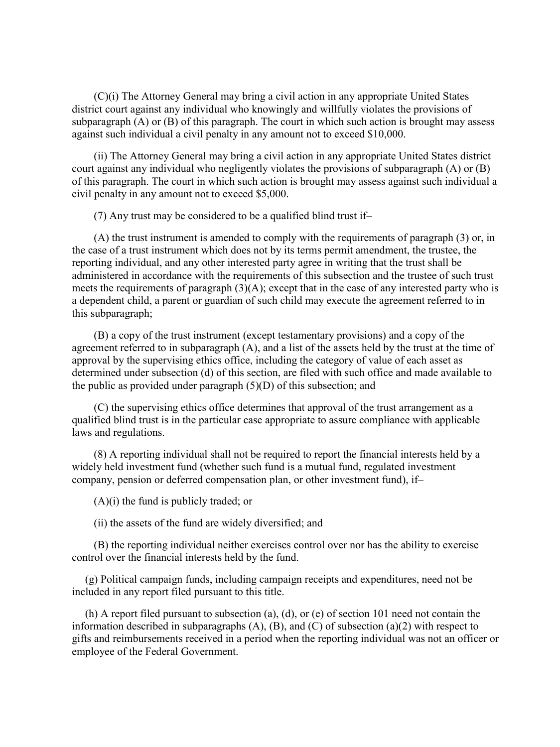(C)(i) The Attorney General may bring a civil action in any appropriate United States district court against any individual who knowingly and willfully violates the provisions of subparagraph (A) or (B) of this paragraph. The court in which such action is brought may assess against such individual a civil penalty in any amount not to exceed $10,000.

(ii) The Attorney General may bring a civil action in any appropriate United States district court against any individual who negligently violates the provisions of subparagraph (A) or (B) of this paragraph. The court in which such action is brought may assess against such individual a civil penalty in any amount not to exceed $5,000.

(7) Any trust may be considered to be a qualified blind trust if–

(A) the trust instrument is amended to comply with the requirements of paragraph (3) or, in the case of a trust instrument which does not by its terms permit amendment, the trustee, the reporting individual, and any other interested party agree in writing that the trust shall be administered in accordance with the requirements of this subsection and the trustee of such trust meets the requirements of paragraph (3)(A); except that in the case of any interested party who is a dependent child, a parent or guardian of such child may execute the agreement referred to in this subparagraph;

(B) a copy of the trust instrument (except testamentary provisions) and a copy of the agreement referred to in subparagraph (A), and a list of the assets held by the trust at the time of approval by the supervising ethics office, including the category of value of each asset as determined under subsection (d) of this section, are filed with such office and made available to the public as provided under paragraph (5)(D) of this subsection; and

(C) the supervising ethics office determines that approval of the trust arrangement as a qualified blind trust is in the particular case appropriate to assure compliance with applicable laws and regulations.

(8) A reporting individual shall not be required to report the financial interests held by a widely held investment fund (whether such fund is a mutual fund, regulated investment company, pension or deferred compensation plan, or other investment fund), if–

(A)(i) the fund is publicly traded; or

(ii) the assets of the fund are widely diversified; and

(B) the reporting individual neither exercises control over nor has the ability to exercise control over the financial interests held by the fund.

(g) Political campaign funds, including campaign receipts and expenditures, need not be included in any report filed pursuant to this title.

(h) A report filed pursuant to subsection (a), (d), or (e) of section 101 need not contain the information described in subparagraphs (A), (B), and (C) of subsection (a)(2) with respect to gifts and reimbursements received in a period when the reporting individual was not an officer or employee of the Federal Government.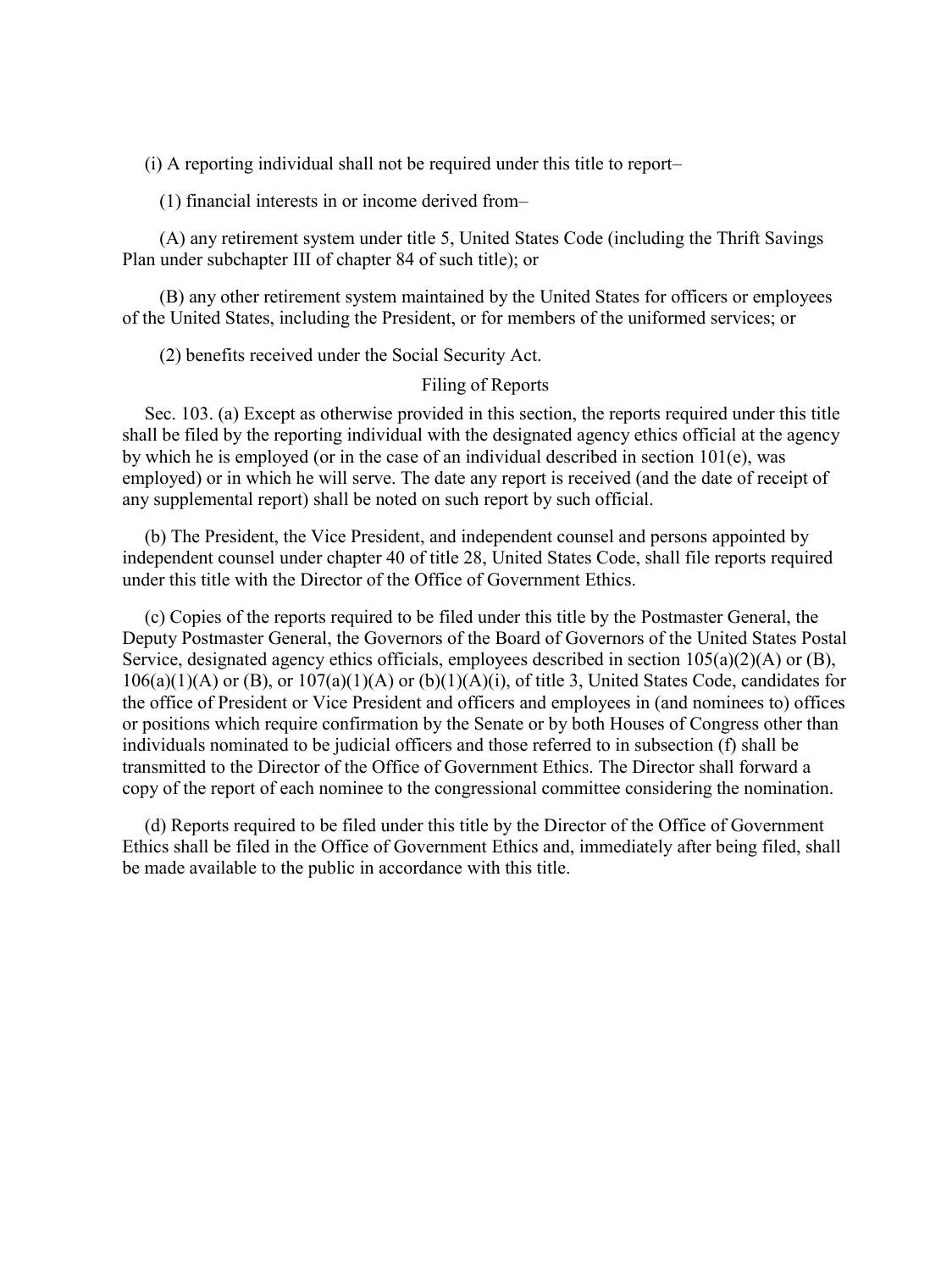(i) A reporting individual shall not be required under this title to report–

(1) financial interests in or income derived from–

(A) any retirement system under title 5, United States Code (including the Thrift Savings Plan under subchapter III of chapter 84 of such title); or

(B) any other retirement system maintained by the United States for officers or employees of the United States, including the President, or for members of the uniformed services; or

(2) benefits received under the Social Security Act.

### Filing of Reports

Sec. 103. (a) Except as otherwise provided in this section, the reports required under this title shall be filed by the reporting individual with the designated agency ethics official at the agency by which he is employed (or in the case of an individual described in section 101(e), was employed) or in which he will serve. The date any report is received (and the date of receipt of any supplemental report) shall be noted on such report by such official.

(b) The President, the Vice President, and independent counsel and persons appointed by independent counsel under chapter 40 of title 28, United States Code, shall file reports required under this title with the Director of the Office of Government Ethics.

(c) Copies of the reports required to be filed under this title by the Postmaster General, the Deputy Postmaster General, the Governors of the Board of Governors of the United States Postal Service, designated agency ethics officials, employees described in section 105(a)(2)(A) or (B), 106(a)(1)(A) or (B), or 107(a)(1)(A) or (b)(1)(A)(i), of title 3, United States Code, candidates for the office of President or Vice President and officers and employees in (and nominees to) offices or positions which require confirmation by the Senate or by both Houses of Congress other than individuals nominated to be judicial officers and those referred to in subsection (f) shall be transmitted to the Director of the Office of Government Ethics. The Director shall forward a copy of the report of each nominee to the congressional committee considering the nomination.

(d) Reports required to be filed under this title by the Director of the Office of Government Ethics shall be filed in the Office of Government Ethics and, immediately after being filed, shall be made available to the public in accordance with this title.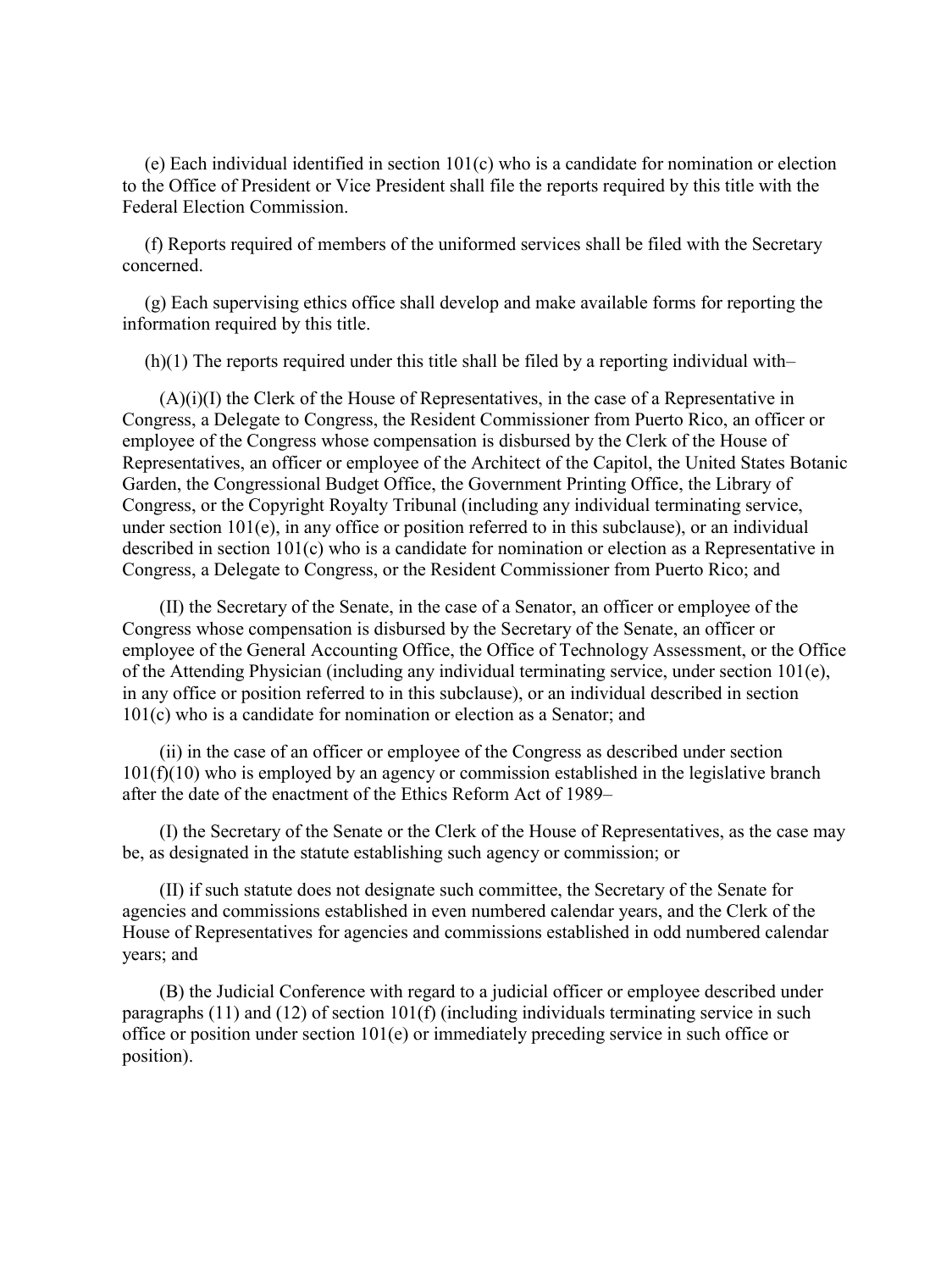(e) Each individual identified in section 101(c) who is a candidate for nomination or election to the Office of President or Vice President shall file the reports required by this title with the Federal Election Commission.

(f) Reports required of members of the uniformed services shall be filed with the Secretary concerned.

(g) Each supervising ethics office shall develop and make available forms for reporting the information required by this title.

(h)(1) The reports required under this title shall be filed by a reporting individual with–

(A)(i)(I) the Clerk of the House of Representatives, in the case of a Representative in Congress, a Delegate to Congress, the Resident Commissioner from Puerto Rico, an officer or employee of the Congress whose compensation is disbursed by the Clerk of the House of Representatives, an officer or employee of the Architect of the Capitol, the United States Botanic Garden, the Congressional Budget Office, the Government Printing Office, the Library of Congress, or the Copyright Royalty Tribunal (including any individual terminating service, under section 101(e), in any office or position referred to in this subclause), or an individual described in section 101(c) who is a candidate for nomination or election as a Representative in Congress, a Delegate to Congress, or the Resident Commissioner from Puerto Rico; and

(II) the Secretary of the Senate, in the case of a Senator, an officer or employee of the Congress whose compensation is disbursed by the Secretary of the Senate, an officer or employee of the General Accounting Office, the Office of Technology Assessment, or the Office of the Attending Physician (including any individual terminating service, under section 101(e), in any office or position referred to in this subclause), or an individual described in section 101(c) who is a candidate for nomination or election as a Senator; and

(ii) in the case of an officer or employee of the Congress as described under section 101(f)(10) who is employed by an agency or commission established in the legislative branch after the date of the enactment of the Ethics Reform Act of 1989–

(I) the Secretary of the Senate or the Clerk of the House of Representatives, as the case may be, as designated in the statute establishing such agency or commission; or

(II) if such statute does not designate such committee, the Secretary of the Senate for agencies and commissions established in even numbered calendar years, and the Clerk of the House of Representatives for agencies and commissions established in odd numbered calendar years; and

(B) the Judicial Conference with regard to a judicial officer or employee described under paragraphs (11) and (12) of section 101(f) (including individuals terminating service in such office or position under section 101(e) or immediately preceding service in such office or position).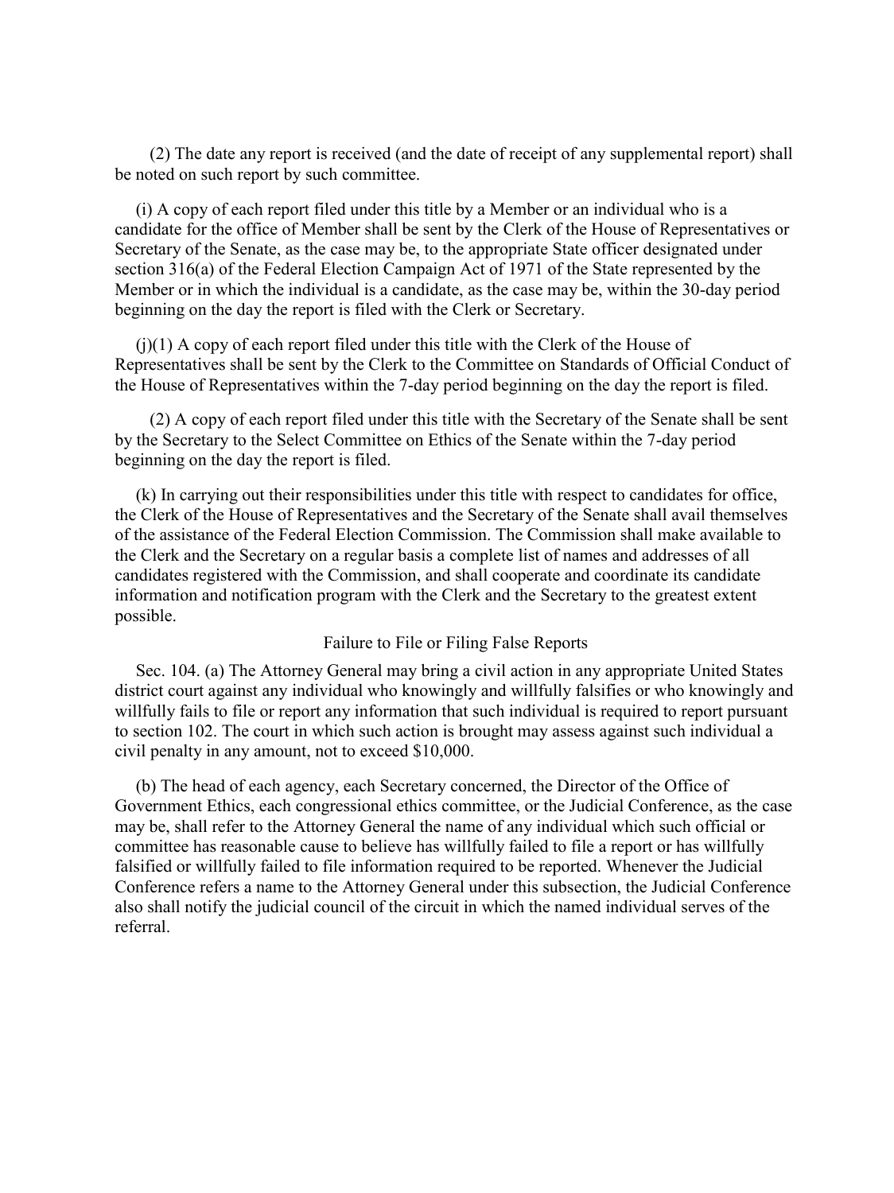(2) The date any report is received (and the date of receipt of any supplemental report) shall be noted on such report by such committee.

(i) A copy of each report filed under this title by a Member or an individual who is a candidate for the office of Member shall be sent by the Clerk of the House of Representatives or Secretary of the Senate, as the case may be, to the appropriate State officer designated under section 316(a) of the Federal Election Campaign Act of 1971 of the State represented by the Member or in which the individual is a candidate, as the case may be, within the 30-day period beginning on the day the report is filed with the Clerk or Secretary.

(j)(1) A copy of each report filed under this title with the Clerk of the House of Representatives shall be sent by the Clerk to the Committee on Standards of Official Conduct of the House of Representatives within the 7-day period beginning on the day the report is filed.

(2) A copy of each report filed under this title with the Secretary of the Senate shall be sent by the Secretary to the Select Committee on Ethics of the Senate within the 7-day period beginning on the day the report is filed.

(k) In carrying out their responsibilities under this title with respect to candidates for office, the Clerk of the House of Representatives and the Secretary of the Senate shall avail themselves of the assistance of the Federal Election Commission. The Commission shall make available to the Clerk and the Secretary on a regular basis a complete list of names and addresses of all candidates registered with the Commission, and shall cooperate and coordinate its candidate information and notification program with the Clerk and the Secretary to the greatest extent possible.

### Failure to File or Filing False Reports

Sec. 104. (a) The Attorney General may bring a civil action in any appropriate United States district court against any individual who knowingly and willfully falsifies or who knowingly and willfully fails to file or report any information that such individual is required to report pursuant to section 102. The court in which such action is brought may assess against such individual a civil penalty in any amount, not to exceed $10,000.

(b) The head of each agency, each Secretary concerned, the Director of the Office of Government Ethics, each congressional ethics committee, or the Judicial Conference, as the case may be, shall refer to the Attorney General the name of any individual which such official or committee has reasonable cause to believe has willfully failed to file a report or has willfully falsified or willfully failed to file information required to be reported. Whenever the Judicial Conference refers a name to the Attorney General under this subsection, the Judicial Conference also shall notify the judicial council of the circuit in which the named individual serves of the referral.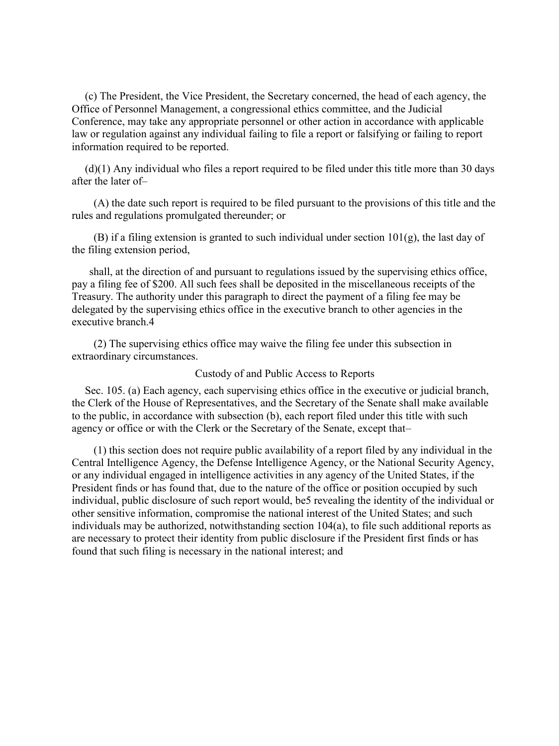(c) The President, the Vice President, the Secretary concerned, the head of each agency, the Office of Personnel Management, a congressional ethics committee, and the Judicial Conference, may take any appropriate personnel or other action in accordance with applicable law or regulation against any individual failing to file a report or falsifying or failing to report information required to be reported.

(d)(1) Any individual who files a report required to be filed under this title more than 30 days after the later of–

(A) the date such report is required to be filed pursuant to the provisions of this title and the rules and regulations promulgated thereunder; or

(B) if a filing extension is granted to such individual under section 101(g), the last day of the filing extension period,

shall, at the direction of and pursuant to regulations issued by the supervising ethics office, pay a filing fee of $200. All such fees shall be deposited in the miscellaneous receipts of the Treasury. The authority under this paragraph to direct the payment of a filing fee may be delegated by the supervising ethics office in the executive branch to other agencies in the executive branch.[4]

(2) The supervising ethics office may waive the filing fee under this subsection in extraordinary circumstances.

Custody of and Public Access to Reports

Sec. 105. (a) Each agency, each supervising ethics office in the executive or judicial branch, the Clerk of the House of Representatives, and the Secretary of the Senate shall make available to the public, in accordance with subsection (b), each report filed under this title with such agency or office or with the Clerk or the Secretary of the Senate, except that–

(1) this section does not require public availability of a report filed by any individual in the Central Intelligence Agency, the Defense Intelligence Agency, or the National Security Agency, or any individual engaged in intelligence activities in any agency of the United States, if the President finds or has found that, due to the nature of the office or position occupied by such individual, public disclosure of such report would, be[5] revealing the identity of the individual or other sensitive information, compromise the national interest of the United States; and such individuals may be authorized, notwithstanding section 104(a), to file such additional reports as are necessary to protect their identity from public disclosure if the President first finds or has found that such filing is necessary in the national interest; and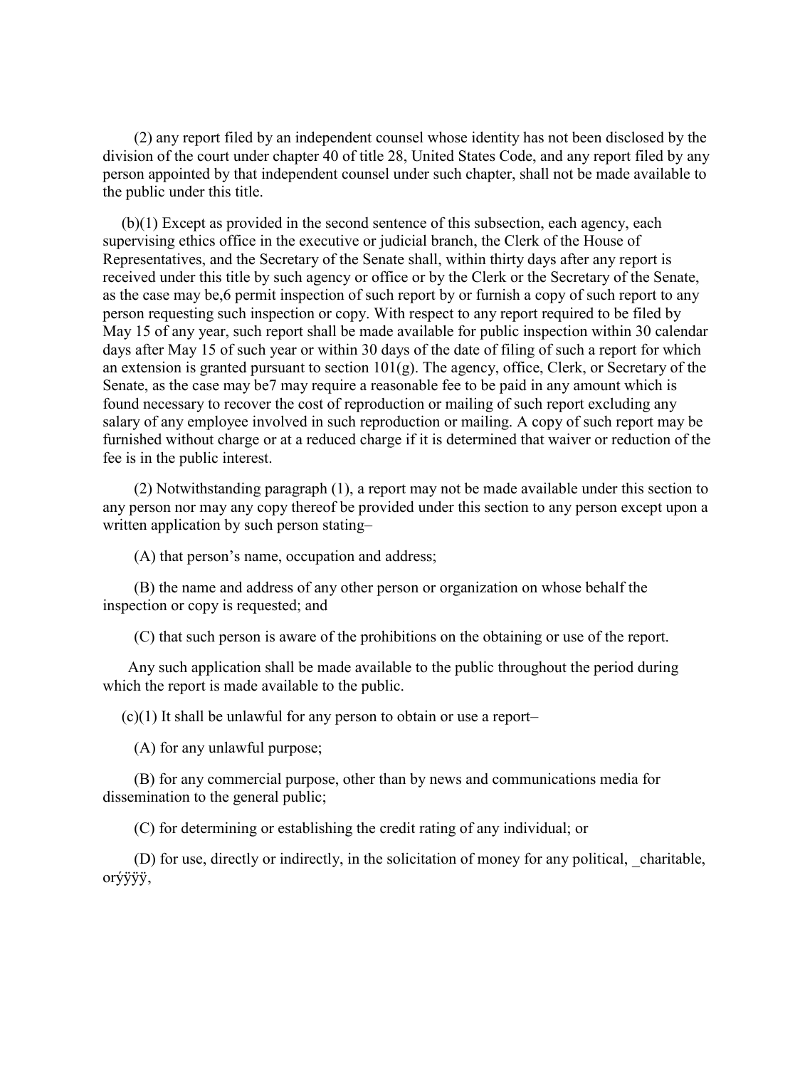(2) any report filed by an independent counsel whose identity has not been disclosed by the division of the court under chapter 40 of title 28, United States Code, and any report filed by any person appointed by that independent counsel under such chapter, shall not be made available to the public under this title.

(b)(1) Except as provided in the second sentence of this subsection, each agency, each supervising ethics office in the executive or judicial branch, the Clerk of the House of Representatives, and the Secretary of the Senate shall, within thirty days after any report is received under this title by such agency or office or by the Clerk or the Secretary of the Senate, as the case may be,6 permit inspection of such report by or furnish a copy of such report to any person requesting such inspection or copy. With respect to any report required to be filed by May 15 of any year, such report shall be made available for public inspection within 30 calendar days after May 15 of such year or within 30 days of the date of filing of such a report for which an extension is granted pursuant to section 101(g). The agency, office, Clerk, or Secretary of the Senate, as the case may be7 may require a reasonable fee to be paid in any amount which is found necessary to recover the cost of reproduction or mailing of such report excluding any salary of any employee involved in such reproduction or mailing. A copy of such report may be furnished without charge or at a reduced charge if it is determined that waiver or reduction of the fee is in the public interest.

(2) Notwithstanding paragraph (1), a report may not be made available under this section to any person nor may any copy thereof be provided under this section to any person except upon a written application by such person stating–

(A) that person's name, occupation and address;

(B) the name and address of any other person or organization on whose behalf the inspection or copy is requested; and

(C) that such person is aware of the prohibitions on the obtaining or use of the report.

Any such application shall be made available to the public throughout the period during which the report is made available to the public.

(c)(1) It shall be unlawful for any person to obtain or use a report–

(A) for any unlawful purpose;

(B) for any commercial purpose, other than by news and communications media for dissemination to the general public;

(C) for determining or establishing the credit rating of any individual; or

(D) for use, directly or indirectly, in the solicitation of money for any political, _charitable, orýÿÿÿ,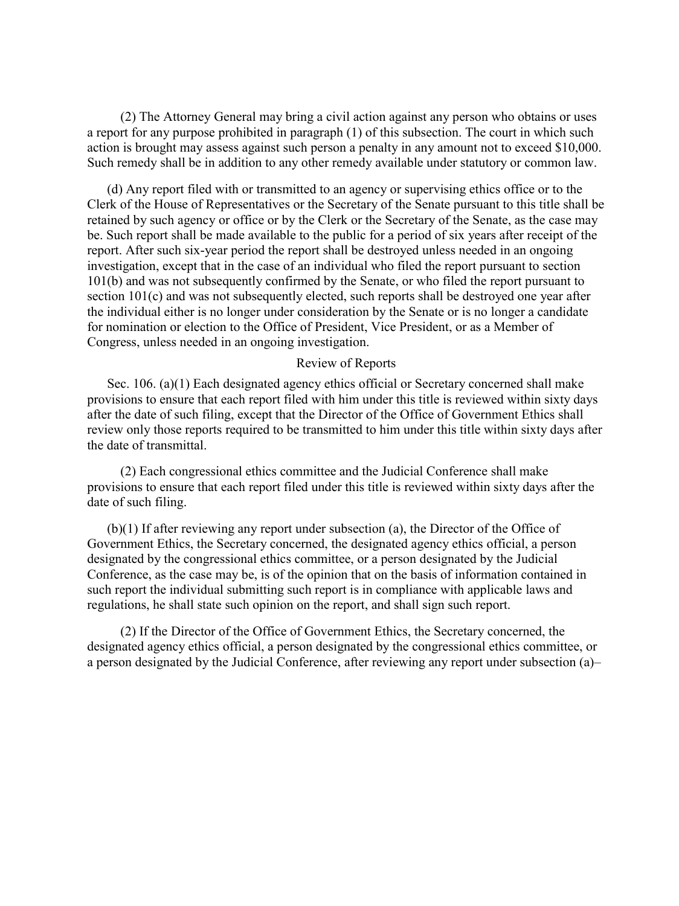(2) The Attorney General may bring a civil action against any person who obtains or uses a report for any purpose prohibited in paragraph (1) of this subsection. The court in which such action is brought may assess against such person a penalty in any amount not to exceed $10,000. Such remedy shall be in addition to any other remedy available under statutory or common law.

(d) Any report filed with or transmitted to an agency or supervising ethics office or to the Clerk of the House of Representatives or the Secretary of the Senate pursuant to this title shall be retained by such agency or office or by the Clerk or the Secretary of the Senate, as the case may be. Such report shall be made available to the public for a period of six years after receipt of the report. After such six-year period the report shall be destroyed unless needed in an ongoing investigation, except that in the case of an individual who filed the report pursuant to section 101(b) and was not subsequently confirmed by the Senate, or who filed the report pursuant to section 101(c) and was not subsequently elected, such reports shall be destroyed one year after the individual either is no longer under consideration by the Senate or is no longer a candidate for nomination or election to the Office of President, Vice President, or as a Member of Congress, unless needed in an ongoing investigation.

Review of Reports

Sec. 106. (a)(1) Each designated agency ethics official or Secretary concerned shall make provisions to ensure that each report filed with him under this title is reviewed within sixty days after the date of such filing, except that the Director of the Office of Government Ethics shall review only those reports required to be transmitted to him under this title within sixty days after the date of transmittal.

(2) Each congressional ethics committee and the Judicial Conference shall make provisions to ensure that each report filed under this title is reviewed within sixty days after the date of such filing.

(b)(1) If after reviewing any report under subsection (a), the Director of the Office of Government Ethics, the Secretary concerned, the designated agency ethics official, a person designated by the congressional ethics committee, or a person designated by the Judicial Conference, as the case may be, is of the opinion that on the basis of information contained in such report the individual submitting such report is in compliance with applicable laws and regulations, he shall state such opinion on the report, and shall sign such report.

(2) If the Director of the Office of Government Ethics, the Secretary concerned, the designated agency ethics official, a person designated by the congressional ethics committee, or a person designated by the Judicial Conference, after reviewing any report under subsection (a)–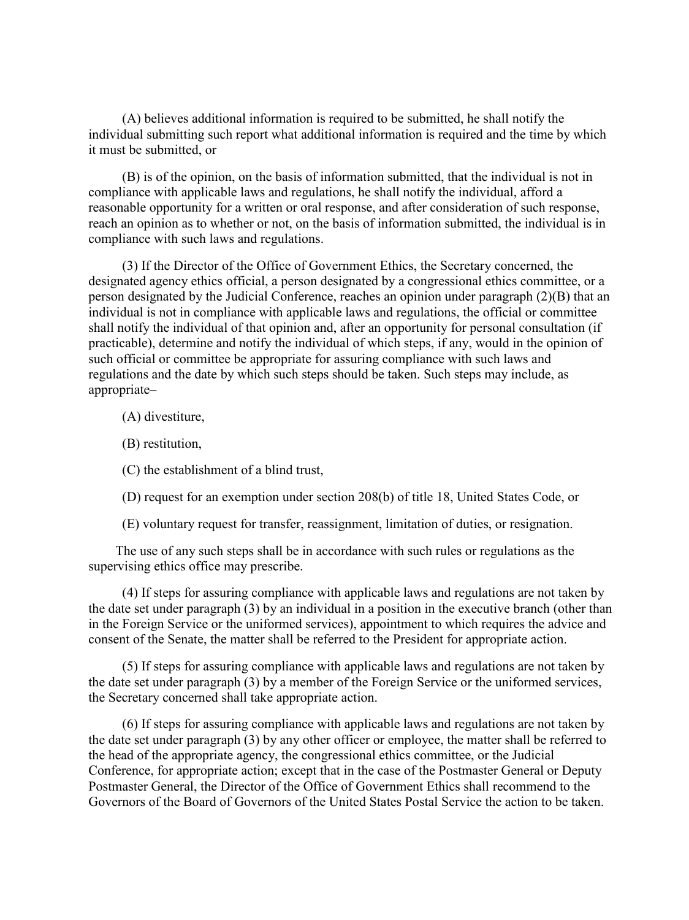(A) believes additional information is required to be submitted, he shall notify the individual submitting such report what additional information is required and the time by which it must be submitted, or

(B) is of the opinion, on the basis of information submitted, that the individual is not in compliance with applicable laws and regulations, he shall notify the individual, afford a reasonable opportunity for a written or oral response, and after consideration of such response, reach an opinion as to whether or not, on the basis of information submitted, the individual is in compliance with such laws and regulations.

(3) If the Director of the Office of Government Ethics, the Secretary concerned, the designated agency ethics official, a person designated by a congressional ethics committee, or a person designated by the Judicial Conference, reaches an opinion under paragraph (2)(B) that an individual is not in compliance with applicable laws and regulations, the official or committee shall notify the individual of that opinion and, after an opportunity for personal consultation (if practicable), determine and notify the individual of which steps, if any, would in the opinion of such official or committee be appropriate for assuring compliance with such laws and regulations and the date by which such steps should be taken. Such steps may include, as appropriate–

(A) divestiture,

(B) restitution,

(C) the establishment of a blind trust,

(D) request for an exemption under section 208(b) of title 18, United States Code, or

(E) voluntary request for transfer, reassignment, limitation of duties, or resignation.

The use of any such steps shall be in accordance with such rules or regulations as the supervising ethics office may prescribe.

(4) If steps for assuring compliance with applicable laws and regulations are not taken by the date set under paragraph (3) by an individual in a position in the executive branch (other than in the Foreign Service or the uniformed services), appointment to which requires the advice and consent of the Senate, the matter shall be referred to the President for appropriate action.

(5) If steps for assuring compliance with applicable laws and regulations are not taken by the date set under paragraph (3) by a member of the Foreign Service or the uniformed services, the Secretary concerned shall take appropriate action.

(6) If steps for assuring compliance with applicable laws and regulations are not taken by the date set under paragraph (3) by any other officer or employee, the matter shall be referred to the head of the appropriate agency, the congressional ethics committee, or the Judicial Conference, for appropriate action; except that in the case of the Postmaster General or Deputy Postmaster General, the Director of the Office of Government Ethics shall recommend to the Governors of the Board of Governors of the United States Postal Service the action to be taken.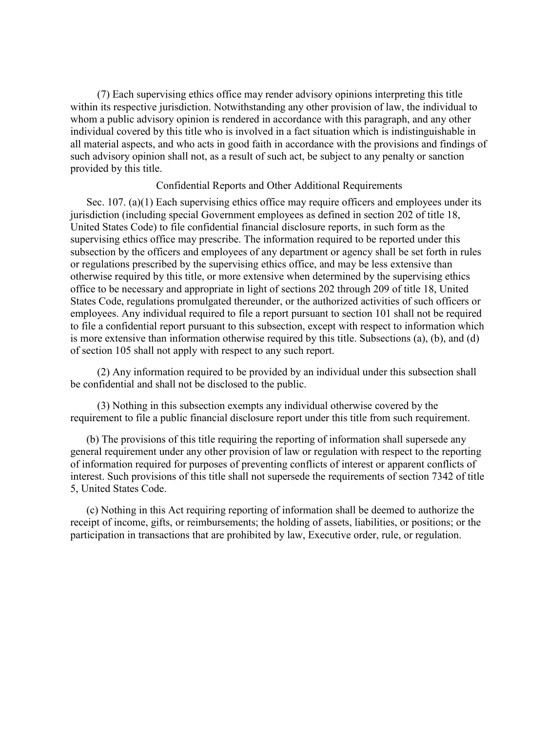(7) Each supervising ethics office may render advisory opinions interpreting this title within its respective jurisdiction. Notwithstanding any other provision of law, the individual to whom a public advisory opinion is rendered in accordance with this paragraph, and any other individual covered by this title who is involved in a fact situation which is indistinguishable in all material aspects, and who acts in good faith in accordance with the provisions and findings of such advisory opinion shall not, as a result of such act, be subject to any penalty or sanction provided by this title.

### Confidential Reports and Other Additional Requirements

Sec. 107. (a)(1) Each supervising ethics office may require officers and employees under its jurisdiction (including special Government employees as defined in section 202 of title 18, United States Code) to file confidential financial disclosure reports, in such form as the supervising ethics office may prescribe. The information required to be reported under this subsection by the officers and employees of any department or agency shall be set forth in rules or regulations prescribed by the supervising ethics office, and may be less extensive than otherwise required by this title, or more extensive when determined by the supervising ethics office to be necessary and appropriate in light of sections 202 through 209 of title 18, United States Code, regulations promulgated thereunder, or the authorized activities of such officers or employees. Any individual required to file a report pursuant to section 101 shall not be required to file a confidential report pursuant to this subsection, except with respect to information which is more extensive than information otherwise required by this title. Subsections (a), (b), and (d) of section 105 shall not apply with respect to any such report.

(2) Any information required to be provided by an individual under this subsection shall be confidential and shall not be disclosed to the public.

(3) Nothing in this subsection exempts any individual otherwise covered by the requirement to file a public financial disclosure report under this title from such requirement.

(b) The provisions of this title requiring the reporting of information shall supersede any general requirement under any other provision of law or regulation with respect to the reporting of information required for purposes of preventing conflicts of interest or apparent conflicts of interest. Such provisions of this title shall not supersede the requirements of section 7342 of title 5, United States Code.

(c) Nothing in this Act requiring reporting of information shall be deemed to authorize the receipt of income, gifts, or reimbursements; the holding of assets, liabilities, or positions; or the participation in transactions that are prohibited by law, Executive order, rule, or regulation.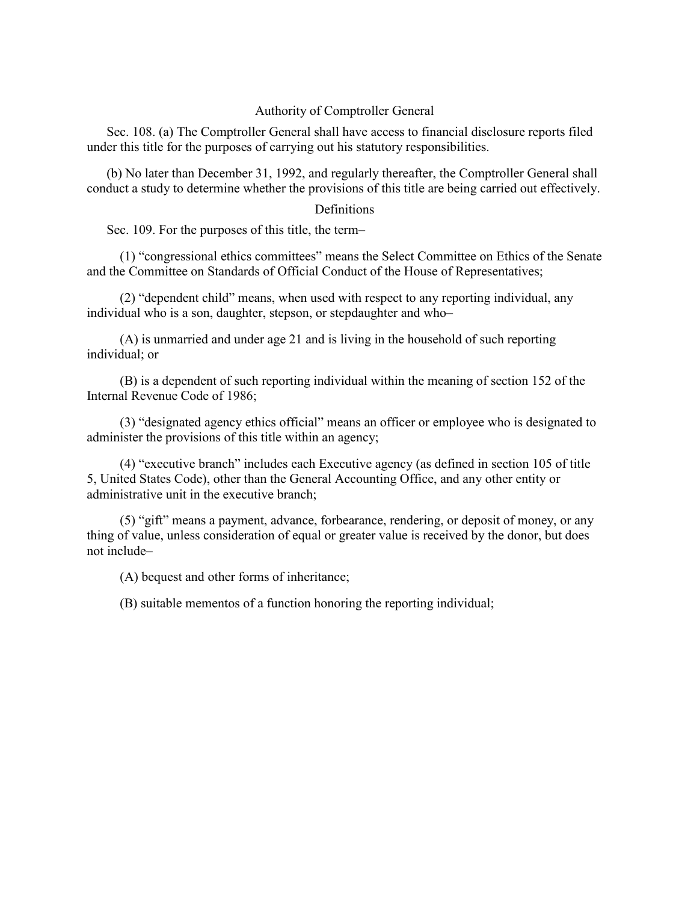## Authority of Comptroller General

Sec. 108. (a) The Comptroller General shall have access to financial disclosure reports filed under this title for the purposes of carrying out his statutory responsibilities.

(b) No later than December 31, 1992, and regularly thereafter, the Comptroller General shall conduct a study to determine whether the provisions of this title are being carried out effectively.

## Definitions

Sec. 109. For the purposes of this title, the term–

(1) "congressional ethics committees" means the Select Committee on Ethics of the Senate and the Committee on Standards of Official Conduct of the House of Representatives;

(2) "dependent child" means, when used with respect to any reporting individual, any individual who is a son, daughter, stepson, or stepdaughter and who–

(A) is unmarried and under age 21 and is living in the household of such reporting individual; or

(B) is a dependent of such reporting individual within the meaning of section 152 of the Internal Revenue Code of 1986;

(3) "designated agency ethics official" means an officer or employee who is designated to administer the provisions of this title within an agency;

(4) "executive branch" includes each Executive agency (as defined in section 105 of title 5, United States Code), other than the General Accounting Office, and any other entity or administrative unit in the executive branch;

(5) "gift" means a payment, advance, forbearance, rendering, or deposit of money, or any thing of value, unless consideration of equal or greater value is received by the donor, but does not include–

(A) bequest and other forms of inheritance;

(B) suitable mementos of a function honoring the reporting individual;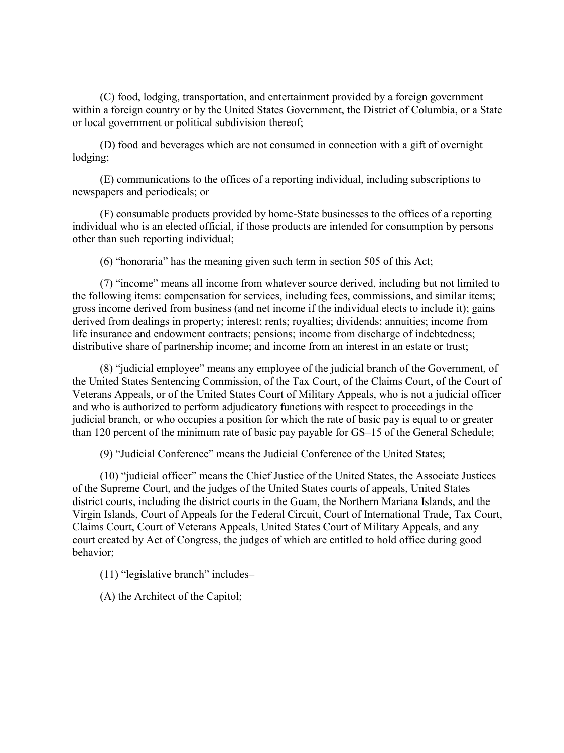(C) food, lodging, transportation, and entertainment provided by a foreign government within a foreign country or by the United States Government, the District of Columbia, or a State or local government or political subdivision thereof;

(D) food and beverages which are not consumed in connection with a gift of overnight lodging;

(E) communications to the offices of a reporting individual, including subscriptions to newspapers and periodicals; or

(F) consumable products provided by home-State businesses to the offices of a reporting individual who is an elected official, if those products are intended for consumption by persons other than such reporting individual;

(6) "honoraria" has the meaning given such term in section 505 of this Act;

(7) "income" means all income from whatever source derived, including but not limited to the following items: compensation for services, including fees, commissions, and similar items; gross income derived from business (and net income if the individual elects to include it); gains derived from dealings in property; interest; rents; royalties; dividends; annuities; income from life insurance and endowment contracts; pensions; income from discharge of indebtedness; distributive share of partnership income; and income from an interest in an estate or trust;

(8) "judicial employee" means any employee of the judicial branch of the Government, of the United States Sentencing Commission, of the Tax Court, of the Claims Court, of the Court of Veterans Appeals, or of the United States Court of Military Appeals, who is not a judicial officer and who is authorized to perform adjudicatory functions with respect to proceedings in the judicial branch, or who occupies a position for which the rate of basic pay is equal to or greater than 120 percent of the minimum rate of basic pay payable for GS–15 of the General Schedule;

(9) "Judicial Conference" means the Judicial Conference of the United States;

(10) "judicial officer" means the Chief Justice of the United States, the Associate Justices of the Supreme Court, and the judges of the United States courts of appeals, United States district courts, including the district courts in the Guam, the Northern Mariana Islands, and the Virgin Islands, Court of Appeals for the Federal Circuit, Court of International Trade, Tax Court, Claims Court, Court of Veterans Appeals, United States Court of Military Appeals, and any court created by Act of Congress, the judges of which are entitled to hold office during good behavior;

(11) "legislative branch" includes–

(A) the Architect of the Capitol;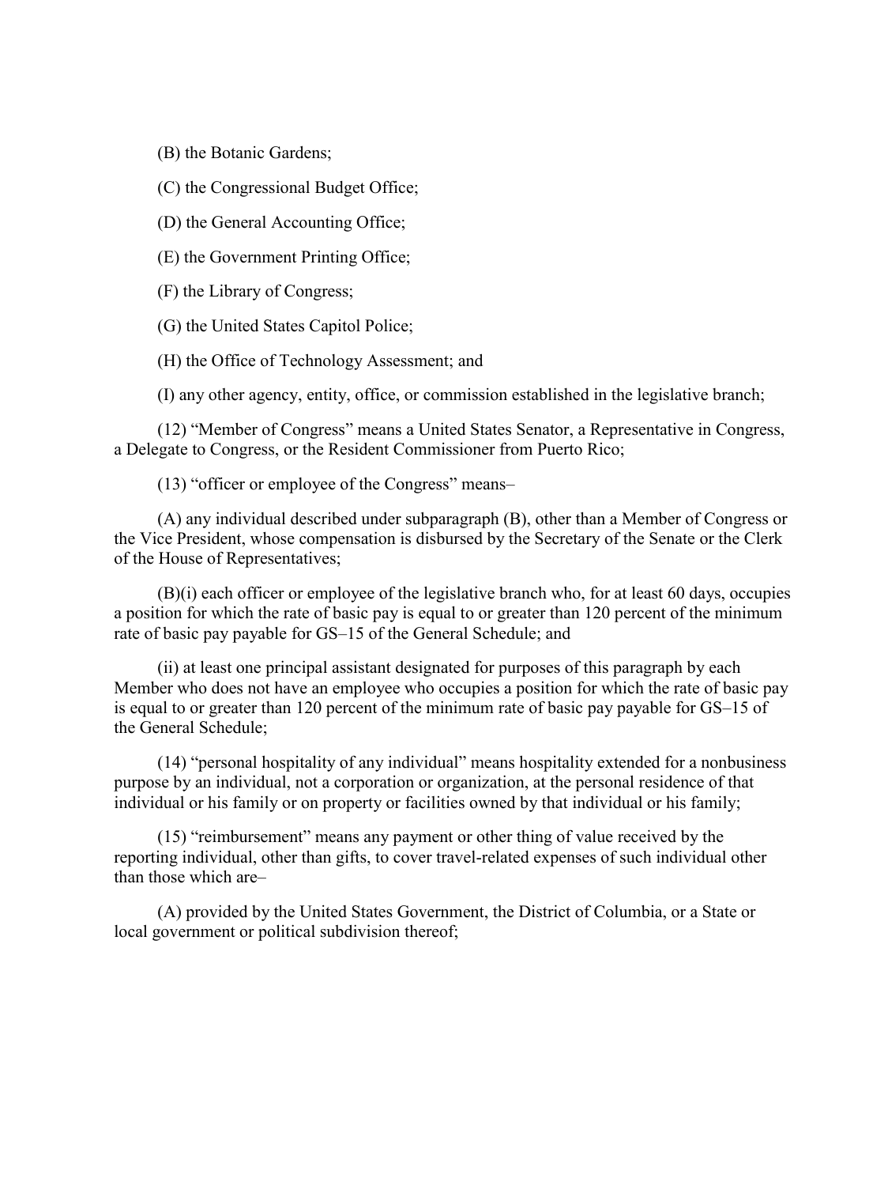(B) the Botanic Gardens;

(C) the Congressional Budget Office;

(D) the General Accounting Office;

(E) the Government Printing Office;

(F) the Library of Congress;

(G) the United States Capitol Police;

(H) the Office of Technology Assessment; and

(I) any other agency, entity, office, or commission established in the legislative branch;

(12) “Member of Congress” means a United States Senator, a Representative in Congress, a Delegate to Congress, or the Resident Commissioner from Puerto Rico;

(13) “officer or employee of the Congress” means–

(A) any individual described under subparagraph (B), other than a Member of Congress or the Vice President, whose compensation is disbursed by the Secretary of the Senate or the Clerk of the House of Representatives;

(B)(i) each officer or employee of the legislative branch who, for at least 60 days, occupies a position for which the rate of basic pay is equal to or greater than 120 percent of the minimum rate of basic pay payable for GS–15 of the General Schedule; and

(ii) at least one principal assistant designated for purposes of this paragraph by each Member who does not have an employee who occupies a position for which the rate of basic pay is equal to or greater than 120 percent of the minimum rate of basic pay payable for GS–15 of the General Schedule;

(14) “personal hospitality of any individual” means hospitality extended for a nonbusiness purpose by an individual, not a corporation or organization, at the personal residence of that individual or his family or on property or facilities owned by that individual or his family;

(15) “reimbursement” means any payment or other thing of value received by the reporting individual, other than gifts, to cover travel-related expenses of such individual other than those which are–

(A) provided by the United States Government, the District of Columbia, or a State or local government or political subdivision thereof;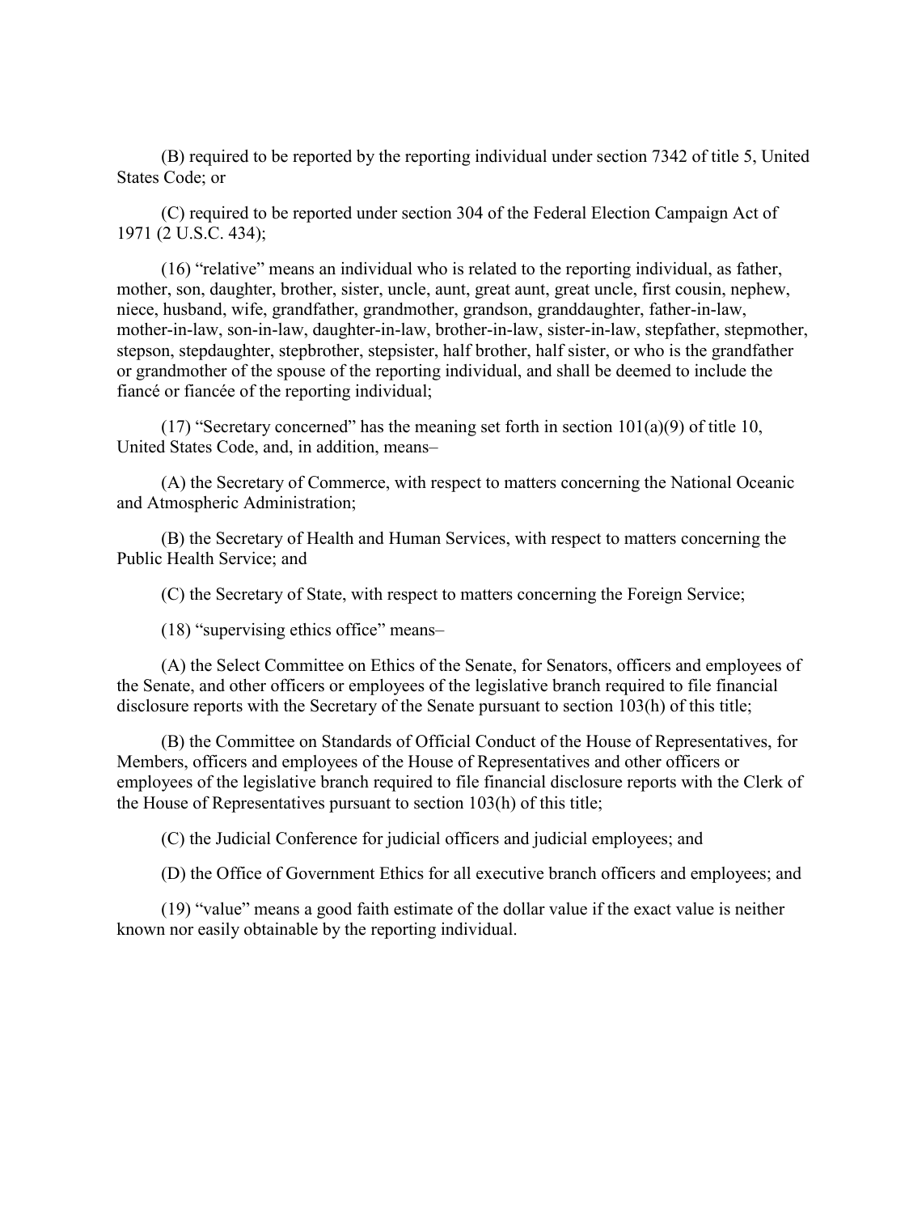(B) required to be reported by the reporting individual under section 7342 of title 5, United States Code; or

(C) required to be reported under section 304 of the Federal Election Campaign Act of 1971 (2 U.S.C. 434);

(16) “relative” means an individual who is related to the reporting individual, as father, mother, son, daughter, brother, sister, uncle, aunt, great aunt, great uncle, first cousin, nephew, niece, husband, wife, grandfather, grandmother, grandson, granddaughter, father-in-law, mother-in-law, son-in-law, daughter-in-law, brother-in-law, sister-in-law, stepfather, stepmother, stepson, stepdaughter, stepbrother, stepsister, half brother, half sister, or who is the grandfather or grandmother of the spouse of the reporting individual, and shall be deemed to include the fiancé or fiancée of the reporting individual;

(17) “Secretary concerned” has the meaning set forth in section 101(a)(9) of title 10, United States Code, and, in addition, means–

(A) the Secretary of Commerce, with respect to matters concerning the National Oceanic and Atmospheric Administration;

(B) the Secretary of Health and Human Services, with respect to matters concerning the Public Health Service; and

(C) the Secretary of State, with respect to matters concerning the Foreign Service;

(18) “supervising ethics office” means–

(A) the Select Committee on Ethics of the Senate, for Senators, officers and employees of the Senate, and other officers or employees of the legislative branch required to file financial disclosure reports with the Secretary of the Senate pursuant to section 103(h) of this title;

(B) the Committee on Standards of Official Conduct of the House of Representatives, for Members, officers and employees of the House of Representatives and other officers or employees of the legislative branch required to file financial disclosure reports with the Clerk of the House of Representatives pursuant to section 103(h) of this title;

(C) the Judicial Conference for judicial officers and judicial employees; and

(D) the Office of Government Ethics for all executive branch officers and employees; and

(19) “value” means a good faith estimate of the dollar value if the exact value is neither known nor easily obtainable by the reporting individual.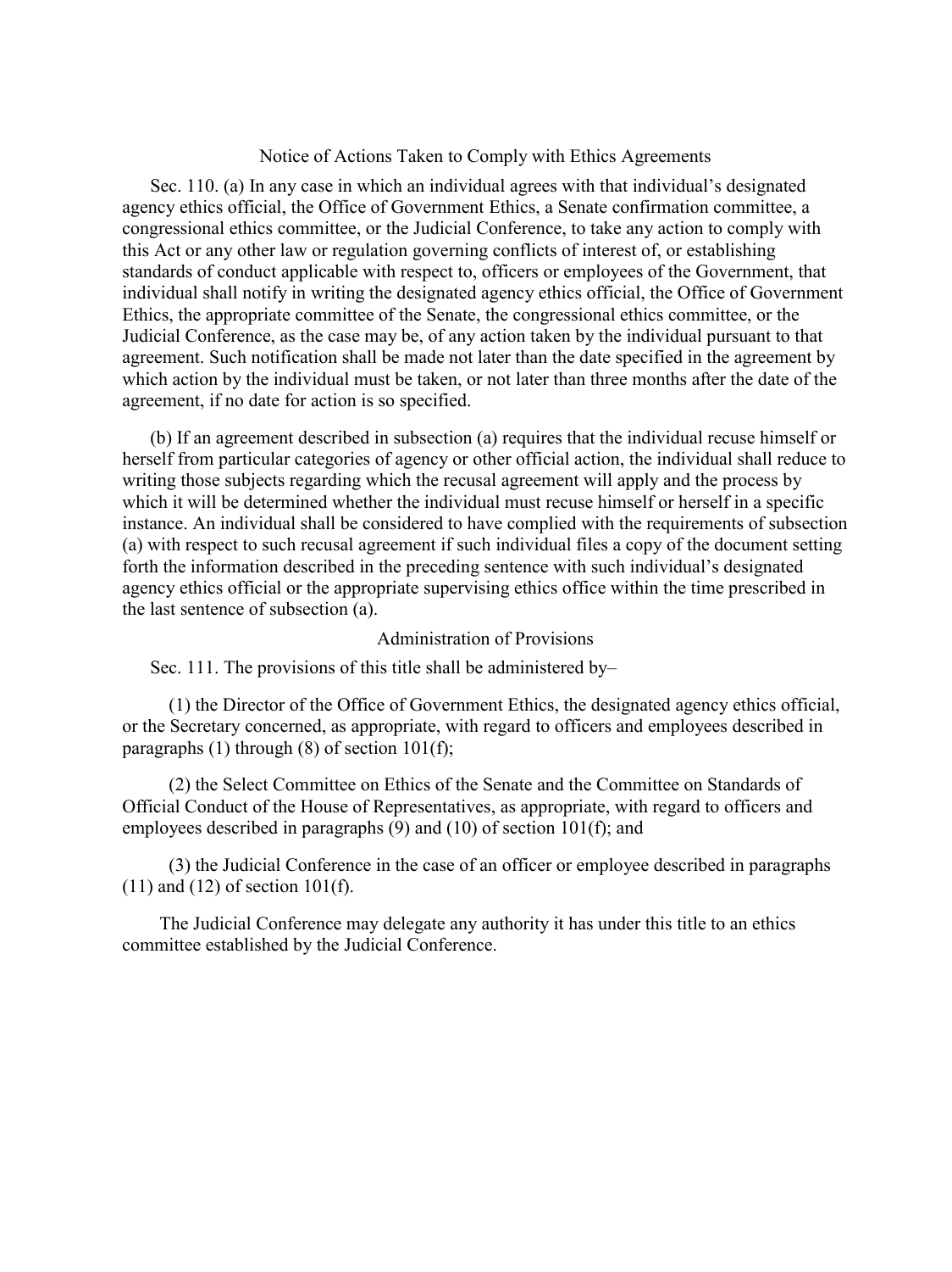## Notice of Actions Taken to Comply with Ethics Agreements

Sec. 110. (a) In any case in which an individual agrees with that individual's designated agency ethics official, the Office of Government Ethics, a Senate confirmation committee, a congressional ethics committee, or the Judicial Conference, to take any action to comply with this Act or any other law or regulation governing conflicts of interest of, or establishing standards of conduct applicable with respect to, officers or employees of the Government, that individual shall notify in writing the designated agency ethics official, the Office of Government Ethics, the appropriate committee of the Senate, the congressional ethics committee, or the Judicial Conference, as the case may be, of any action taken by the individual pursuant to that agreement. Such notification shall be made not later than the date specified in the agreement by which action by the individual must be taken, or not later than three months after the date of the agreement, if no date for action is so specified.

(b) If an agreement described in subsection (a) requires that the individual recuse himself or herself from particular categories of agency or other official action, the individual shall reduce to writing those subjects regarding which the recusal agreement will apply and the process by which it will be determined whether the individual must recuse himself or herself in a specific instance. An individual shall be considered to have complied with the requirements of subsection (a) with respect to such recusal agreement if such individual files a copy of the document setting forth the information described in the preceding sentence with such individual's designated agency ethics official or the appropriate supervising ethics office within the time prescribed in the last sentence of subsection (a).

## Administration of Provisions

Sec. 111. The provisions of this title shall be administered by–

(1) the Director of the Office of Government Ethics, the designated agency ethics official, or the Secretary concerned, as appropriate, with regard to officers and employees described in paragraphs (1) through (8) of section 101(f);

(2) the Select Committee on Ethics of the Senate and the Committee on Standards of Official Conduct of the House of Representatives, as appropriate, with regard to officers and employees described in paragraphs (9) and (10) of section 101(f); and

(3) the Judicial Conference in the case of an officer or employee described in paragraphs (11) and (12) of section 101(f).

The Judicial Conference may delegate any authority it has under this title to an ethics committee established by the Judicial Conference.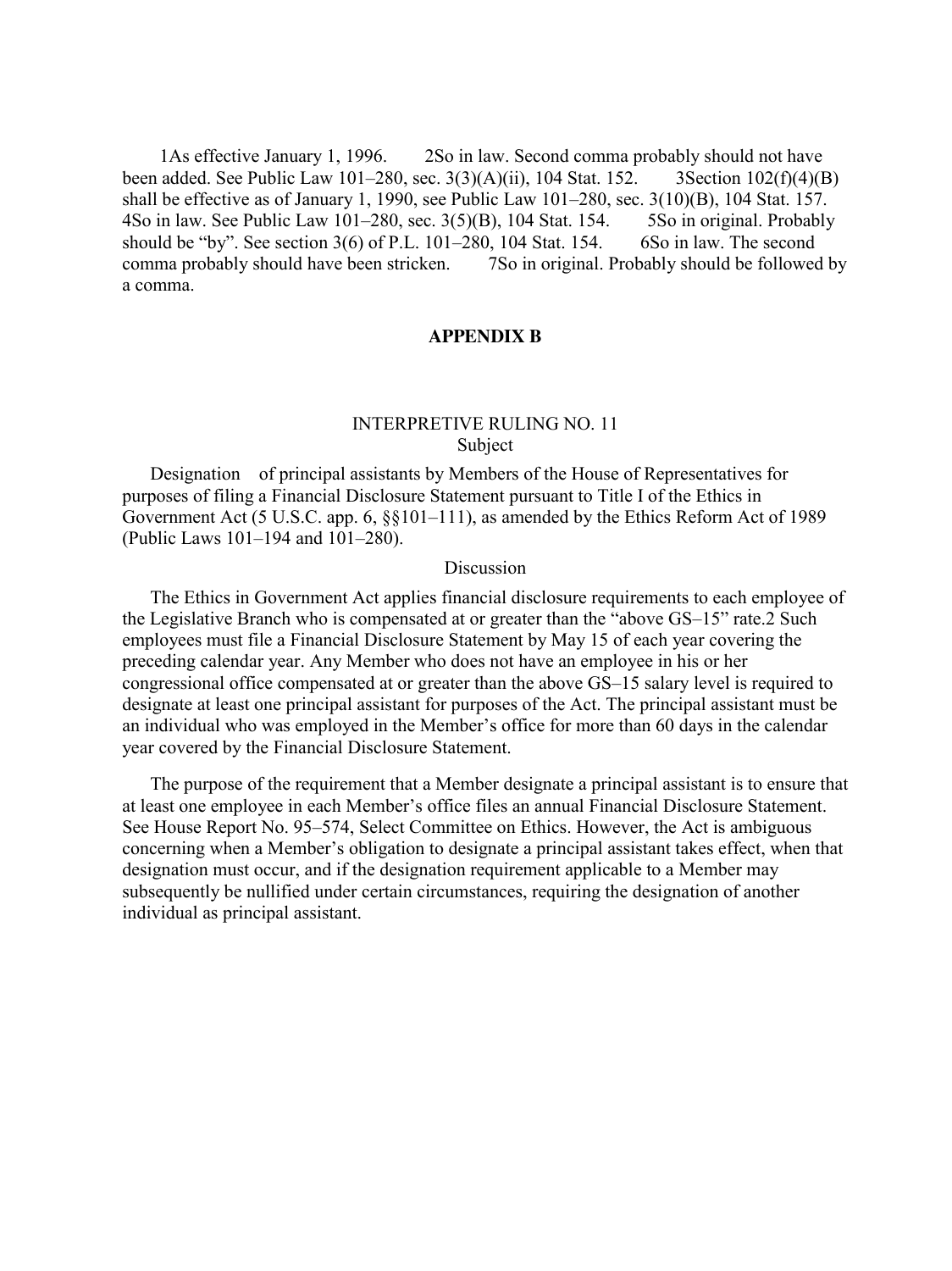[1]As effective January 1, 1996. [2]So in law. Second comma probably should not have been added. See Public Law 101–280, sec. 3(3)(A)(ii), 104 Stat. 152. [3]Section 102(f)(4)(B) shall be effective as of January 1, 1990, see Public Law 101–280, sec. 3(10)(B), 104 Stat. 157. [4]So in law. See Public Law 101–280, sec. 3(5)(B), 104 Stat. 154. [5]So in original. Probably should be "by". See section 3(6) of P.L. 101–280, 104 Stat. 154. [6]So in law. The second comma probably should have been stricken. [7]So in original. Probably should be followed by a comma.

## APPENDIX B

### INTERPRETIVE RULING NO. 11

Subject

Designation of principal assistants by Members of the House of Representatives for purposes of filing a Financial Disclosure Statement pursuant to Title I of the Ethics in Government Act (5 U.S.C. app. 6, §§101–111), as amended by the Ethics Reform Act of 1989 (Public Laws 101–194 and 101–280).

Discussion

The Ethics in Government Act applies financial disclosure requirements to each employee of the Legislative Branch who is compensated at or greater than the "above GS–15" rate.[2] Such employees must file a Financial Disclosure Statement by May 15 of each year covering the preceding calendar year. Any Member who does not have an employee in his or her congressional office compensated at or greater than the above GS–15 salary level is required to designate at least one principal assistant for purposes of the Act. The principal assistant must be an individual who was employed in the Member's office for more than 60 days in the calendar year covered by the Financial Disclosure Statement.

The purpose of the requirement that a Member designate a principal assistant is to ensure that at least one employee in each Member's office files an annual Financial Disclosure Statement. See House Report No. 95–574, Select Committee on Ethics. However, the Act is ambiguous concerning when a Member's obligation to designate a principal assistant takes effect, when that designation must occur, and if the designation requirement applicable to a Member may subsequently be nullified under certain circumstances, requiring the designation of another individual as principal assistant.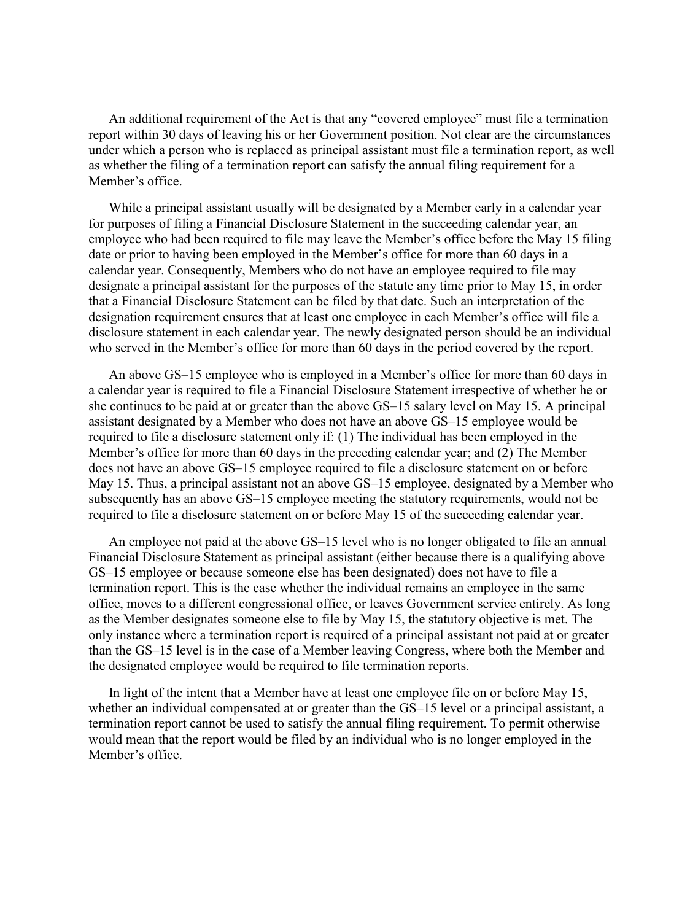An additional requirement of the Act is that any "covered employee" must file a termination report within 30 days of leaving his or her Government position. Not clear are the circumstances under which a person who is replaced as principal assistant must file a termination report, as well as whether the filing of a termination report can satisfy the annual filing requirement for a Member's office.

While a principal assistant usually will be designated by a Member early in a calendar year for purposes of filing a Financial Disclosure Statement in the succeeding calendar year, an employee who had been required to file may leave the Member's office before the May 15 filing date or prior to having been employed in the Member's office for more than 60 days in a calendar year. Consequently, Members who do not have an employee required to file may designate a principal assistant for the purposes of the statute any time prior to May 15, in order that a Financial Disclosure Statement can be filed by that date. Such an interpretation of the designation requirement ensures that at least one employee in each Member's office will file a disclosure statement in each calendar year. The newly designated person should be an individual who served in the Member's office for more than 60 days in the period covered by the report.

An above GS–15 employee who is employed in a Member's office for more than 60 days in a calendar year is required to file a Financial Disclosure Statement irrespective of whether he or she continues to be paid at or greater than the above GS–15 salary level on May 15. A principal assistant designated by a Member who does not have an above GS–15 employee would be required to file a disclosure statement only if: (1) The individual has been employed in the Member's office for more than 60 days in the preceding calendar year; and (2) The Member does not have an above GS–15 employee required to file a disclosure statement on or before May 15. Thus, a principal assistant not an above GS–15 employee, designated by a Member who subsequently has an above GS–15 employee meeting the statutory requirements, would not be required to file a disclosure statement on or before May 15 of the succeeding calendar year.

An employee not paid at the above GS–15 level who is no longer obligated to file an annual Financial Disclosure Statement as principal assistant (either because there is a qualifying above GS–15 employee or because someone else has been designated) does not have to file a termination report. This is the case whether the individual remains an employee in the same office, moves to a different congressional office, or leaves Government service entirely. As long as the Member designates someone else to file by May 15, the statutory objective is met. The only instance where a termination report is required of a principal assistant not paid at or greater than the GS–15 level is in the case of a Member leaving Congress, where both the Member and the designated employee would be required to file termination reports.

In light of the intent that a Member have at least one employee file on or before May 15, whether an individual compensated at or greater than the GS–15 level or a principal assistant, a termination report cannot be used to satisfy the annual filing requirement. To permit otherwise would mean that the report would be filed by an individual who is no longer employed in the Member's office.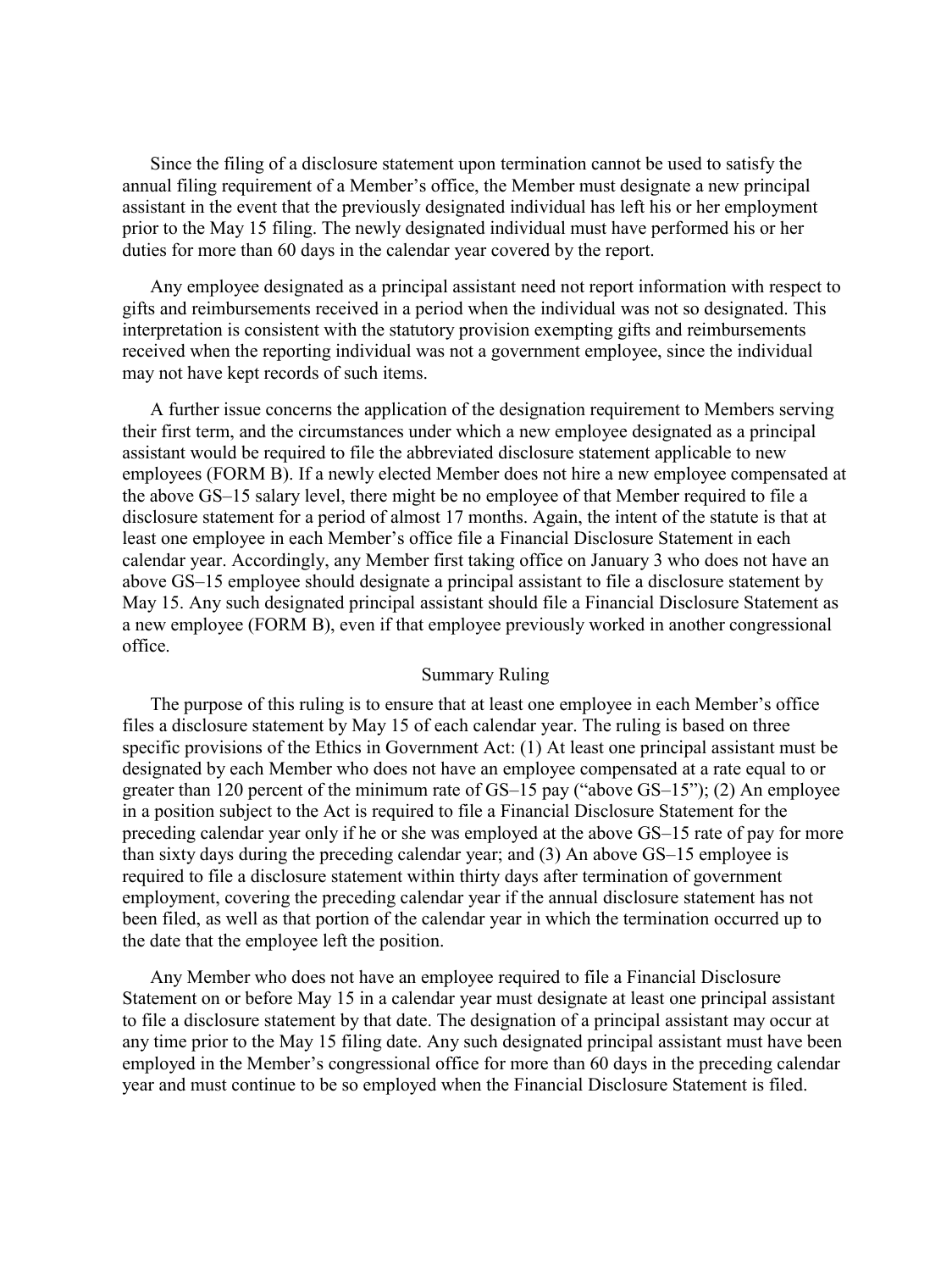Since the filing of a disclosure statement upon termination cannot be used to satisfy the annual filing requirement of a Member's office, the Member must designate a new principal assistant in the event that the previously designated individual has left his or her employment prior to the May 15 filing. The newly designated individual must have performed his or her duties for more than 60 days in the calendar year covered by the report.

Any employee designated as a principal assistant need not report information with respect to gifts and reimbursements received in a period when the individual was not so designated. This interpretation is consistent with the statutory provision exempting gifts and reimbursements received when the reporting individual was not a government employee, since the individual may not have kept records of such items.

A further issue concerns the application of the designation requirement to Members serving their first term, and the circumstances under which a new employee designated as a principal assistant would be required to file the abbreviated disclosure statement applicable to new employees (FORM B). If a newly elected Member does not hire a new employee compensated at the above GS–15 salary level, there might be no employee of that Member required to file a disclosure statement for a period of almost 17 months. Again, the intent of the statute is that at least one employee in each Member's office file a Financial Disclosure Statement in each calendar year. Accordingly, any Member first taking office on January 3 who does not have an above GS–15 employee should designate a principal assistant to file a disclosure statement by May 15. Any such designated principal assistant should file a Financial Disclosure Statement as a new employee (FORM B), even if that employee previously worked in another congressional office.

## Summary Ruling

The purpose of this ruling is to ensure that at least one employee in each Member's office files a disclosure statement by May 15 of each calendar year. The ruling is based on three specific provisions of the Ethics in Government Act: (1) At least one principal assistant must be designated by each Member who does not have an employee compensated at a rate equal to or greater than 120 percent of the minimum rate of GS–15 pay ("above GS–15"); (2) An employee in a position subject to the Act is required to file a Financial Disclosure Statement for the preceding calendar year only if he or she was employed at the above GS–15 rate of pay for more than sixty days during the preceding calendar year; and (3) An above GS–15 employee is required to file a disclosure statement within thirty days after termination of government employment, covering the preceding calendar year if the annual disclosure statement has not been filed, as well as that portion of the calendar year in which the termination occurred up to the date that the employee left the position.

Any Member who does not have an employee required to file a Financial Disclosure Statement on or before May 15 in a calendar year must designate at least one principal assistant to file a disclosure statement by that date. The designation of a principal assistant may occur at any time prior to the May 15 filing date. Any such designated principal assistant must have been employed in the Member's congressional office for more than 60 days in the preceding calendar year and must continue to be so employed when the Financial Disclosure Statement is filed.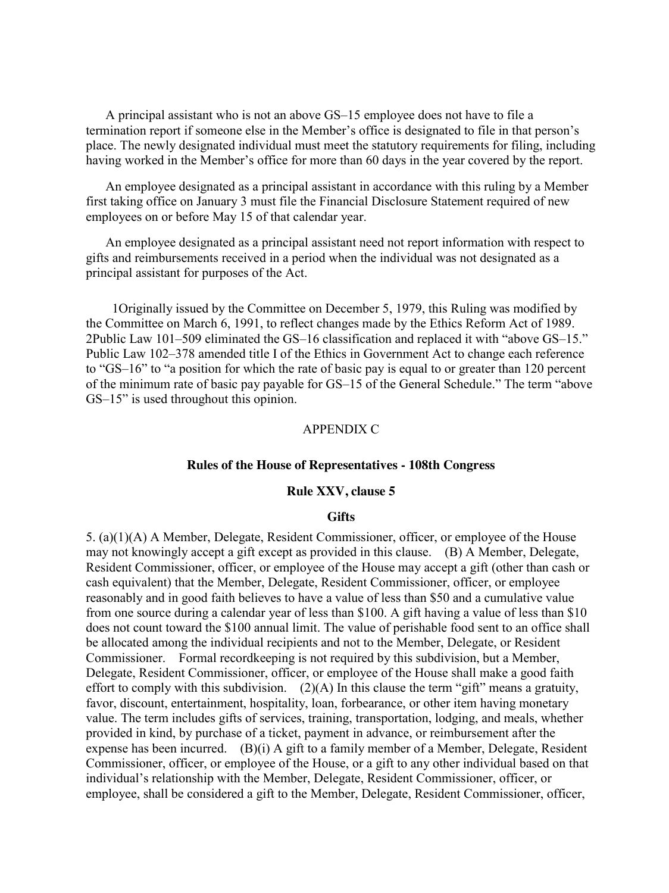A principal assistant who is not an above GS–15 employee does not have to file a termination report if someone else in the Member's office is designated to file in that person's place. The newly designated individual must meet the statutory requirements for filing, including having worked in the Member's office for more than 60 days in the year covered by the report.

An employee designated as a principal assistant in accordance with this ruling by a Member first taking office on January 3 must file the Financial Disclosure Statement required of new employees on or before May 15 of that calendar year.

An employee designated as a principal assistant need not report information with respect to gifts and reimbursements received in a period when the individual was not designated as a principal assistant for purposes of the Act.

1Originally issued by the Committee on December 5, 1979, this Ruling was modified by the Committee on March 6, 1991, to reflect changes made by the Ethics Reform Act of 1989. 2Public Law 101–509 eliminated the GS–16 classification and replaced it with "above GS–15." Public Law 102–378 amended title I of the Ethics in Government Act to change each reference to "GS–16" to "a position for which the rate of basic pay is equal to or greater than 120 percent of the minimum rate of basic pay payable for GS–15 of the General Schedule." The term "above GS–15" is used throughout this opinion.

## APPENDIX C

### Rules of the House of Representatives - 108th Congress

### Rule XXV, clause 5

### Gifts

5. (a)(1)(A) A Member, Delegate, Resident Commissioner, officer, or employee of the House may not knowingly accept a gift except as provided in this clause. (B) A Member, Delegate, Resident Commissioner, officer, or employee of the House may accept a gift (other than cash or cash equivalent) that the Member, Delegate, Resident Commissioner, officer, or employee reasonably and in good faith believes to have a value of less than $50 and a cumulative value from one source during a calendar year of less than $100. A gift having a value of less than $10 does not count toward the $100 annual limit. The value of perishable food sent to an office shall be allocated among the individual recipients and not to the Member, Delegate, or Resident Commissioner. Formal recordkeeping is not required by this subdivision, but a Member, Delegate, Resident Commissioner, officer, or employee of the House shall make a good faith effort to comply with this subdivision. (2)(A) In this clause the term "gift" means a gratuity, favor, discount, entertainment, hospitality, loan, forbearance, or other item having monetary value. The term includes gifts of services, training, transportation, lodging, and meals, whether provided in kind, by purchase of a ticket, payment in advance, or reimbursement after the expense has been incurred. (B)(i) A gift to a family member of a Member, Delegate, Resident Commissioner, officer, or employee of the House, or a gift to any other individual based on that individual's relationship with the Member, Delegate, Resident Commissioner, officer, or employee, shall be considered a gift to the Member, Delegate, Resident Commissioner, officer,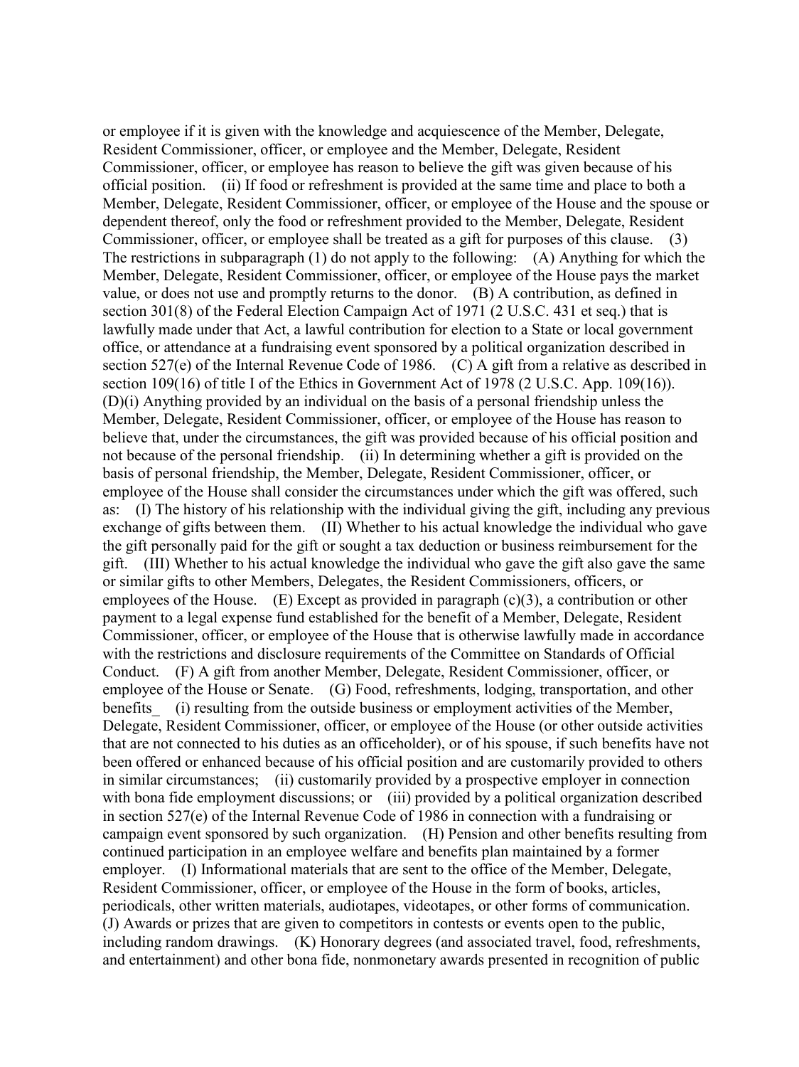or employee if it is given with the knowledge and acquiescence of the Member, Delegate, Resident Commissioner, officer, or employee and the Member, Delegate, Resident Commissioner, officer, or employee has reason to believe the gift was given because of his official position. (ii) If food or refreshment is provided at the same time and place to both a Member, Delegate, Resident Commissioner, officer, or employee of the House and the spouse or dependent thereof, only the food or refreshment provided to the Member, Delegate, Resident Commissioner, officer, or employee shall be treated as a gift for purposes of this clause. (3) The restrictions in subparagraph (1) do not apply to the following: (A) Anything for which the Member, Delegate, Resident Commissioner, officer, or employee of the House pays the market value, or does not use and promptly returns to the donor. (B) A contribution, as defined in section 301(8) of the Federal Election Campaign Act of 1971 (2 U.S.C. 431 et seq.) that is lawfully made under that Act, a lawful contribution for election to a State or local government office, or attendance at a fundraising event sponsored by a political organization described in section 527(e) of the Internal Revenue Code of 1986. (C) A gift from a relative as described in section 109(16) of title I of the Ethics in Government Act of 1978 (2 U.S.C. App. 109(16)). (D)(i) Anything provided by an individual on the basis of a personal friendship unless the Member, Delegate, Resident Commissioner, officer, or employee of the House has reason to believe that, under the circumstances, the gift was provided because of his official position and not because of the personal friendship. (ii) In determining whether a gift is provided on the basis of personal friendship, the Member, Delegate, Resident Commissioner, officer, or employee of the House shall consider the circumstances under which the gift was offered, such as: (I) The history of his relationship with the individual giving the gift, including any previous exchange of gifts between them. (II) Whether to his actual knowledge the individual who gave the gift personally paid for the gift or sought a tax deduction or business reimbursement for the gift. (III) Whether to his actual knowledge the individual who gave the gift also gave the same or similar gifts to other Members, Delegates, the Resident Commissioners, officers, or employees of the House. (E) Except as provided in paragraph (c)(3), a contribution or other payment to a legal expense fund established for the benefit of a Member, Delegate, Resident Commissioner, officer, or employee of the House that is otherwise lawfully made in accordance with the restrictions and disclosure requirements of the Committee on Standards of Official Conduct. (F) A gift from another Member, Delegate, Resident Commissioner, officer, or employee of the House or Senate. (G) Food, refreshments, lodging, transportation, and other benefits_ (i) resulting from the outside business or employment activities of the Member, Delegate, Resident Commissioner, officer, or employee of the House (or other outside activities that are not connected to his duties as an officeholder), or of his spouse, if such benefits have not been offered or enhanced because of his official position and are customarily provided to others in similar circumstances; (ii) customarily provided by a prospective employer in connection with bona fide employment discussions; or (iii) provided by a political organization described in section 527(e) of the Internal Revenue Code of 1986 in connection with a fundraising or campaign event sponsored by such organization. (H) Pension and other benefits resulting from continued participation in an employee welfare and benefits plan maintained by a former employer. (I) Informational materials that are sent to the office of the Member, Delegate, Resident Commissioner, officer, or employee of the House in the form of books, articles, periodicals, other written materials, audiotapes, videotapes, or other forms of communication. (J) Awards or prizes that are given to competitors in contests or events open to the public, including random drawings. (K) Honorary degrees (and associated travel, food, refreshments, and entertainment) and other bona fide, nonmonetary awards presented in recognition of public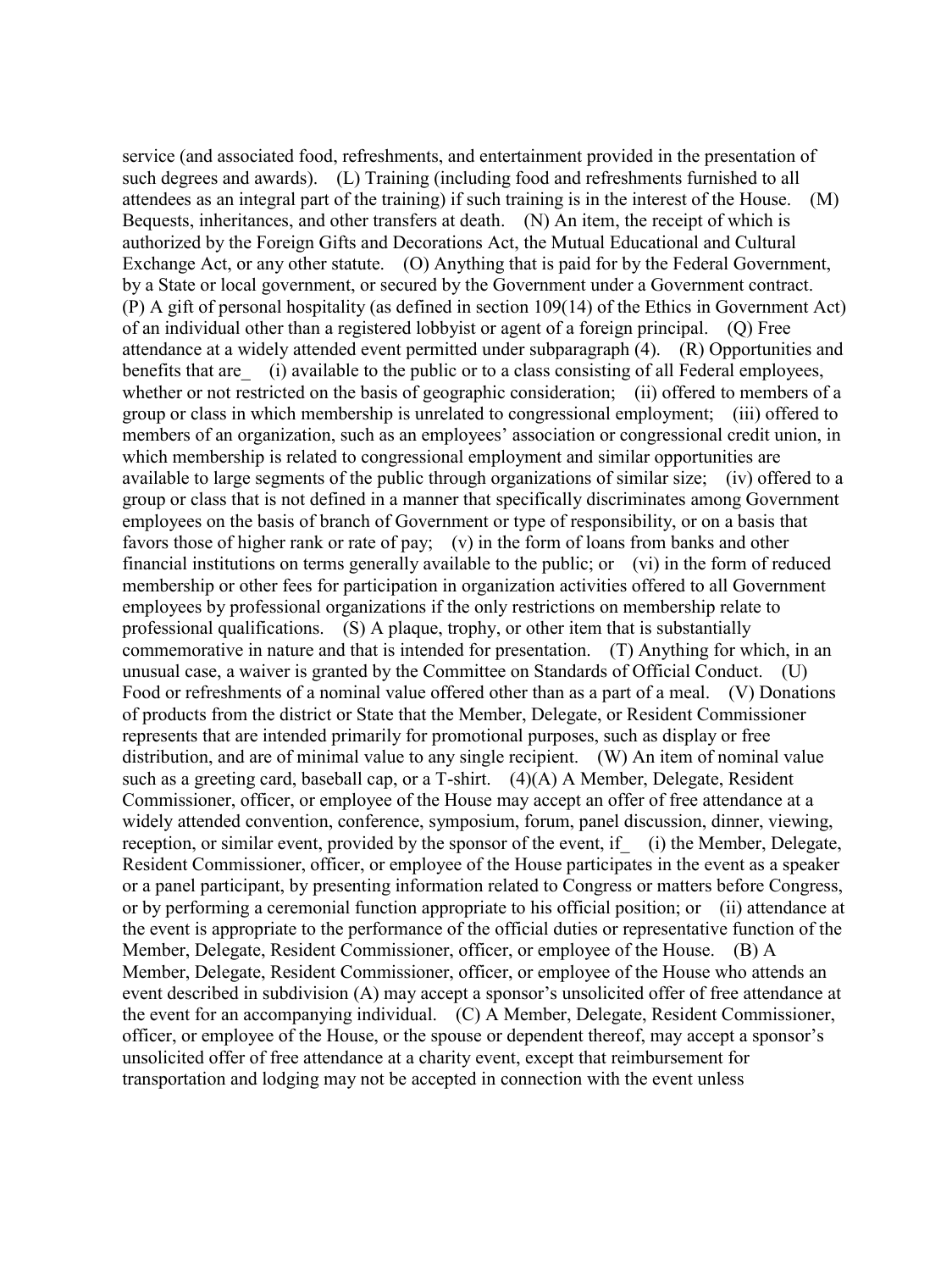service (and associated food, refreshments, and entertainment provided in the presentation of such degrees and awards).    (L) Training (including food and refreshments furnished to all attendees as an integral part of the training) if such training is in the interest of the House.    (M) Bequests, inheritances, and other transfers at death.    (N) An item, the receipt of which is authorized by the Foreign Gifts and Decorations Act, the Mutual Educational and Cultural Exchange Act, or any other statute.    (O) Anything that is paid for by the Federal Government, by a State or local government, or secured by the Government under a Government contract.    (P) A gift of personal hospitality (as defined in section 109(14) of the Ethics in Government Act) of an individual other than a registered lobbyist or agent of a foreign principal.    (Q) Free attendance at a widely attended event permitted under subparagraph (4).    (R) Opportunities and benefits that are_    (i) available to the public or to a class consisting of all Federal employees, whether or not restricted on the basis of geographic consideration;    (ii) offered to members of a group or class in which membership is unrelated to congressional employment;    (iii) offered to members of an organization, such as an employees' association or congressional credit union, in which membership is related to congressional employment and similar opportunities are available to large segments of the public through organizations of similar size;    (iv) offered to a group or class that is not defined in a manner that specifically discriminates among Government employees on the basis of branch of Government or type of responsibility, or on a basis that favors those of higher rank or rate of pay;    (v) in the form of loans from banks and other financial institutions on terms generally available to the public; or    (vi) in the form of reduced membership or other fees for participation in organization activities offered to all Government employees by professional organizations if the only restrictions on membership relate to professional qualifications.    (S) A plaque, trophy, or other item that is substantially commemorative in nature and that is intended for presentation.    (T) Anything for which, in an unusual case, a waiver is granted by the Committee on Standards of Official Conduct.    (U) Food or refreshments of a nominal value offered other than as a part of a meal.    (V) Donations of products from the district or State that the Member, Delegate, or Resident Commissioner represents that are intended primarily for promotional purposes, such as display or free distribution, and are of minimal value to any single recipient.    (W) An item of nominal value such as a greeting card, baseball cap, or a T-shirt.    (4)(A) A Member, Delegate, Resident Commissioner, officer, or employee of the House may accept an offer of free attendance at a widely attended convention, conference, symposium, forum, panel discussion, dinner, viewing, reception, or similar event, provided by the sponsor of the event, if_    (i) the Member, Delegate, Resident Commissioner, officer, or employee of the House participates in the event as a speaker or a panel participant, by presenting information related to Congress or matters before Congress, or by performing a ceremonial function appropriate to his official position; or    (ii) attendance at the event is appropriate to the performance of the official duties or representative function of the Member, Delegate, Resident Commissioner, officer, or employee of the House.    (B) A Member, Delegate, Resident Commissioner, officer, or employee of the House who attends an event described in subdivision (A) may accept a sponsor's unsolicited offer of free attendance at the event for an accompanying individual.    (C) A Member, Delegate, Resident Commissioner, officer, or employee of the House, or the spouse or dependent thereof, may accept a sponsor's unsolicited offer of free attendance at a charity event, except that reimbursement for transportation and lodging may not be accepted in connection with the event unless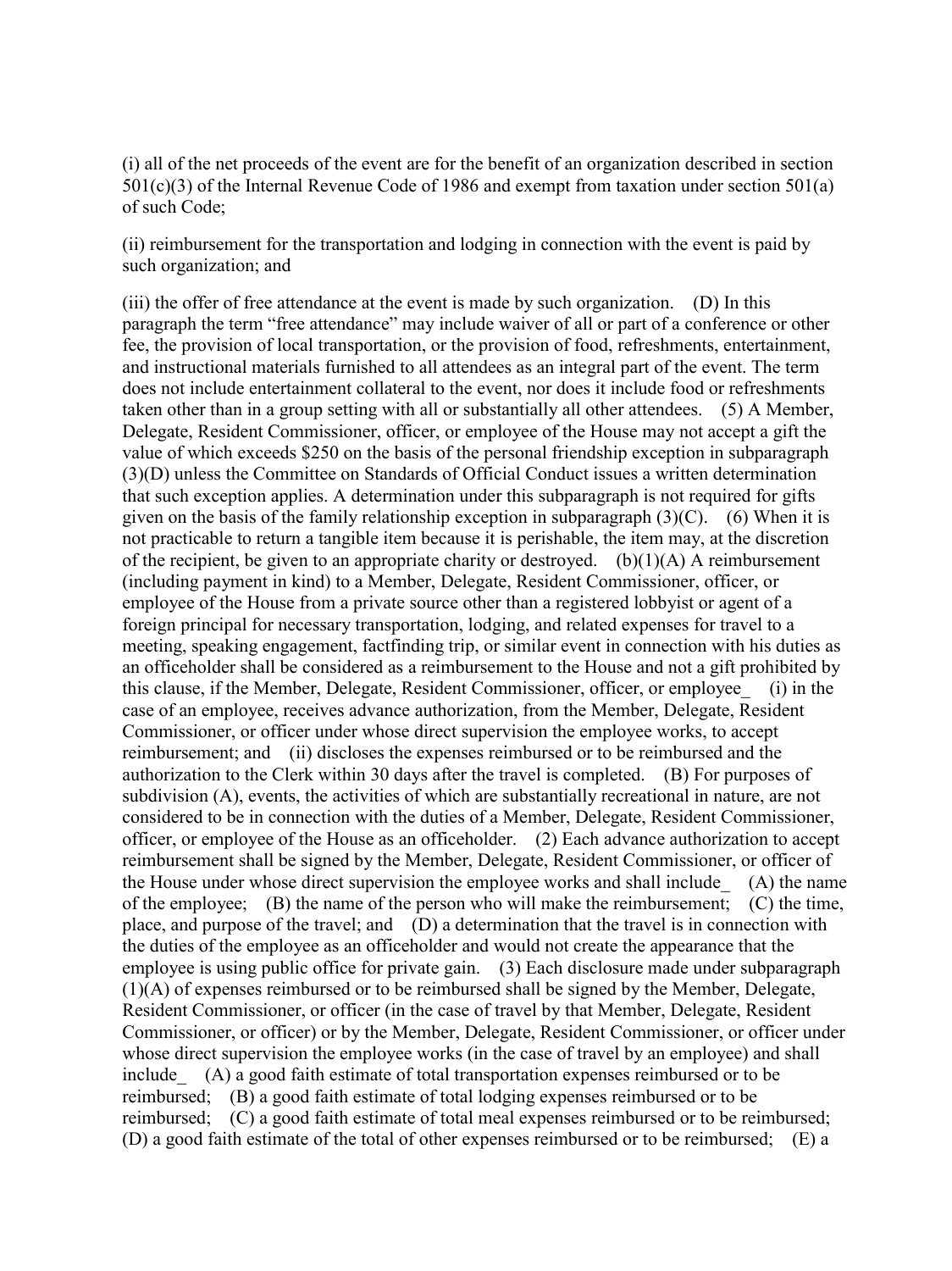(i) all of the net proceeds of the event are for the benefit of an organization described in section 501(c)(3) of the Internal Revenue Code of 1986 and exempt from taxation under section 501(a) of such Code;

(ii) reimbursement for the transportation and lodging in connection with the event is paid by such organization; and

(iii) the offer of free attendance at the event is made by such organization. (D) In this paragraph the term "free attendance" may include waiver of all or part of a conference or other fee, the provision of local transportation, or the provision of food, refreshments, entertainment, and instructional materials furnished to all attendees as an integral part of the event. The term does not include entertainment collateral to the event, nor does it include food or refreshments taken other than in a group setting with all or substantially all other attendees. (5) A Member, Delegate, Resident Commissioner, officer, or employee of the House may not accept a gift the value of which exceeds $250 on the basis of the personal friendship exception in subparagraph (3)(D) unless the Committee on Standards of Official Conduct issues a written determination that such exception applies. A determination under this subparagraph is not required for gifts given on the basis of the family relationship exception in subparagraph (3)(C). (6) When it is not practicable to return a tangible item because it is perishable, the item may, at the discretion of the recipient, be given to an appropriate charity or destroyed. (b)(1)(A) A reimbursement (including payment in kind) to a Member, Delegate, Resident Commissioner, officer, or employee of the House from a private source other than a registered lobbyist or agent of a foreign principal for necessary transportation, lodging, and related expenses for travel to a meeting, speaking engagement, factfinding trip, or similar event in connection with his duties as an officeholder shall be considered as a reimbursement to the House and not a gift prohibited by this clause, if the Member, Delegate, Resident Commissioner, officer, or employee_ (i) in the case of an employee, receives advance authorization, from the Member, Delegate, Resident Commissioner, or officer under whose direct supervision the employee works, to accept reimbursement; and (ii) discloses the expenses reimbursed or to be reimbursed and the authorization to the Clerk within 30 days after the travel is completed. (B) For purposes of subdivision (A), events, the activities of which are substantially recreational in nature, are not considered to be in connection with the duties of a Member, Delegate, Resident Commissioner, officer, or employee of the House as an officeholder. (2) Each advance authorization to accept reimbursement shall be signed by the Member, Delegate, Resident Commissioner, or officer of the House under whose direct supervision the employee works and shall include_ (A) the name of the employee; (B) the name of the person who will make the reimbursement; (C) the time, place, and purpose of the travel; and (D) a determination that the travel is in connection with the duties of the employee as an officeholder and would not create the appearance that the employee is using public office for private gain. (3) Each disclosure made under subparagraph (1)(A) of expenses reimbursed or to be reimbursed shall be signed by the Member, Delegate, Resident Commissioner, or officer (in the case of travel by that Member, Delegate, Resident Commissioner, or officer) or by the Member, Delegate, Resident Commissioner, or officer under whose direct supervision the employee works (in the case of travel by an employee) and shall include_ (A) a good faith estimate of total transportation expenses reimbursed or to be reimbursed; (B) a good faith estimate of total lodging expenses reimbursed or to be reimbursed; (C) a good faith estimate of total meal expenses reimbursed or to be reimbursed; (D) a good faith estimate of the total of other expenses reimbursed or to be reimbursed; (E) a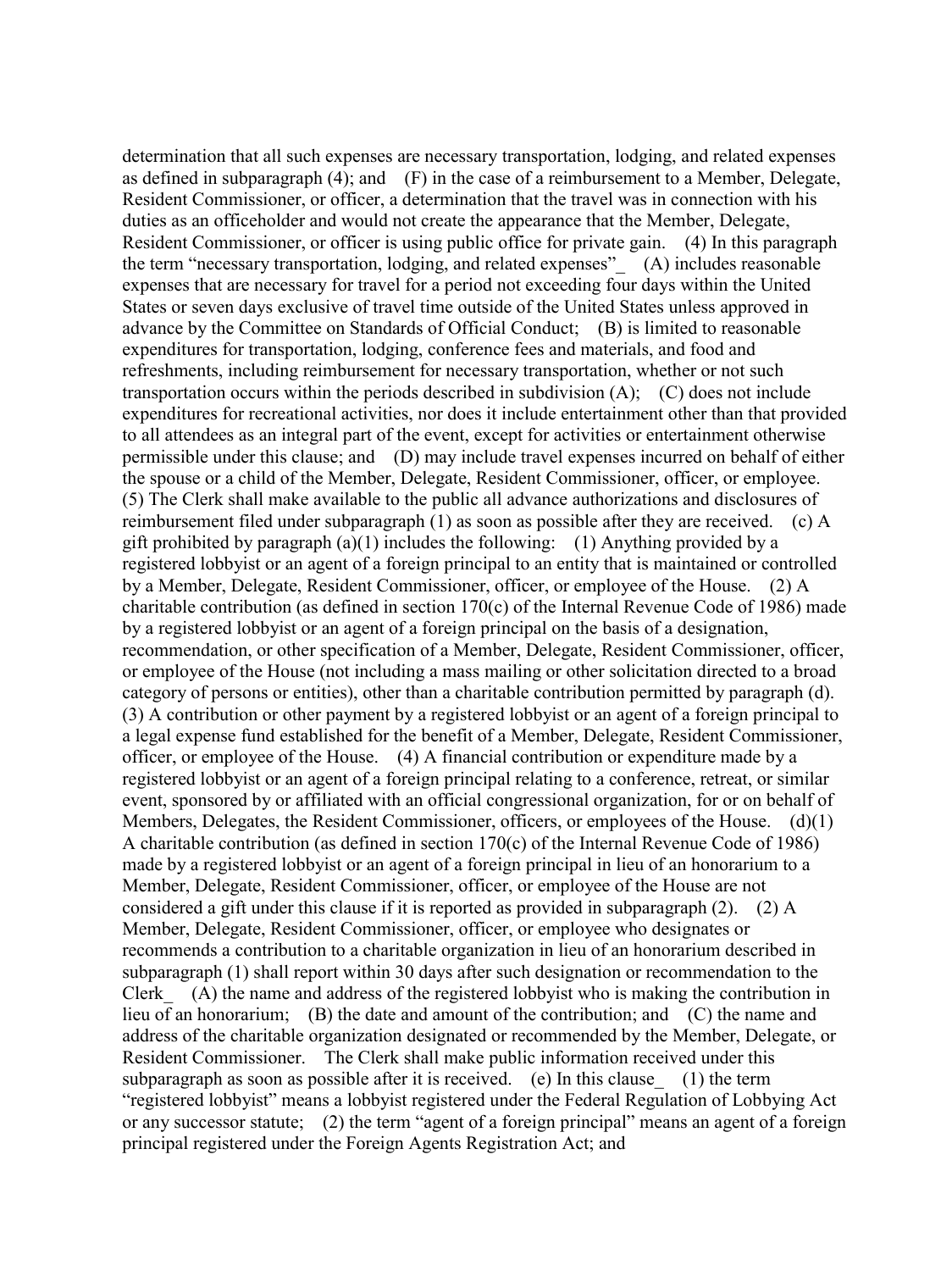determination that all such expenses are necessary transportation, lodging, and related expenses as defined in subparagraph (4); and (F) in the case of a reimbursement to a Member, Delegate, Resident Commissioner, or officer, a determination that the travel was in connection with his duties as an officeholder and would not create the appearance that the Member, Delegate, Resident Commissioner, or officer is using public office for private gain. (4) In this paragraph the term "necessary transportation, lodging, and related expenses"_ (A) includes reasonable expenses that are necessary for travel for a period not exceeding four days within the United States or seven days exclusive of travel time outside of the United States unless approved in advance by the Committee on Standards of Official Conduct; (B) is limited to reasonable expenditures for transportation, lodging, conference fees and materials, and food and refreshments, including reimbursement for necessary transportation, whether or not such transportation occurs within the periods described in subdivision (A); (C) does not include expenditures for recreational activities, nor does it include entertainment other than that provided to all attendees as an integral part of the event, except for activities or entertainment otherwise permissible under this clause; and (D) may include travel expenses incurred on behalf of either the spouse or a child of the Member, Delegate, Resident Commissioner, officer, or employee. (5) The Clerk shall make available to the public all advance authorizations and disclosures of reimbursement filed under subparagraph (1) as soon as possible after they are received. (c) A gift prohibited by paragraph (a)(1) includes the following: (1) Anything provided by a registered lobbyist or an agent of a foreign principal to an entity that is maintained or controlled by a Member, Delegate, Resident Commissioner, officer, or employee of the House. (2) A charitable contribution (as defined in section 170(c) of the Internal Revenue Code of 1986) made by a registered lobbyist or an agent of a foreign principal on the basis of a designation, recommendation, or other specification of a Member, Delegate, Resident Commissioner, officer, or employee of the House (not including a mass mailing or other solicitation directed to a broad category of persons or entities), other than a charitable contribution permitted by paragraph (d). (3) A contribution or other payment by a registered lobbyist or an agent of a foreign principal to a legal expense fund established for the benefit of a Member, Delegate, Resident Commissioner, officer, or employee of the House. (4) A financial contribution or expenditure made by a registered lobbyist or an agent of a foreign principal relating to a conference, retreat, or similar event, sponsored by or affiliated with an official congressional organization, for or on behalf of Members, Delegates, the Resident Commissioner, officers, or employees of the House. (d)(1) A charitable contribution (as defined in section 170(c) of the Internal Revenue Code of 1986) made by a registered lobbyist or an agent of a foreign principal in lieu of an honorarium to a Member, Delegate, Resident Commissioner, officer, or employee of the House are not considered a gift under this clause if it is reported as provided in subparagraph (2). (2) A Member, Delegate, Resident Commissioner, officer, or employee who designates or recommends a contribution to a charitable organization in lieu of an honorarium described in subparagraph (1) shall report within 30 days after such designation or recommendation to the Clerk_ (A) the name and address of the registered lobbyist who is making the contribution in lieu of an honorarium; (B) the date and amount of the contribution; and (C) the name and address of the charitable organization designated or recommended by the Member, Delegate, or Resident Commissioner. The Clerk shall make public information received under this subparagraph as soon as possible after it is received. (e) In this clause_ (1) the term "registered lobbyist" means a lobbyist registered under the Federal Regulation of Lobbying Act or any successor statute; (2) the term "agent of a foreign principal" means an agent of a foreign principal registered under the Foreign Agents Registration Act; and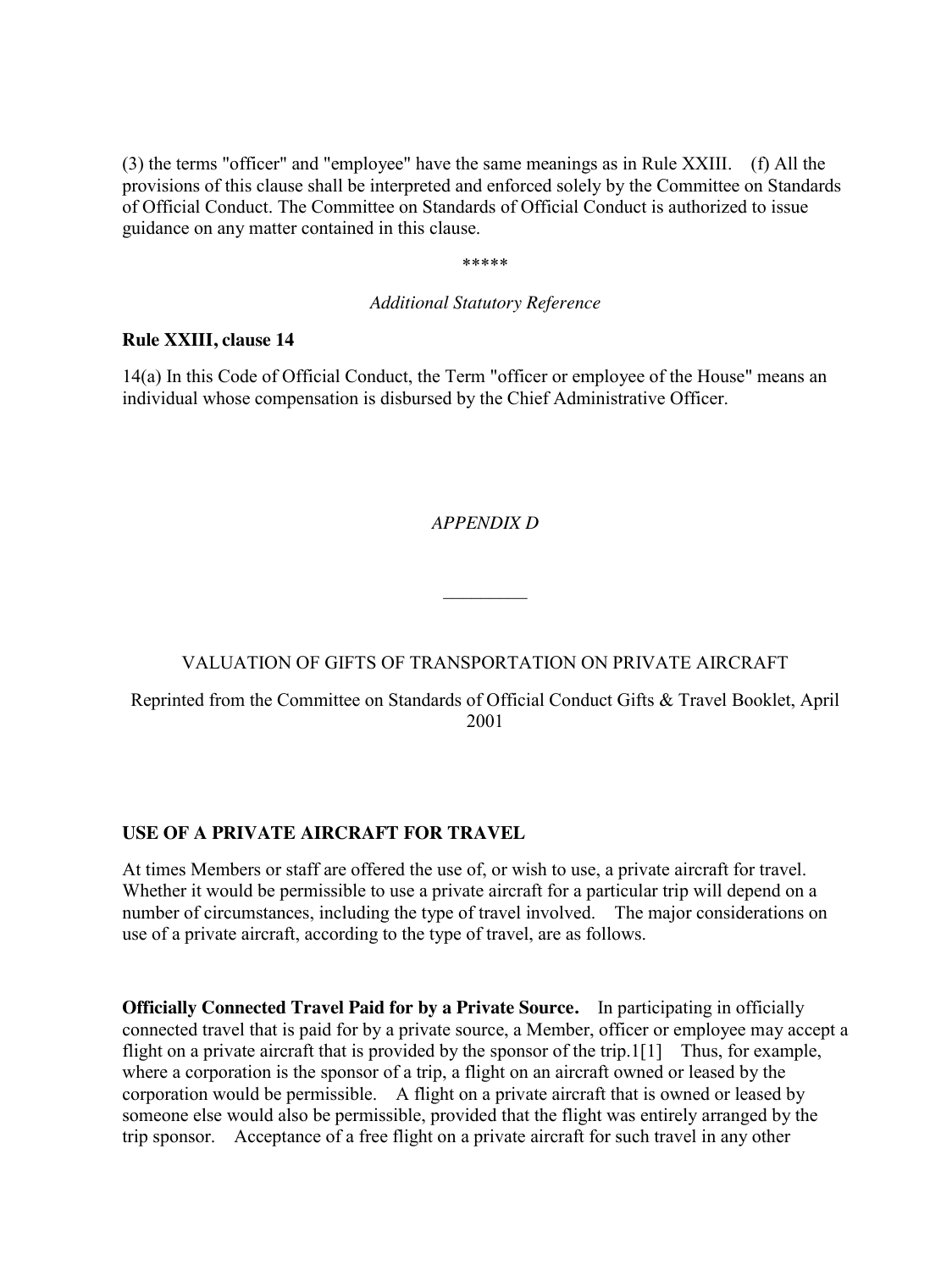(3) the terms "officer" and "employee" have the same meanings as in Rule XXIII. (f) All the provisions of this clause shall be interpreted and enforced solely by the Committee on Standards of Official Conduct. The Committee on Standards of Official Conduct is authorized to issue guidance on any matter contained in this clause.

*****

*Additional Statutory Reference*

**Rule XXIII, clause 14**

14(a) In this Code of Official Conduct, the Term "officer or employee of the House" means an individual whose compensation is disbursed by the Chief Administrative Officer.

*APPENDIX D*

_________

VALUATION OF GIFTS OF TRANSPORTATION ON PRIVATE AIRCRAFT

Reprinted from the Committee on Standards of Official Conduct Gifts & Travel Booklet, April 2001

**USE OF A PRIVATE AIRCRAFT FOR TRAVEL**

At times Members or staff are offered the use of, or wish to use, a private aircraft for travel. Whether it would be permissible to use a private aircraft for a particular trip will depend on a number of circumstances, including the type of travel involved. The major considerations on use of a private aircraft, according to the type of travel, are as follows.

**Officially Connected Travel Paid for by a Private Source.** In participating in officially connected travel that is paid for by a private source, a Member, officer or employee may accept a flight on a private aircraft that is provided by the sponsor of the trip.1[1] Thus, for example, where a corporation is the sponsor of a trip, a flight on an aircraft owned or leased by the corporation would be permissible. A flight on a private aircraft that is owned or leased by someone else would also be permissible, provided that the flight was entirely arranged by the trip sponsor. Acceptance of a free flight on a private aircraft for such travel in any other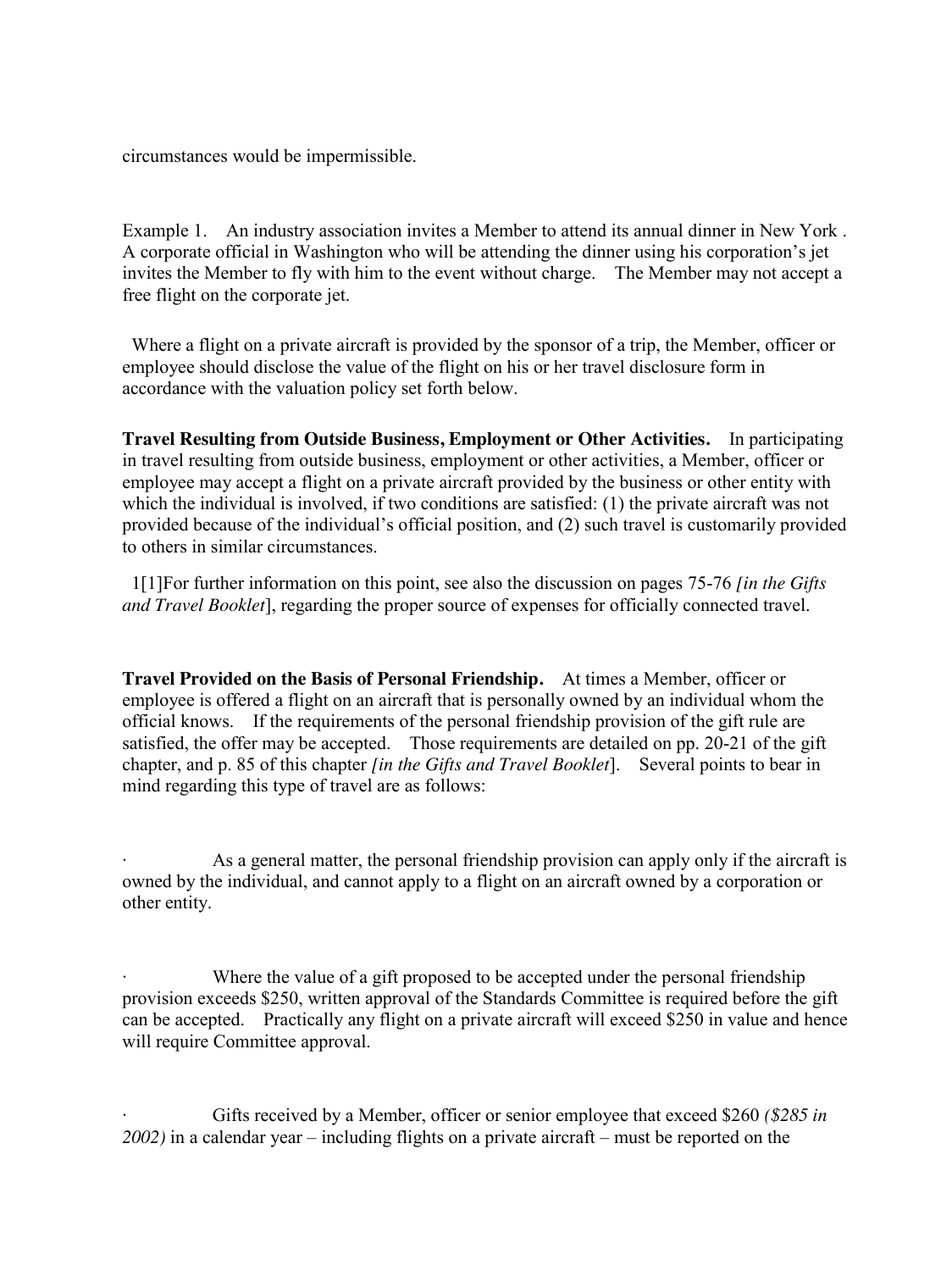circumstances would be impermissible.

Example 1. An industry association invites a Member to attend its annual dinner in New York . A corporate official in Washington who will be attending the dinner using his corporation's jet invites the Member to fly with him to the event without charge. The Member may not accept a free flight on the corporate jet.

Where a flight on a private aircraft is provided by the sponsor of a trip, the Member, officer or employee should disclose the value of the flight on his or her travel disclosure form in accordance with the valuation policy set forth below.

**Travel Resulting from Outside Business, Employment or Other Activities.** In participating in travel resulting from outside business, employment or other activities, a Member, officer or employee may accept a flight on a private aircraft provided by the business or other entity with which the individual is involved, if two conditions are satisfied: (1) the private aircraft was not provided because of the individual's official position, and (2) such travel is customarily provided to others in similar circumstances.

1[1]For further information on this point, see also the discussion on pages 75-76 *[in the Gifts and Travel Booklet*], regarding the proper source of expenses for officially connected travel.

**Travel Provided on the Basis of Personal Friendship.** At times a Member, officer or employee is offered a flight on an aircraft that is personally owned by an individual whom the official knows. If the requirements of the personal friendship provision of the gift rule are satisfied, the offer may be accepted. Those requirements are detailed on pp. 20-21 of the gift chapter, and p. 85 of this chapter *[in the Gifts and Travel Booklet*]. Several points to bear in mind regarding this type of travel are as follows:

- As a general matter, the personal friendship provision can apply only if the aircraft is owned by the individual, and cannot apply to a flight on an aircraft owned by a corporation or other entity.

- Where the value of a gift proposed to be accepted under the personal friendship provision exceeds $250, written approval of the Standards Committee is required before the gift can be accepted. Practically any flight on a private aircraft will exceed $250 in value and hence will require Committee approval.

- Gifts received by a Member, officer or senior employee that exceed $260 *($285 in 2002)* in a calendar year – including flights on a private aircraft – must be reported on the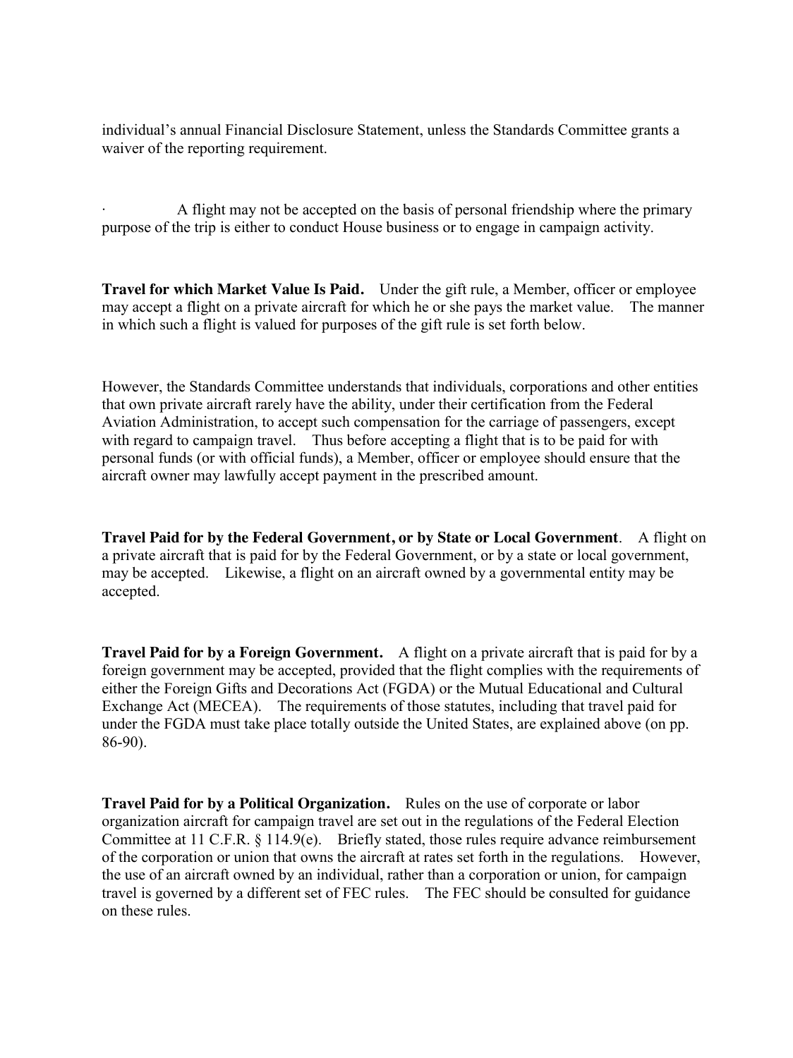individual's annual Financial Disclosure Statement, unless the Standards Committee grants a waiver of the reporting requirement.

- A flight may not be accepted on the basis of personal friendship where the primary purpose of the trip is either to conduct House business or to engage in campaign activity.

**Travel for which Market Value Is Paid.** Under the gift rule, a Member, officer or employee may accept a flight on a private aircraft for which he or she pays the market value. The manner in which such a flight is valued for purposes of the gift rule is set forth below.

However, the Standards Committee understands that individuals, corporations and other entities that own private aircraft rarely have the ability, under their certification from the Federal Aviation Administration, to accept such compensation for the carriage of passengers, except with regard to campaign travel. Thus before accepting a flight that is to be paid for with personal funds (or with official funds), a Member, officer or employee should ensure that the aircraft owner may lawfully accept payment in the prescribed amount.

**Travel Paid for by the Federal Government, or by State or Local Government**. A flight on a private aircraft that is paid for by the Federal Government, or by a state or local government, may be accepted. Likewise, a flight on an aircraft owned by a governmental entity may be accepted.

**Travel Paid for by a Foreign Government.** A flight on a private aircraft that is paid for by a foreign government may be accepted, provided that the flight complies with the requirements of either the Foreign Gifts and Decorations Act (FGDA) or the Mutual Educational and Cultural Exchange Act (MECEA). The requirements of those statutes, including that travel paid for under the FGDA must take place totally outside the United States, are explained above (on pp. 86-90).

**Travel Paid for by a Political Organization.** Rules on the use of corporate or labor organization aircraft for campaign travel are set out in the regulations of the Federal Election Committee at 11 C.F.R. § 114.9(e). Briefly stated, those rules require advance reimbursement of the corporation or union that owns the aircraft at rates set forth in the regulations. However, the use of an aircraft owned by an individual, rather than a corporation or union, for campaign travel is governed by a different set of FEC rules. The FEC should be consulted for guidance on these rules.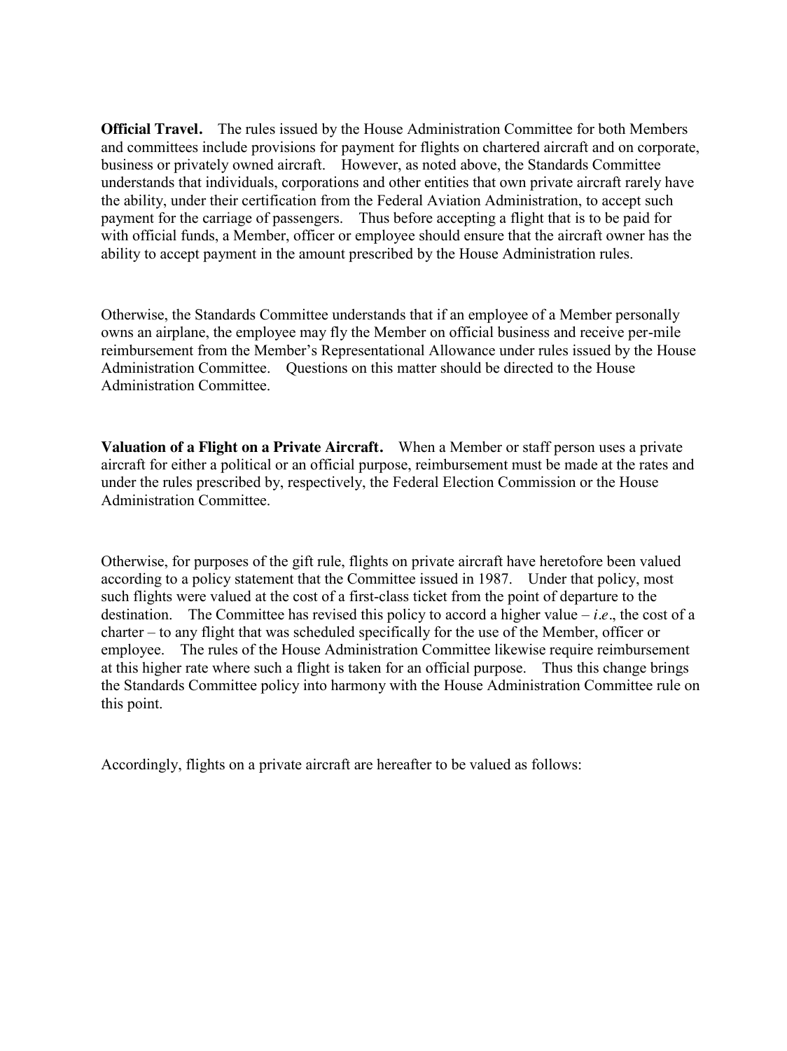**Official Travel.** The rules issued by the House Administration Committee for both Members and committees include provisions for payment for flights on chartered aircraft and on corporate, business or privately owned aircraft. However, as noted above, the Standards Committee understands that individuals, corporations and other entities that own private aircraft rarely have the ability, under their certification from the Federal Aviation Administration, to accept such payment for the carriage of passengers. Thus before accepting a flight that is to be paid for with official funds, a Member, officer or employee should ensure that the aircraft owner has the ability to accept payment in the amount prescribed by the House Administration rules.

Otherwise, the Standards Committee understands that if an employee of a Member personally owns an airplane, the employee may fly the Member on official business and receive per-mile reimbursement from the Member's Representational Allowance under rules issued by the House Administration Committee. Questions on this matter should be directed to the House Administration Committee.

**Valuation of a Flight on a Private Aircraft.** When a Member or staff person uses a private aircraft for either a political or an official purpose, reimbursement must be made at the rates and under the rules prescribed by, respectively, the Federal Election Commission or the House Administration Committee.

Otherwise, for purposes of the gift rule, flights on private aircraft have heretofore been valued according to a policy statement that the Committee issued in 1987. Under that policy, most such flights were valued at the cost of a first-class ticket from the point of departure to the destination. The Committee has revised this policy to accord a higher value – *i.e*., the cost of a charter – to any flight that was scheduled specifically for the use of the Member, officer or employee. The rules of the House Administration Committee likewise require reimbursement at this higher rate where such a flight is taken for an official purpose. Thus this change brings the Standards Committee policy into harmony with the House Administration Committee rule on this point.

Accordingly, flights on a private aircraft are hereafter to be valued as follows: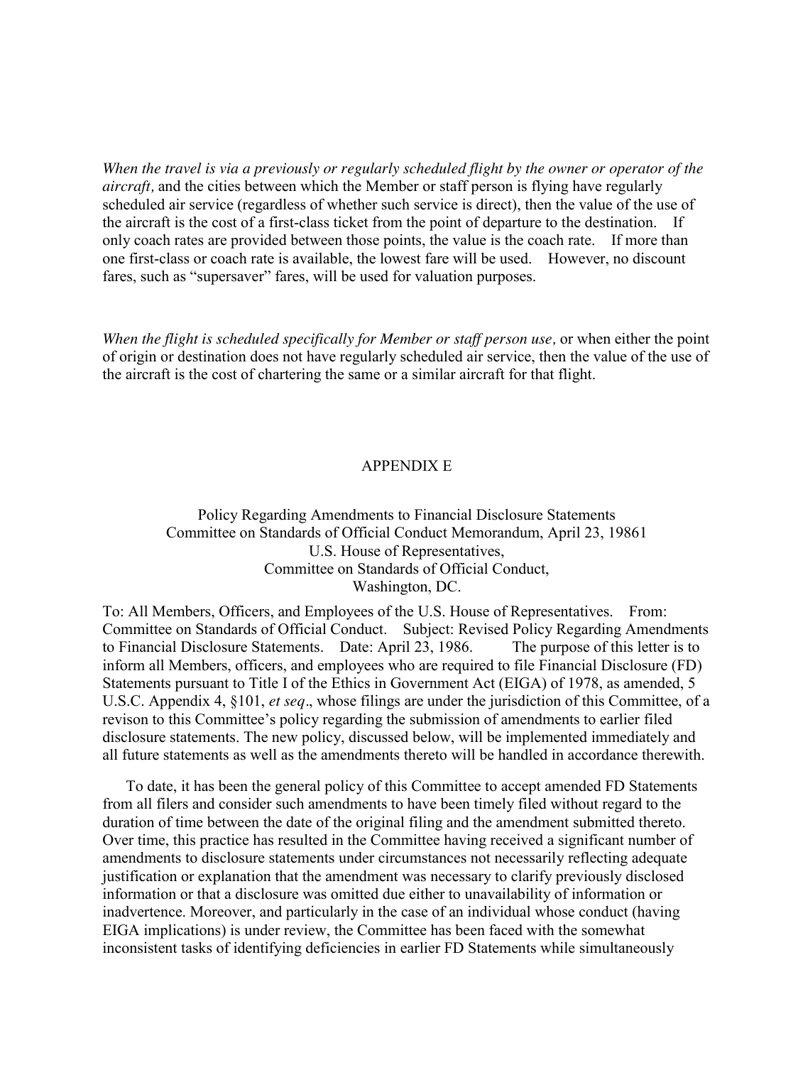*When the travel is via a previously or regularly scheduled flight by the owner or operator of the aircraft,* and the cities between which the Member or staff person is flying have regularly scheduled air service (regardless of whether such service is direct), then the value of the use of the aircraft is the cost of a first-class ticket from the point of departure to the destination. If only coach rates are provided between those points, the value is the coach rate. If more than one first-class or coach rate is available, the lowest fare will be used. However, no discount fares, such as "supersaver" fares, will be used for valuation purposes.

*When the flight is scheduled specifically for Member or staff person use,* or when either the point of origin or destination does not have regularly scheduled air service, then the value of the use of the aircraft is the cost of chartering the same or a similar aircraft for that flight.

## APPENDIX E

Policy Regarding Amendments to Financial Disclosure Statements
Committee on Standards of Official Conduct Memorandum, April 23, 19861
U.S. House of Representatives,
Committee on Standards of Official Conduct,
Washington, DC.

To: All Members, Officers, and Employees of the U.S. House of Representatives. From: Committee on Standards of Official Conduct. Subject: Revised Policy Regarding Amendments to Financial Disclosure Statements. Date: April 23, 1986. The purpose of this letter is to inform all Members, officers, and employees who are required to file Financial Disclosure (FD) Statements pursuant to Title I of the Ethics in Government Act (EIGA) of 1978, as amended, 5 U.S.C. Appendix 4, §101, *et seq*., whose filings are under the jurisdiction of this Committee, of a revison to this Committee's policy regarding the submission of amendments to earlier filed disclosure statements. The new policy, discussed below, will be implemented immediately and all future statements as well as the amendments thereto will be handled in accordance therewith.

To date, it has been the general policy of this Committee to accept amended FD Statements from all filers and consider such amendments to have been timely filed without regard to the duration of time between the date of the original filing and the amendment submitted thereto. Over time, this practice has resulted in the Committee having received a significant number of amendments to disclosure statements under circumstances not necessarily reflecting adequate justification or explanation that the amendment was necessary to clarify previously disclosed information or that a disclosure was omitted due either to unavailability of information or inadvertence. Moreover, and particularly in the case of an individual whose conduct (having EIGA implications) is under review, the Committee has been faced with the somewhat inconsistent tasks of identifying deficiencies in earlier FD Statements while simultaneously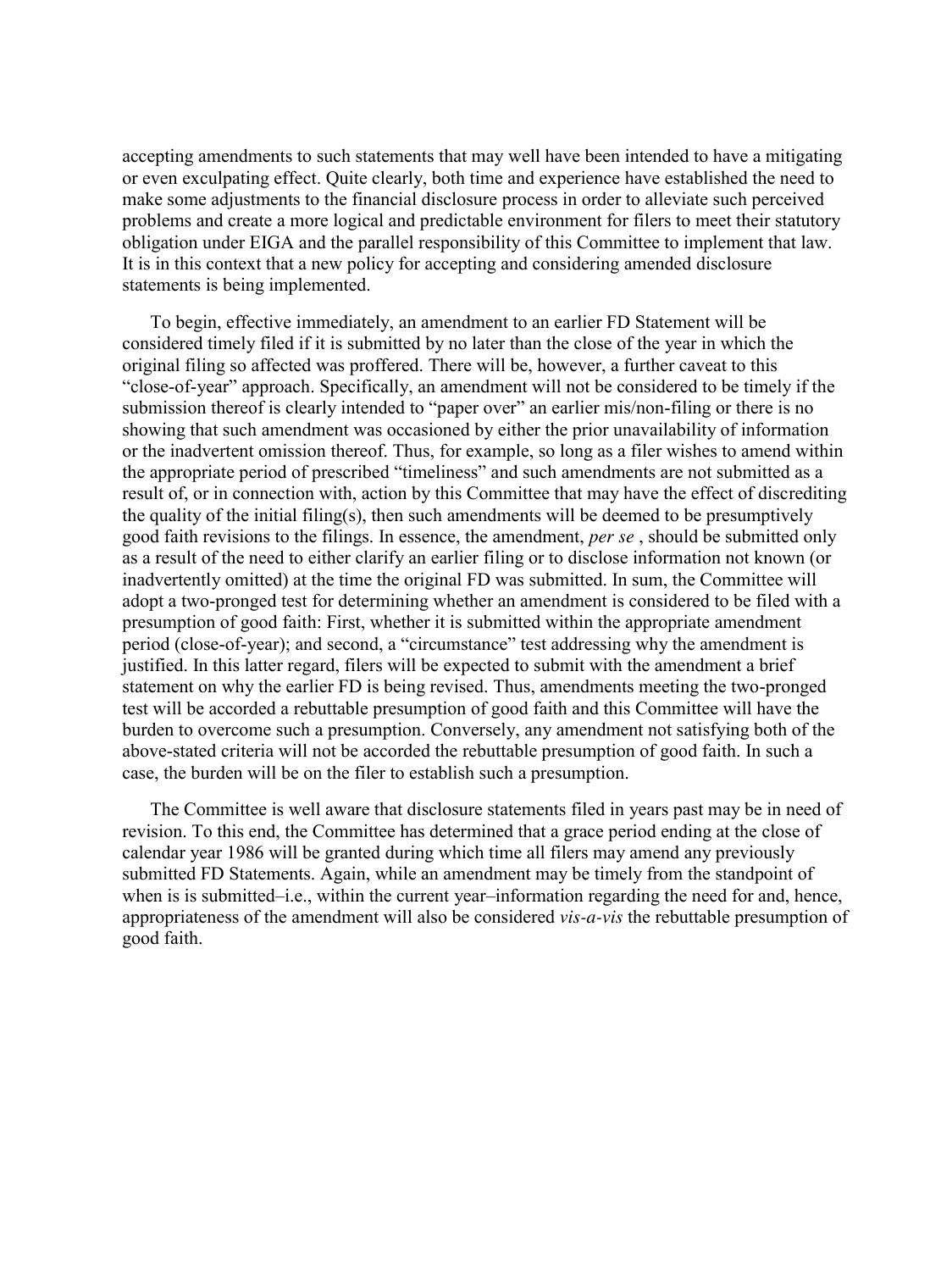accepting amendments to such statements that may well have been intended to have a mitigating or even exculpating effect. Quite clearly, both time and experience have established the need to make some adjustments to the financial disclosure process in order to alleviate such perceived problems and create a more logical and predictable environment for filers to meet their statutory obligation under EIGA and the parallel responsibility of this Committee to implement that law. It is in this context that a new policy for accepting and considering amended disclosure statements is being implemented.

To begin, effective immediately, an amendment to an earlier FD Statement will be considered timely filed if it is submitted by no later than the close of the year in which the original filing so affected was proffered. There will be, however, a further caveat to this "close-of-year" approach. Specifically, an amendment will not be considered to be timely if the submission thereof is clearly intended to "paper over" an earlier mis/non-filing or there is no showing that such amendment was occasioned by either the prior unavailability of information or the inadvertent omission thereof. Thus, for example, so long as a filer wishes to amend within the appropriate period of prescribed "timeliness" and such amendments are not submitted as a result of, or in connection with, action by this Committee that may have the effect of discrediting the quality of the initial filing(s), then such amendments will be deemed to be presumptively good faith revisions to the filings. In essence, the amendment, *per se* , should be submitted only as a result of the need to either clarify an earlier filing or to disclose information not known (or inadvertently omitted) at the time the original FD was submitted. In sum, the Committee will adopt a two-pronged test for determining whether an amendment is considered to be filed with a presumption of good faith: First, whether it is submitted within the appropriate amendment period (close-of-year); and second, a "circumstance" test addressing why the amendment is justified. In this latter regard, filers will be expected to submit with the amendment a brief statement on why the earlier FD is being revised. Thus, amendments meeting the two-pronged test will be accorded a rebuttable presumption of good faith and this Committee will have the burden to overcome such a presumption. Conversely, any amendment not satisfying both of the above-stated criteria will not be accorded the rebuttable presumption of good faith. In such a case, the burden will be on the filer to establish such a presumption.

The Committee is well aware that disclosure statements filed in years past may be in need of revision. To this end, the Committee has determined that a grace period ending at the close of calendar year 1986 will be granted during which time all filers may amend any previously submitted FD Statements. Again, while an amendment may be timely from the standpoint of when is is submitted–i.e., within the current year–information regarding the need for and, hence, appropriateness of the amendment will also be considered *vis-a-vis* the rebuttable presumption of good faith.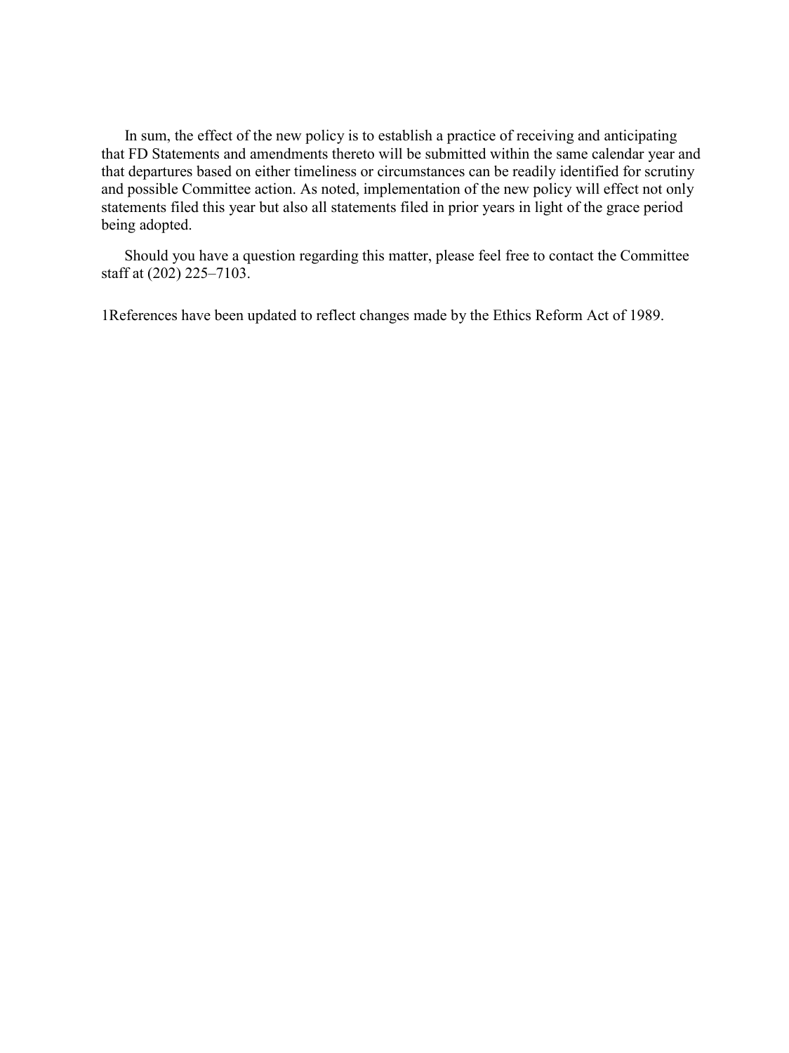In sum, the effect of the new policy is to establish a practice of receiving and anticipating that FD Statements and amendments thereto will be submitted within the same calendar year and that departures based on either timeliness or circumstances can be readily identified for scrutiny and possible Committee action. As noted, implementation of the new policy will effect not only statements filed this year but also all statements filed in prior years in light of the grace period being adopted.

Should you have a question regarding this matter, please feel free to contact the Committee staff at (202) 225–7103.

[1] References have been updated to reflect changes made by the Ethics Reform Act of 1989.